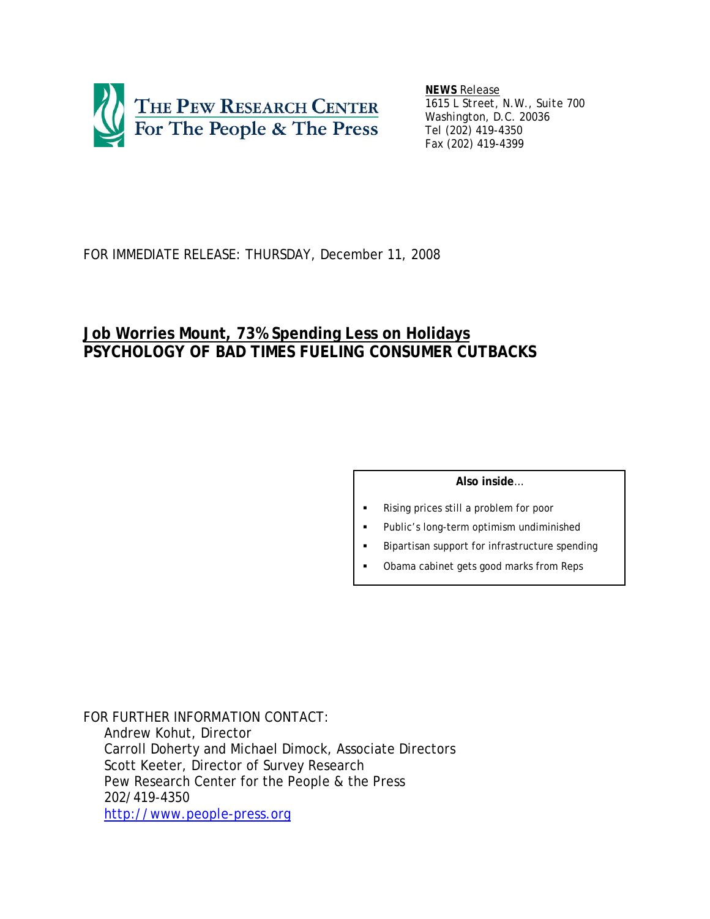The Pew Research Center For The People & The Press

**NEWS** Release
1615 L Street, N.W., Suite 700
Washington, D.C. 20036
Tel (202) 419-4350
Fax (202) 419-4399

FOR IMMEDIATE RELEASE: THURSDAY, December 11, 2008

# Job Worries Mount, 73% Spending Less on Holidays
## PSYCHOLOGY OF BAD TIMES FUELING CONSUMER CUTBACKS

**Also inside**…

- Rising prices still a problem for poor
- Public's long-term optimism undiminished
- Bipartisan support for infrastructure spending
- Obama cabinet gets good marks from Reps

FOR FURTHER INFORMATION CONTACT:
Andrew Kohut, Director
Carroll Doherty and Michael Dimock, Associate Directors
Scott Keeter, Director of Survey Research
Pew Research Center for the People & the Press
202/419-4350
http://www.people-press.org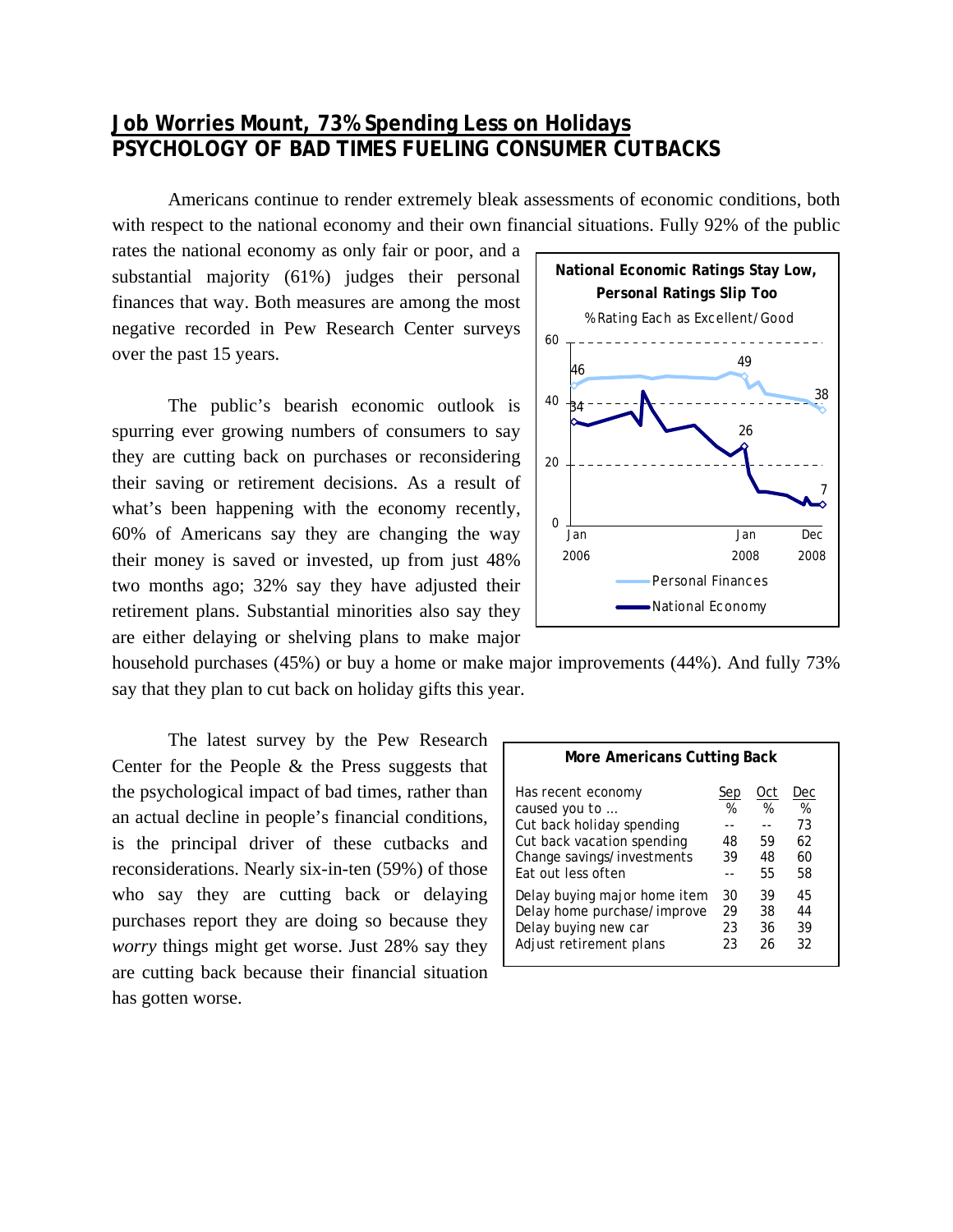# Job Worries Mount, 73% Spending Less on Holidays
## PSYCHOLOGY OF BAD TIMES FUELING CONSUMER CUTBACKS

Americans continue to render extremely bleak assessments of economic conditions, both with respect to the national economy and their own financial situations. Fully 92% of the public rates the national economy as only fair or poor, and a substantial majority (61%) judges their personal finances that way. Both measures are among the most negative recorded in Pew Research Center surveys over the past 15 years.

The public's bearish economic outlook is spurring ever growing numbers of consumers to say they are cutting back on purchases or reconsidering their saving or retirement decisions. As a result of what's been happening with the economy recently, 60% of Americans say they are changing the way their money is saved or invested, up from just 48% two months ago; 32% say they have adjusted their retirement plans. Substantial minorities also say they are either delaying or shelving plans to make major household purchases (45%) or buy a home or make major improvements (44%). And fully 73% say that they plan to cut back on holiday gifts this year.

**National Economic Ratings Stay Low, Personal Ratings Slip Too**

% Rating Each as Excellent/Good

| | Jan 2006 | Jan 2008 | Dec 2008 |
|---|---|---|---|
| Personal Finances | 46 | 49 | 38 |
| National Economy | 34 | 26 | 7 |

The latest survey by the Pew Research Center for the People & the Press suggests that the psychological impact of bad times, rather than an actual decline in people's financial conditions, is the principal driver of these cutbacks and reconsiderations. Nearly six-in-ten (59%) of those who say they are cutting back or delaying purchases report they are doing so because they *worry* things might get worse. Just 28% say they are cutting back because their financial situation has gotten worse.

**More Americans Cutting Back**

| Has recent economy caused you to … | Sep % | Oct % | Dec % |
|---|---|---|---|
| Cut back holiday spending | -- | -- | 73 |
| Cut back vacation spending | 48 | 59 | 62 |
| Change savings/investments | 39 | 48 | 60 |
| Eat out less often | -- | 55 | 58 |
| Delay buying major home item | 30 | 39 | 45 |
| Delay home purchase/improve | 29 | 38 | 44 |
| Delay buying new car | 23 | 36 | 39 |
| Adjust retirement plans | 23 | 26 | 32 |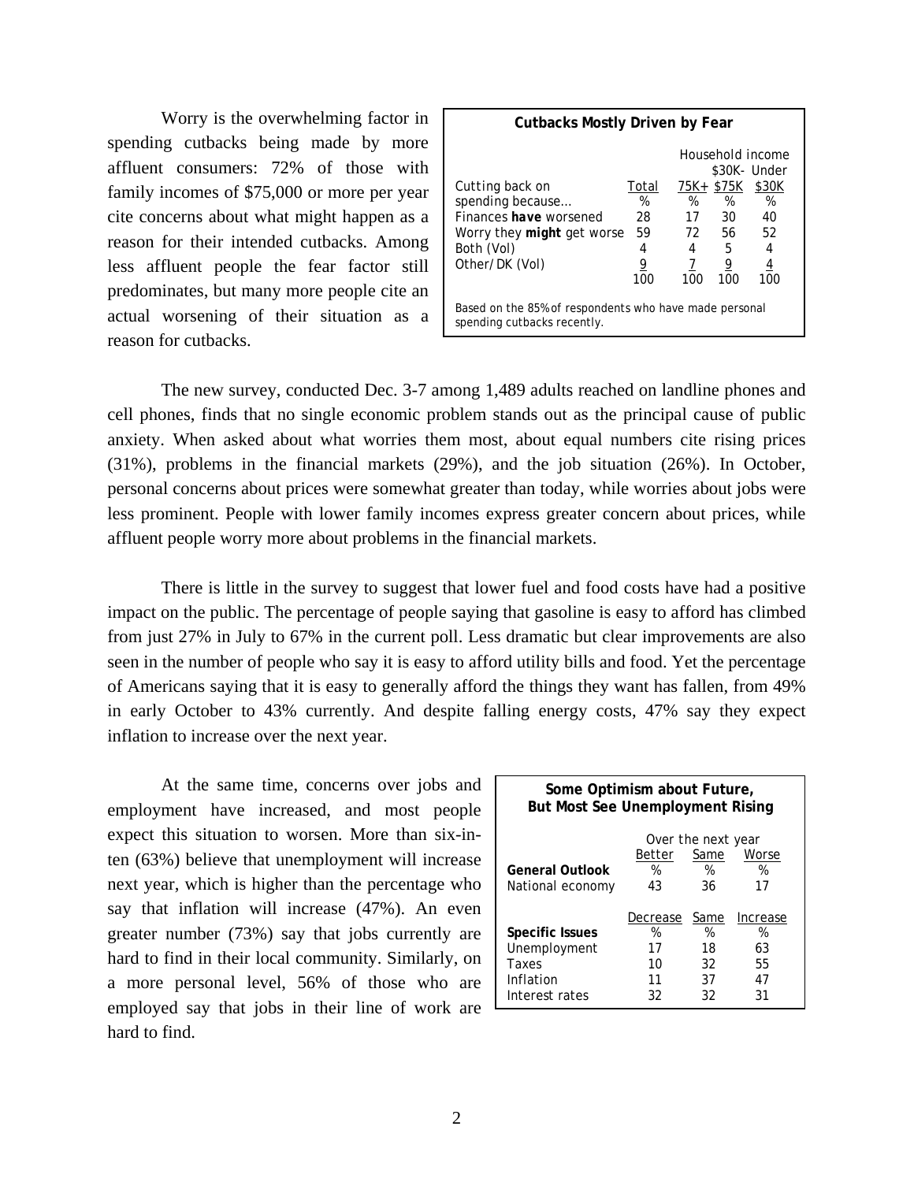Worry is the overwhelming factor in spending cutbacks being made by more affluent consumers: 72% of those with family incomes of $75,000 or more per year cite concerns about what might happen as a reason for their intended cutbacks. Among less affluent people the fear factor still predominates, but many more people cite an actual worsening of their situation as a reason for cutbacks.

**Cutbacks Mostly Driven by Fear**

| Cutting back on spending because… | Total | Household income 75K+ | $30K-$75K | Under $30K |
|---|---|---|---|---|
| | % | % | % | % |
| Finances ***have*** worsened | 28 | 17 | 30 | 40 |
| Worry they ***might*** get worse | 59 | 72 | 56 | 52 |
| Both (Vol) | 4 | 4 | 5 | 4 |
| Other/DK (Vol) | 9 | 7 | 9 | 4 |
| | 100 | 100 | 100 | 100 |

Based on the 85% of respondents who have made personal spending cutbacks recently.

The new survey, conducted Dec. 3-7 among 1,489 adults reached on landline phones and cell phones, finds that no single economic problem stands out as the principal cause of public anxiety. When asked about what worries them most, about equal numbers cite rising prices (31%), problems in the financial markets (29%), and the job situation (26%). In October, personal concerns about prices were somewhat greater than today, while worries about jobs were less prominent. People with lower family incomes express greater concern about prices, while affluent people worry more about problems in the financial markets.

There is little in the survey to suggest that lower fuel and food costs have had a positive impact on the public. The percentage of people saying that gasoline is easy to afford has climbed from just 27% in July to 67% in the current poll. Less dramatic but clear improvements are also seen in the number of people who say it is easy to afford utility bills and food. Yet the percentage of Americans saying that it is easy to generally afford the things they want has fallen, from 49% in early October to 43% currently. And despite falling energy costs, 47% say they expect inflation to increase over the next year.

At the same time, concerns over jobs and employment have increased, and most people expect this situation to worsen. More than six-in-ten (63%) believe that unemployment will increase next year, which is higher than the percentage who say that inflation will increase (47%). An even greater number (73%) say that jobs currently are hard to find in their local community. Similarly, on a more personal level, 56% of those who are employed say that jobs in their line of work are hard to find.

**Some Optimism about Future, But Most See Unemployment Rising**

| | Over the next year | | |
|---|---|---|---|
| | Better | Same | Worse |
| **General Outlook** | % | % | % |
| National economy | 43 | 36 | 17 |
| | Decrease | Same | Increase |
| **Specific Issues** | % | % | % |
| Unemployment | 17 | 18 | 63 |
| Taxes | 10 | 32 | 55 |
| Inflation | 11 | 37 | 47 |
| Interest rates | 32 | 32 | 31 |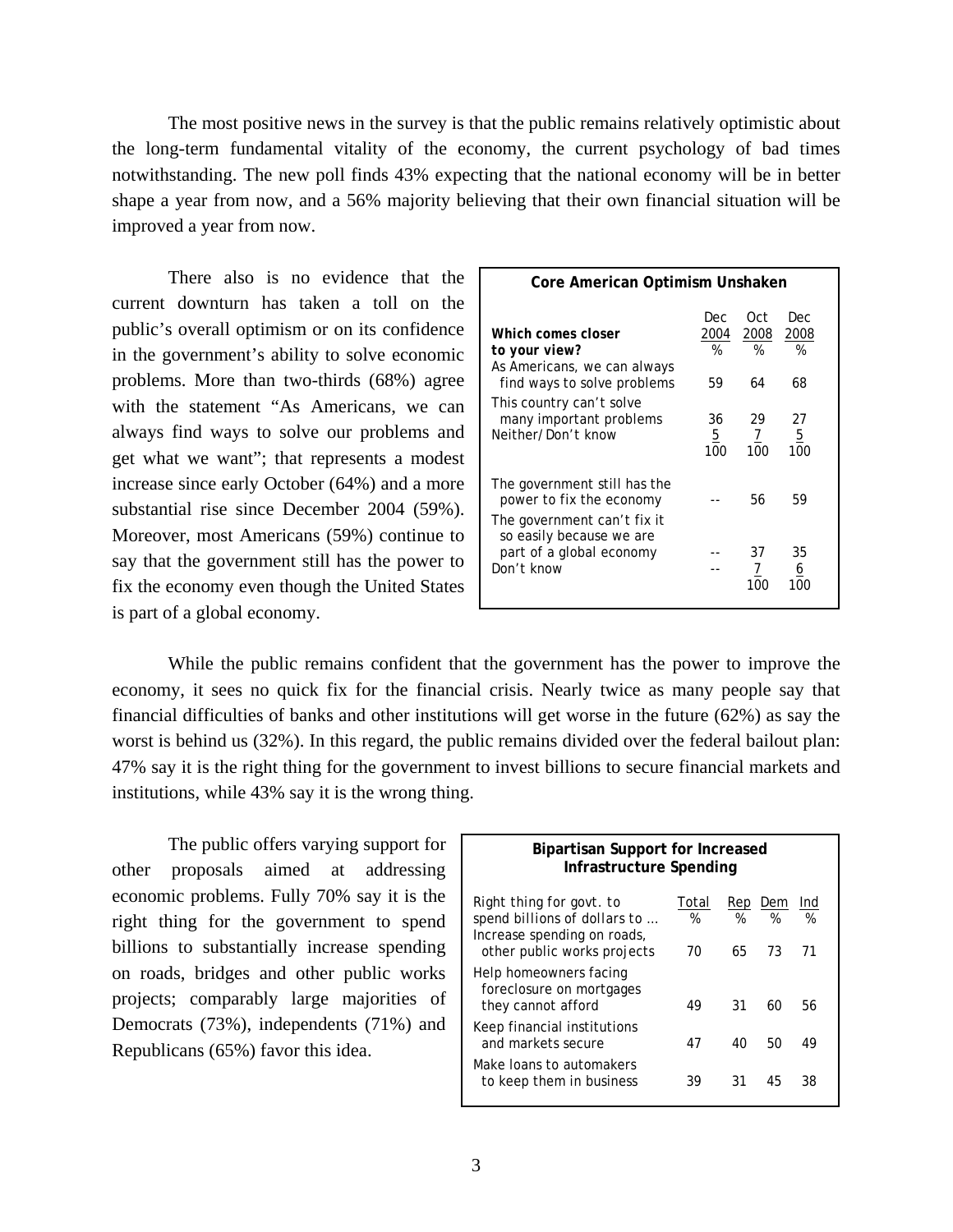The most positive news in the survey is that the public remains relatively optimistic about the long-term fundamental vitality of the economy, the current psychology of bad times notwithstanding. The new poll finds 43% expecting that the national economy will be in better shape a year from now, and a 56% majority believing that their own financial situation will be improved a year from now.

There also is no evidence that the current downturn has taken a toll on the public's overall optimism or on its confidence in the government's ability to solve economic problems. More than two-thirds (68%) agree with the statement "As Americans, we can always find ways to solve our problems and get what we want"; that represents a modest increase since early October (64%) and a more substantial rise since December 2004 (59%). Moreover, most Americans (59%) continue to say that the government still has the power to fix the economy even though the United States is part of a global economy.

**Core American Optimism Unshaken**

| Which comes closer to your view? | Dec 2004 % | Oct 2008 % | Dec 2008 % |
|---|---|---|---|
| As Americans, we can always find ways to solve problems | 59 | 64 | 68 |
| This country can't solve many important problems | 36 | 29 | 27 |
| Neither/Don't know | 5 | 7 | 5 |
| | 100 | 100 | 100 |
| The government still has the power to fix the economy | -- | 56 | 59 |
| The government can't fix it so easily because we are part of a global economy | -- | 37 | 35 |
| Don't know | -- | 7 | 6 |
| | | 100 | 100 |

While the public remains confident that the government has the power to improve the economy, it sees no quick fix for the financial crisis. Nearly twice as many people say that financial difficulties of banks and other institutions will get worse in the future (62%) as say the worst is behind us (32%). In this regard, the public remains divided over the federal bailout plan: 47% say it is the right thing for the government to invest billions to secure financial markets and institutions, while 43% say it is the wrong thing.

The public offers varying support for other proposals aimed at addressing economic problems. Fully 70% say it is the right thing for the government to spend billions to substantially increase spending on roads, bridges and other public works projects; comparably large majorities of Democrats (73%), independents (71%) and Republicans (65%) favor this idea.

**Bipartisan Support for Increased Infrastructure Spending**

| Right thing for govt. to spend billions of dollars to ... | Total % | Rep % | Dem % | Ind % |
|---|---|---|---|---|
| Increase spending on roads, other public works projects | 70 | 65 | 73 | 71 |
| Help homeowners facing foreclosure on mortgages they cannot afford | 49 | 31 | 60 | 56 |
| Keep financial institutions and markets secure | 47 | 40 | 50 | 49 |
| Make loans to automakers to keep them in business | 39 | 31 | 45 | 38 |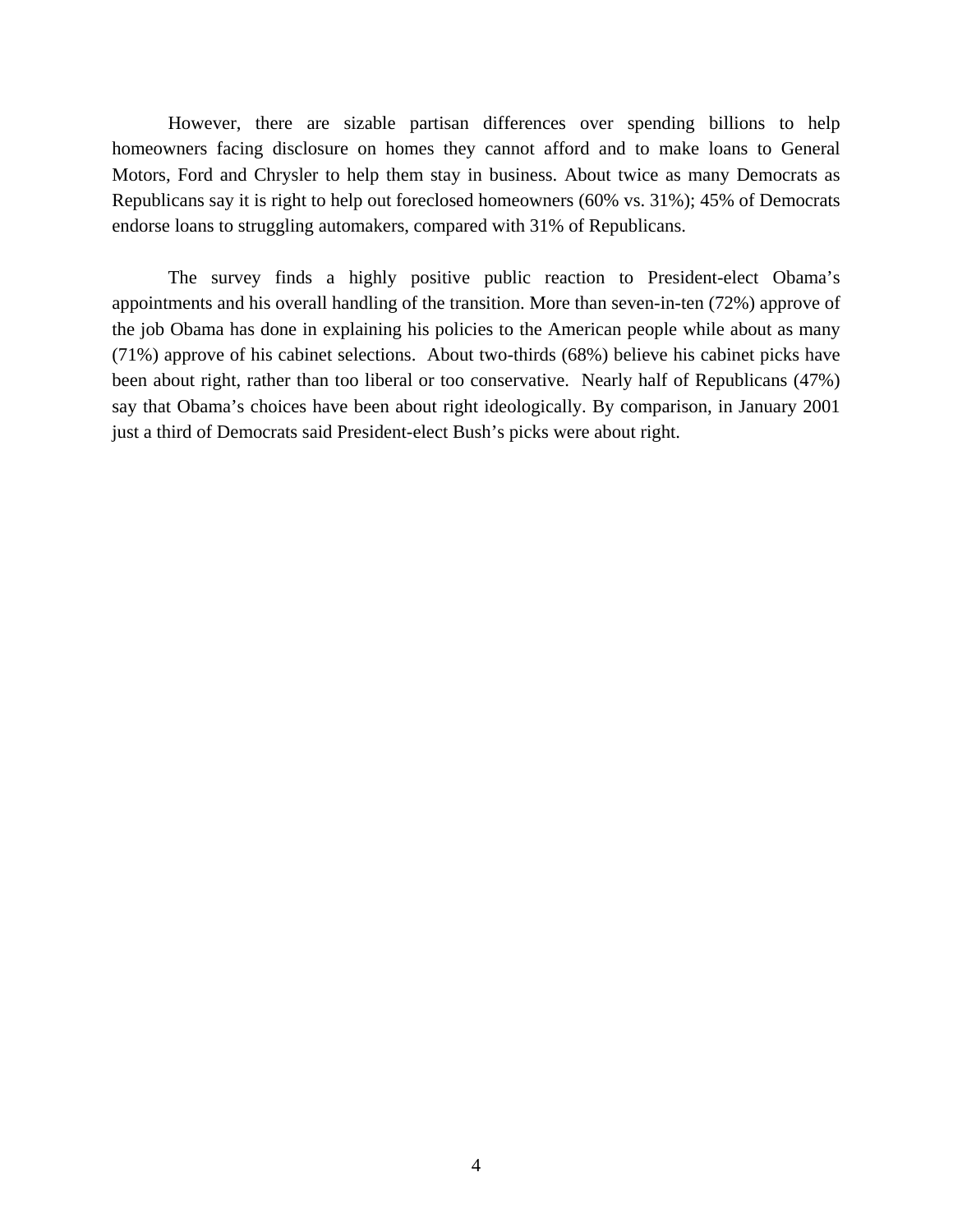However, there are sizable partisan differences over spending billions to help homeowners facing disclosure on homes they cannot afford and to make loans to General Motors, Ford and Chrysler to help them stay in business. About twice as many Democrats as Republicans say it is right to help out foreclosed homeowners (60% vs. 31%); 45% of Democrats endorse loans to struggling automakers, compared with 31% of Republicans.

The survey finds a highly positive public reaction to President-elect Obama's appointments and his overall handling of the transition. More than seven-in-ten (72%) approve of the job Obama has done in explaining his policies to the American people while about as many (71%) approve of his cabinet selections. About two-thirds (68%) believe his cabinet picks have been about right, rather than too liberal or too conservative. Nearly half of Republicans (47%) say that Obama's choices have been about right ideologically. By comparison, in January 2001 just a third of Democrats said President-elect Bush's picks were about right.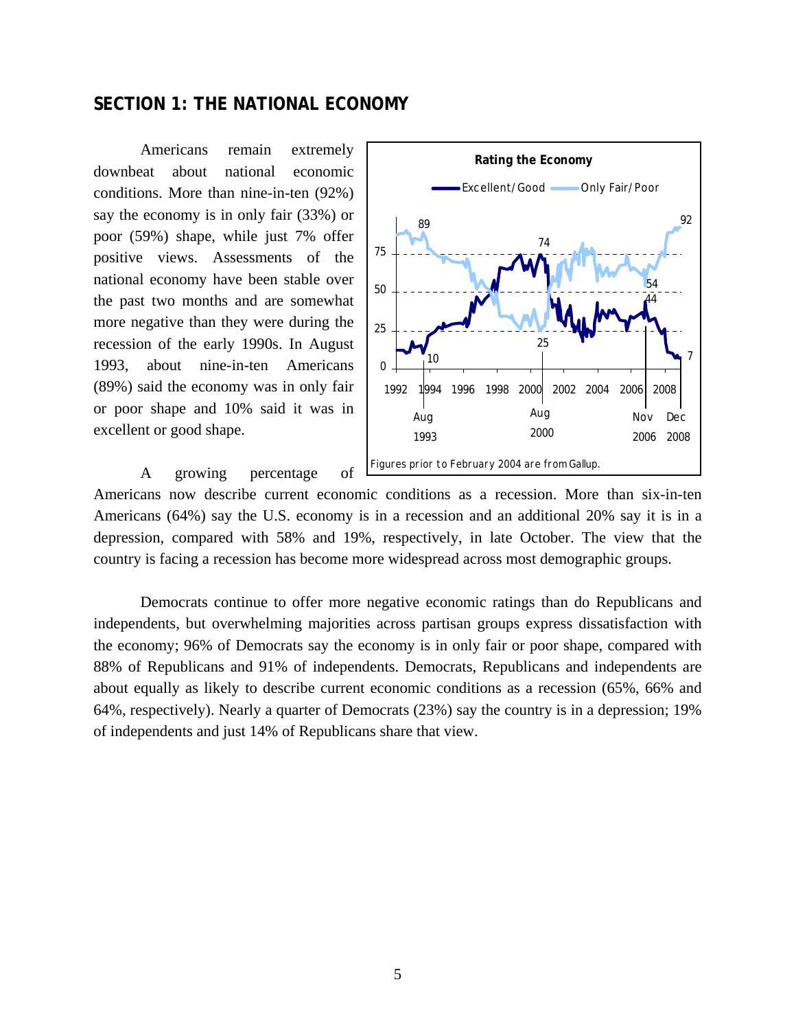## SECTION 1: THE NATIONAL ECONOMY

Americans remain extremely downbeat about national economic conditions. More than nine-in-ten (92%) say the economy is in only fair (33%) or poor (59%) shape, while just 7% offer positive views. Assessments of the national economy have been stable over the past two months and are somewhat more negative than they were during the recession of the early 1990s. In August 1993, about nine-in-ten Americans (89%) said the economy was in only fair or poor shape and 10% said it was in excellent or good shape.

**Rating the Economy**

Excellent/Good — Only Fair/Poor

Figures prior to February 2004 are from Gallup.

A growing percentage of Americans now describe current economic conditions as a recession. More than six-in-ten Americans (64%) say the U.S. economy is in a recession and an additional 20% say it is in a depression, compared with 58% and 19%, respectively, in late October. The view that the country is facing a recession has become more widespread across most demographic groups.

Democrats continue to offer more negative economic ratings than do Republicans and independents, but overwhelming majorities across partisan groups express dissatisfaction with the economy; 96% of Democrats say the economy is in only fair or poor shape, compared with 88% of Republicans and 91% of independents. Democrats, Republicans and independents are about equally as likely to describe current economic conditions as a recession (65%, 66% and 64%, respectively). Nearly a quarter of Democrats (23%) say the country is in a depression; 19% of independents and just 14% of Republicans share that view.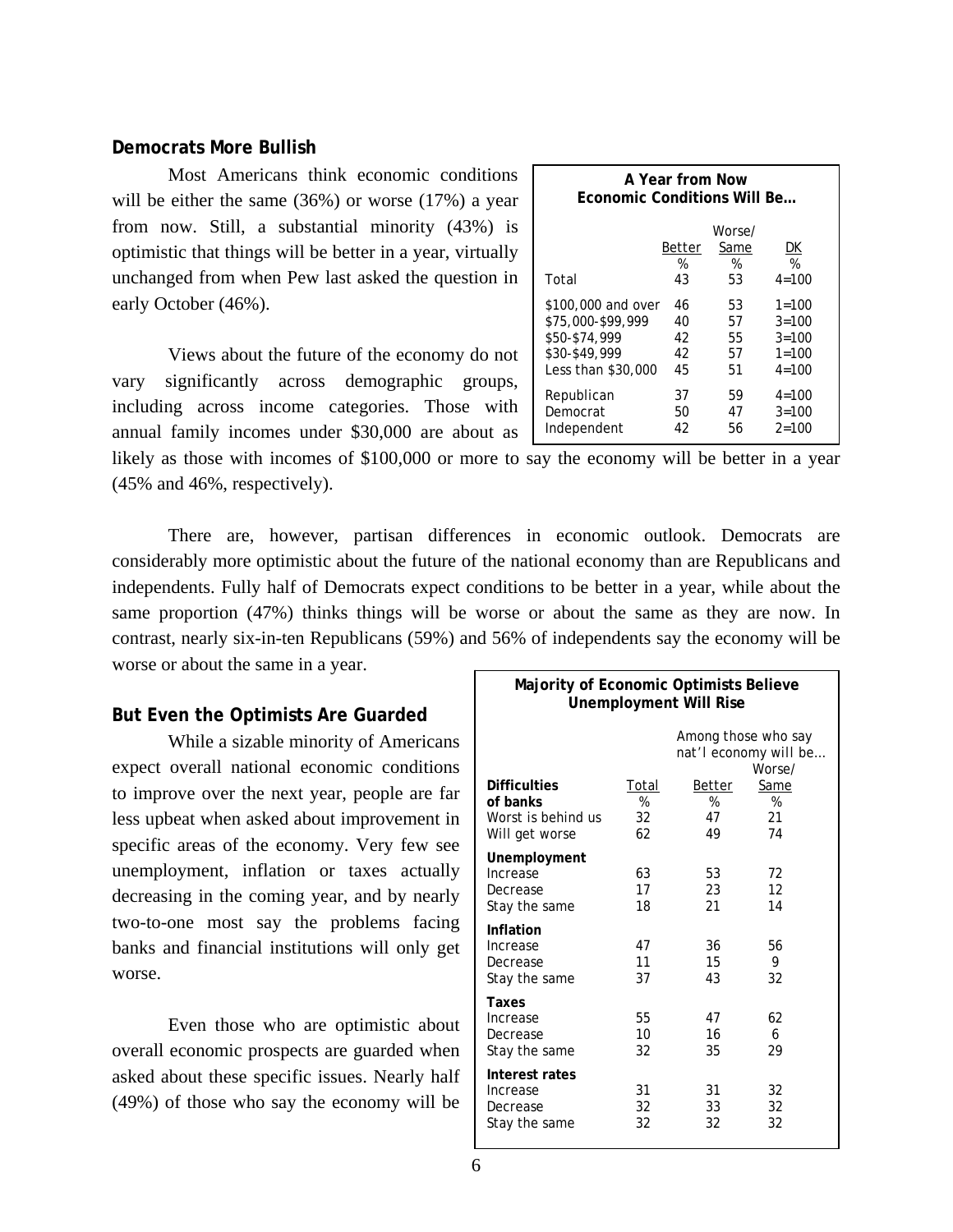### Democrats More Bullish

Most Americans think economic conditions will be either the same (36%) or worse (17%) a year from now. Still, a substantial minority (43%) is optimistic that things will be better in a year, virtually unchanged from when Pew last asked the question in early October (46%).

| A Year from Now Economic Conditions Will Be… | | | |
|---|---|---|---|
| | Better | Worse/ Same | DK |
| | % | % | % |
| Total | 43 | 53 | 4=100 |
| $100,000 and over | 46 | 53 | 1=100 |
| $75,000-$99,999 | 40 | 57 | 3=100 |
| $50-$74,999 | 42 | 55 | 3=100 |
| $30-$49,999 | 42 | 57 | 1=100 |
| Less than $30,000 | 45 | 51 | 4=100 |
| Republican | 37 | 59 | 4=100 |
| Democrat | 50 | 47 | 3=100 |
| Independent | 42 | 56 | 2=100 |

Views about the future of the economy do not vary significantly across demographic groups, including across income categories. Those with annual family incomes under $30,000 are about as likely as those with incomes of $100,000 or more to say the economy will be better in a year (45% and 46%, respectively).

There are, however, partisan differences in economic outlook. Democrats are considerably more optimistic about the future of the national economy than are Republicans and independents. Fully half of Democrats expect conditions to be better in a year, while about the same proportion (47%) thinks things will be worse or about the same as they are now. In contrast, nearly six-in-ten Republicans (59%) and 56% of independents say the economy will be worse or about the same in a year.

### But Even the Optimists Are Guarded

While a sizable minority of Americans expect overall national economic conditions to improve over the next year, people are far less upbeat when asked about improvement in specific areas of the economy. Very few see unemployment, inflation or taxes actually decreasing in the coming year, and by nearly two-to-one most say the problems facing banks and financial institutions will only get worse.

| Majority of Economic Optimists Believe Unemployment Will Rise | | | |
|---|---|---|---|
| | | Among those who say nat'l economy will be… | |
| | Total | Better | Worse/ Same |
| **Difficulties of banks** | % | % | % |
| Worst is behind us | 32 | 47 | 21 |
| Will get worse | 62 | 49 | 74 |
| **Unemployment** | | | |
| Increase | 63 | 53 | 72 |
| Decrease | 17 | 23 | 12 |
| Stay the same | 18 | 21 | 14 |
| **Inflation** | | | |
| Increase | 47 | 36 | 56 |
| Decrease | 11 | 15 | 9 |
| Stay the same | 37 | 43 | 32 |
| **Taxes** | | | |
| Increase | 55 | 47 | 62 |
| Decrease | 10 | 16 | 6 |
| Stay the same | 32 | 35 | 29 |
| **Interest rates** | | | |
| Increase | 31 | 31 | 32 |
| Decrease | 32 | 33 | 32 |
| Stay the same | 32 | 32 | 32 |

Even those who are optimistic about overall economic prospects are guarded when asked about these specific issues. Nearly half (49%) of those who say the economy will be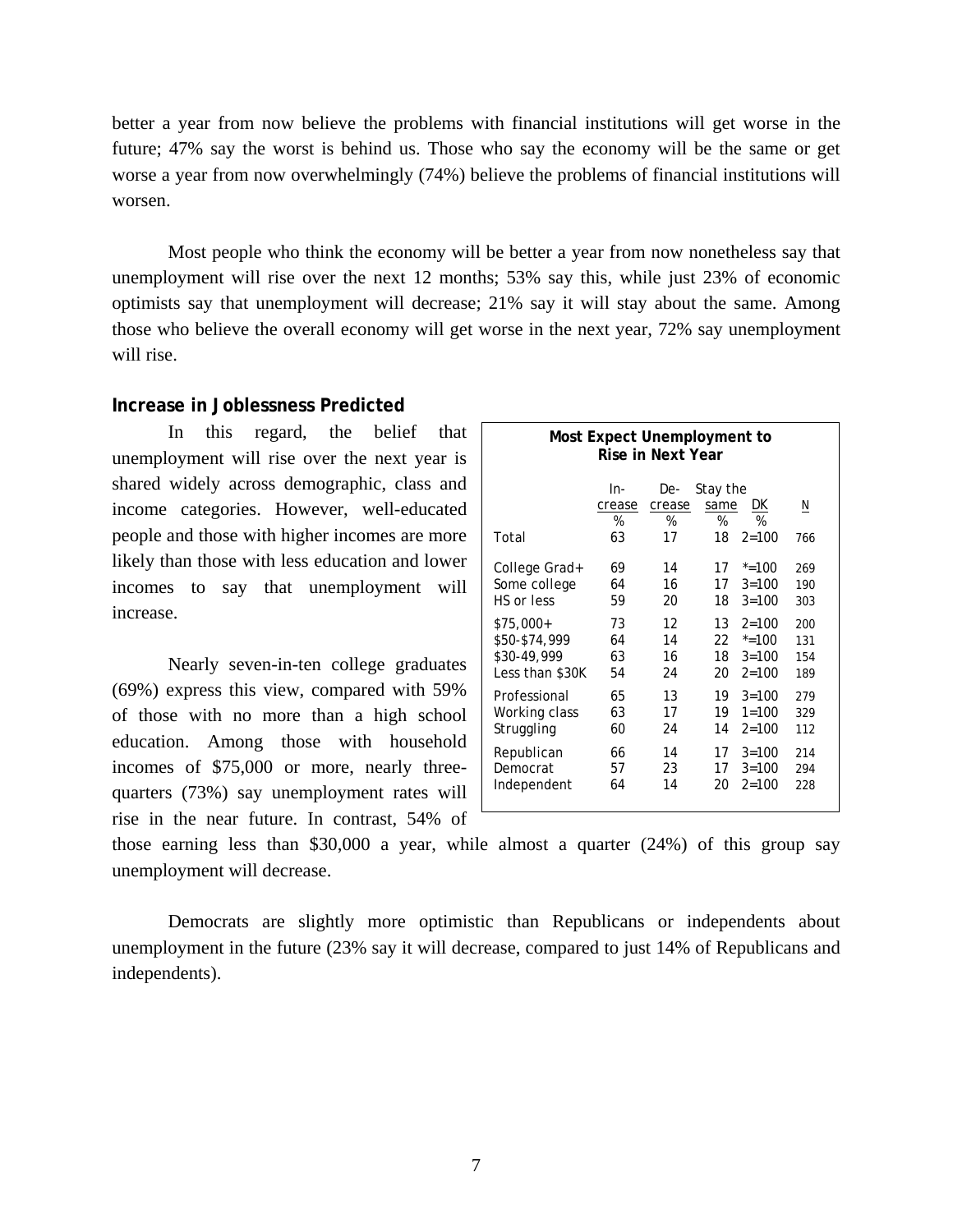better a year from now believe the problems with financial institutions will get worse in the future; 47% say the worst is behind us. Those who say the economy will be the same or get worse a year from now overwhelmingly (74%) believe the problems of financial institutions will worsen.

Most people who think the economy will be better a year from now nonetheless say that unemployment will rise over the next 12 months; 53% say this, while just 23% of economic optimists say that unemployment will decrease; 21% say it will stay about the same. Among those who believe the overall economy will get worse in the next year, 72% say unemployment will rise.

### Increase in Joblessness Predicted

In this regard, the belief that unemployment will rise over the next year is shared widely across demographic, class and income categories. However, well-educated people and those with higher incomes are more likely than those with less education and lower incomes to say that unemployment will increase.

Nearly seven-in-ten college graduates (69%) express this view, compared with 59% of those with no more than a high school education. Among those with household incomes of $75,000 or more, nearly three-quarters (73%) say unemployment rates will rise in the near future. In contrast, 54% of those earning less than $30,000 a year, while almost a quarter (24%) of this group say unemployment will decrease.

**Most Expect Unemployment to Rise in Next Year**

| | Increase | Decrease | Stay the same | DK | N |
|---|---|---|---|---|---|
| | % | % | % | % | |
| Total | 63 | 17 | 18 | 2=100 | 766 |
| College Grad+ | 69 | 14 | 17 | *=100 | 269 |
| Some college | 64 | 16 | 17 | 3=100 | 190 |
| HS or less | 59 | 20 | 18 | 3=100 | 303 |
| $75,000+ | 73 | 12 | 13 | 2=100 | 200 |
| $50-$74,999 | 64 | 14 | 22 | *=100 | 131 |
| $30-49,999 | 63 | 16 | 18 | 3=100 | 154 |
| Less than $30K | 54 | 24 | 20 | 2=100 | 189 |
| Professional | 65 | 13 | 19 | 3=100 | 279 |
| Working class | 63 | 17 | 19 | 1=100 | 329 |
| Struggling | 60 | 24 | 14 | 2=100 | 112 |
| Republican | 66 | 14 | 17 | 3=100 | 214 |
| Democrat | 57 | 23 | 17 | 3=100 | 294 |
| Independent | 64 | 14 | 20 | 2=100 | 228 |

Democrats are slightly more optimistic than Republicans or independents about unemployment in the future (23% say it will decrease, compared to just 14% of Republicans and independents).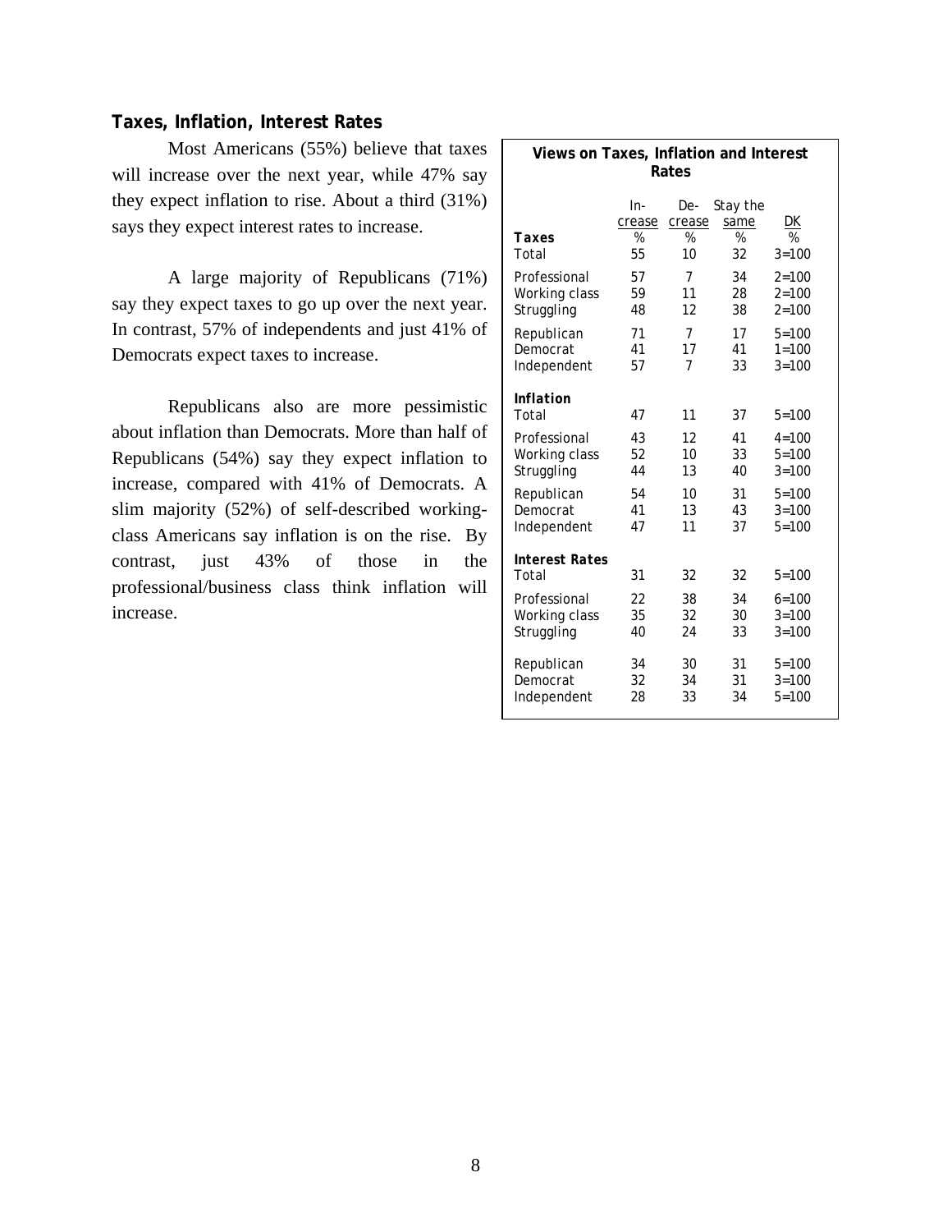### Taxes, Inflation, Interest Rates

Most Americans (55%) believe that taxes will increase over the next year, while 47% say they expect inflation to rise. About a third (31%) says they expect interest rates to increase.

A large majority of Republicans (71%) say they expect taxes to go up over the next year. In contrast, 57% of independents and just 41% of Democrats expect taxes to increase.

Republicans also are more pessimistic about inflation than Democrats. More than half of Republicans (54%) say they expect inflation to increase, compared with 41% of Democrats. A slim majority (52%) of self-described working-class Americans say inflation is on the rise. By contrast, just 43% of those in the professional/business class think inflation will increase.

**Views on Taxes, Inflation and Interest Rates**

| | Increase | Decrease | Stay the same | DK |
|---|---|---|---|---|
| | % | % | % | % |
| **Taxes** | | | | |
| Total | 55 | 10 | 32 | 3=100 |
| Professional | 57 | 7 | 34 | 2=100 |
| Working class | 59 | 11 | 28 | 2=100 |
| Struggling | 48 | 12 | 38 | 2=100 |
| Republican | 71 | 7 | 17 | 5=100 |
| Democrat | 41 | 17 | 41 | 1=100 |
| Independent | 57 | 7 | 33 | 3=100 |
| **Inflation** | | | | |
| Total | 47 | 11 | 37 | 5=100 |
| Professional | 43 | 12 | 41 | 4=100 |
| Working class | 52 | 10 | 33 | 5=100 |
| Struggling | 44 | 13 | 40 | 3=100 |
| Republican | 54 | 10 | 31 | 5=100 |
| Democrat | 41 | 13 | 43 | 3=100 |
| Independent | 47 | 11 | 37 | 5=100 |
| **Interest Rates** | | | | |
| Total | 31 | 32 | 32 | 5=100 |
| Professional | 22 | 38 | 34 | 6=100 |
| Working class | 35 | 32 | 30 | 3=100 |
| Struggling | 40 | 24 | 33 | 3=100 |
| Republican | 34 | 30 | 31 | 5=100 |
| Democrat | 32 | 34 | 31 | 3=100 |
| Independent | 28 | 33 | 34 | 5=100 |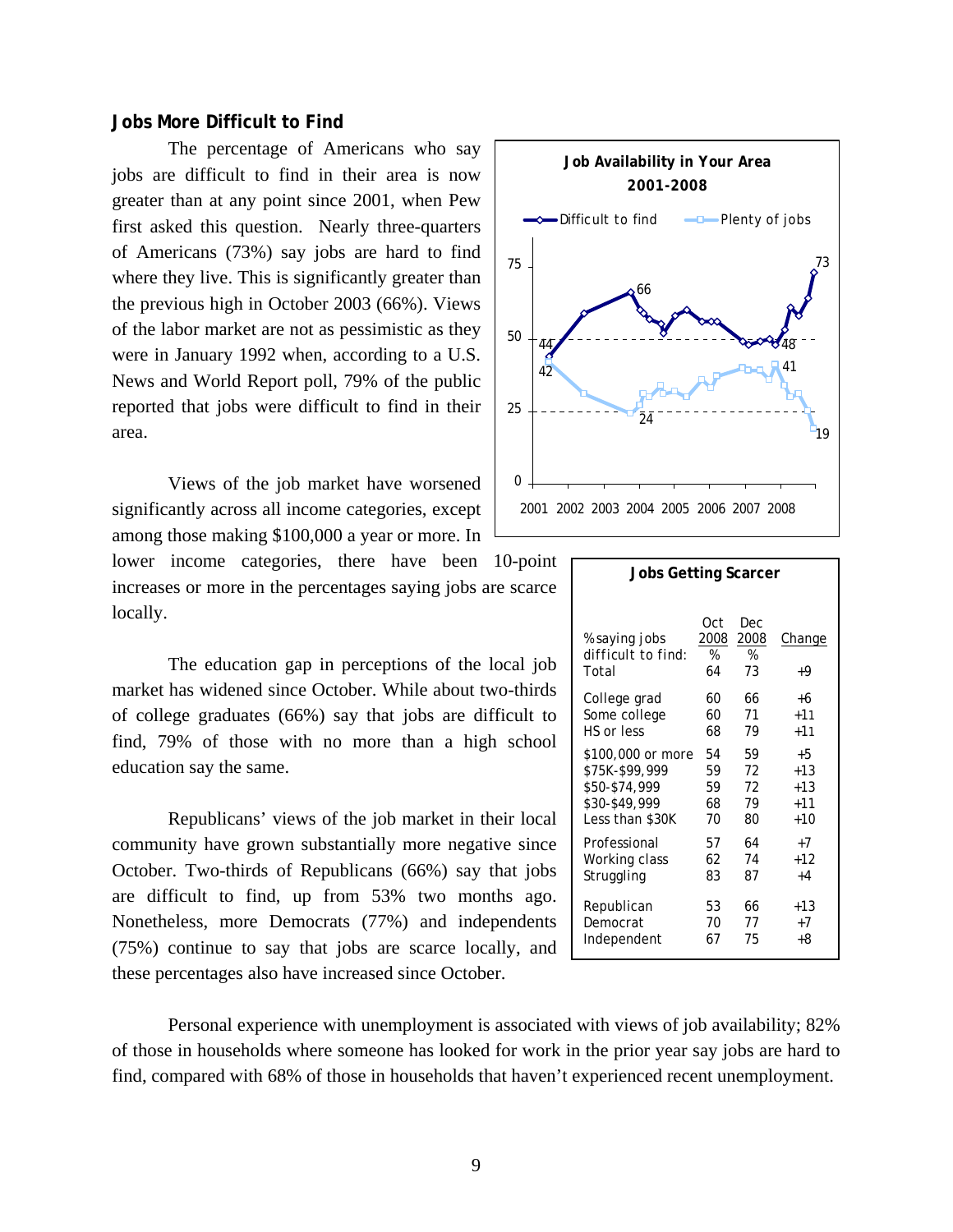### Jobs More Difficult to Find

The percentage of Americans who say jobs are difficult to find in their area is now greater than at any point since 2001, when Pew first asked this question. Nearly three-quarters of Americans (73%) say jobs are hard to find where they live. This is significantly greater than the previous high in October 2003 (66%). Views of the labor market are not as pessimistic as they were in January 1992 when, according to a U.S. News and World Report poll, 79% of the public reported that jobs were difficult to find in their area.

**Job Availability in Your Area 2001-2008**

Difficult to find — Plenty of jobs

Views of the job market have worsened significantly across all income categories, except among those making $100,000 a year or more. In lower income categories, there have been 10-point increases or more in the percentages saying jobs are scarce locally.

The education gap in perceptions of the local job market has widened since October. While about two-thirds of college graduates (66%) say that jobs are difficult to find, 79% of those with no more than a high school education say the same.

Republicans' views of the job market in their local community have grown substantially more negative since October. Two-thirds of Republicans (66%) say that jobs are difficult to find, up from 53% two months ago. Nonetheless, more Democrats (77%) and independents (75%) continue to say that jobs are scarce locally, and these percentages also have increased since October.

**Jobs Getting Scarcer**

| % saying jobs difficult to find: | Oct 2008 % | Dec 2008 % | Change |
|---|---|---|---|
| Total | 64 | 73 | +9 |
| College grad | 60 | 66 | +6 |
| Some college | 60 | 71 | +11 |
| HS or less | 68 | 79 | +11 |
| $100,000 or more | 54 | 59 | +5 |
| $75K-$99,999 | 59 | 72 | +13 |
| $50-$74,999 | 59 | 72 | +13 |
| $30-$49,999 | 68 | 79 | +11 |
| Less than $30K | 70 | 80 | +10 |
| Professional | 57 | 64 | +7 |
| Working class | 62 | 74 | +12 |
| Struggling | 83 | 87 | +4 |
| Republican | 53 | 66 | +13 |
| Democrat | 70 | 77 | +7 |
| Independent | 67 | 75 | +8 |

Personal experience with unemployment is associated with views of job availability; 82% of those in households where someone has looked for work in the prior year say jobs are hard to find, compared with 68% of those in households that haven't experienced recent unemployment.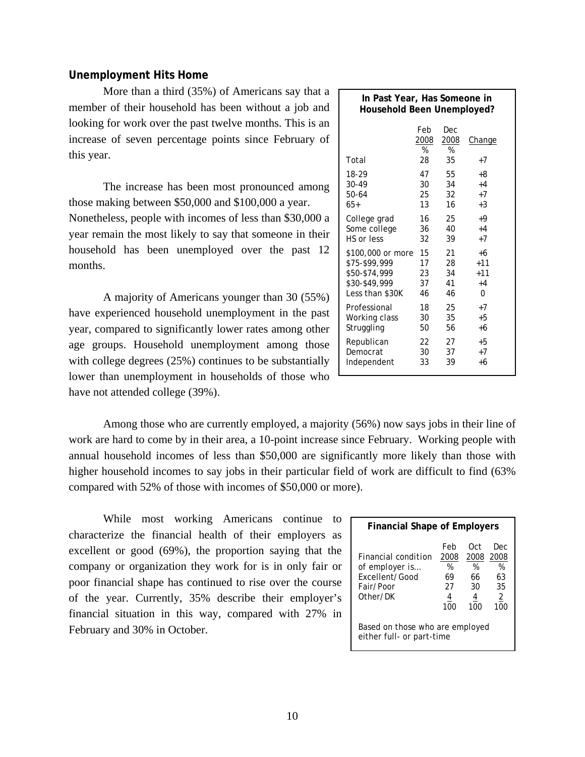### Unemployment Hits Home

More than a third (35%) of Americans say that a member of their household has been without a job and looking for work over the past twelve months. This is an increase of seven percentage points since February of this year.

The increase has been most pronounced among those making between $50,000 and $100,000 a year. Nonetheless, people with incomes of less than $30,000 a year remain the most likely to say that someone in their household has been unemployed over the past 12 months.

A majority of Americans younger than 30 (55%) have experienced household unemployment in the past year, compared to significantly lower rates among other age groups. Household unemployment among those with college degrees (25%) continues to be substantially lower than unemployment in households of those who have not attended college (39%).

**In Past Year, Has Someone in Household Been Unemployed?**

| | Feb 2008 | Dec 2008 | Change |
|---|---|---|---|
| | % | % | |
| Total | 28 | 35 | +7 |
| 18-29 | 47 | 55 | +8 |
| 30-49 | 30 | 34 | +4 |
| 50-64 | 25 | 32 | +7 |
| 65+ | 13 | 16 | +3 |
| College grad | 16 | 25 | +9 |
| Some college | 36 | 40 | +4 |
| HS or less | 32 | 39 | +7 |
| $100,000 or more | 15 | 21 | +6 |
| $75-$99,999 | 17 | 28 | +11 |
| $50-$74,999 | 23 | 34 | +11 |
| $30-$49,999 | 37 | 41 | +4 |
| Less than $30K | 46 | 46 | 0 |
| Professional | 18 | 25 | +7 |
| Working class | 30 | 35 | +5 |
| Struggling | 50 | 56 | +6 |
| Republican | 22 | 27 | +5 |
| Democrat | 30 | 37 | +7 |
| Independent | 33 | 39 | +6 |

Among those who are currently employed, a majority (56%) now says jobs in their line of work are hard to come by in their area, a 10-point increase since February. Working people with annual household incomes of less than $50,000 are significantly more likely than those with higher household incomes to say jobs in their particular field of work are difficult to find (63% compared with 52% of those with incomes of $50,000 or more).

While most working Americans continue to characterize the financial health of their employers as excellent or good (69%), the proportion saying that the company or organization they work for is in only fair or poor financial shape has continued to rise over the course of the year. Currently, 35% describe their employer's financial situation in this way, compared with 27% in February and 30% in October.

**Financial Shape of Employers**

| Financial condition of employer is… | Feb 2008 | Oct 2008 | Dec 2008 |
|---|---|---|---|
| | % | % | % |
| Excellent/Good | 69 | 66 | 63 |
| Fair/Poor | 27 | 30 | 35 |
| Other/DK | 4 | 4 | 2 |
| | 100 | 100 | 100 |

Based on those who are employed either full- or part-time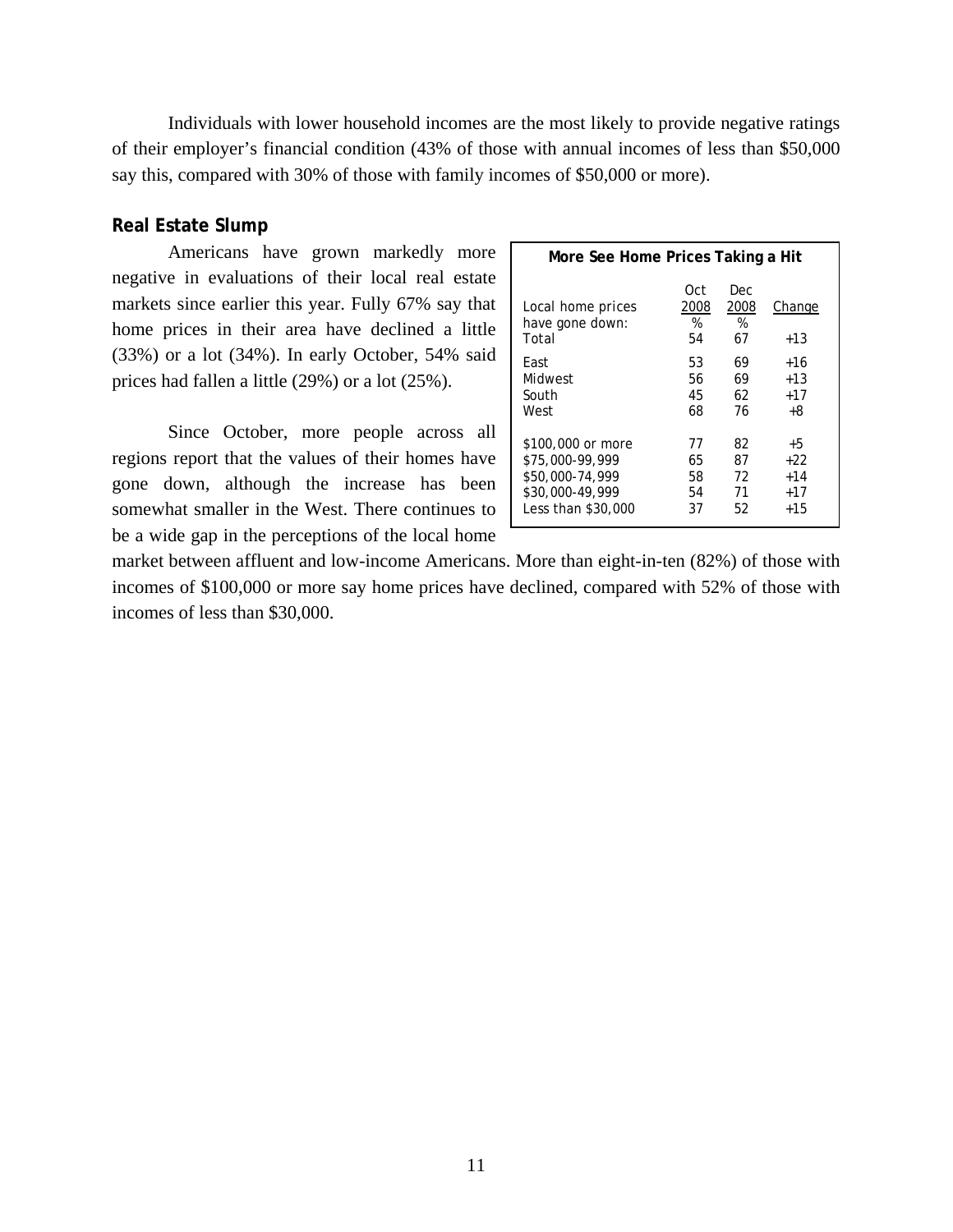Individuals with lower household incomes are the most likely to provide negative ratings of their employer's financial condition (43% of those with annual incomes of less than $50,000 say this, compared with 30% of those with family incomes of $50,000 or more).

**Real Estate Slump**

Americans have grown markedly more negative in evaluations of their local real estate markets since earlier this year. Fully 67% say that home prices in their area have declined a little (33%) or a lot (34%). In early October, 54% said prices had fallen a little (29%) or a lot (25%).

Since October, more people across all regions report that the values of their homes have gone down, although the increase has been somewhat smaller in the West. There continues to be a wide gap in the perceptions of the local home market between affluent and low-income Americans. More than eight-in-ten (82%) of those with incomes of $100,000 or more say home prices have declined, compared with 52% of those with incomes of less than $30,000.

**More See Home Prices Taking a Hit**

| Local home prices have gone down: | Oct 2008 % | Dec 2008 % | Change |
|---|---|---|---|
| Total | 54 | 67 | +13 |
| East | 53 | 69 | +16 |
| Midwest | 56 | 69 | +13 |
| South | 45 | 62 | +17 |
| West | 68 | 76 | +8 |
| $100,000 or more | 77 | 82 | +5 |
| $75,000-99,999 | 65 | 87 | +22 |
| $50,000-74,999 | 58 | 72 | +14 |
| $30,000-49,999 | 54 | 71 | +17 |
| Less than $30,000 | 37 | 52 | +15 |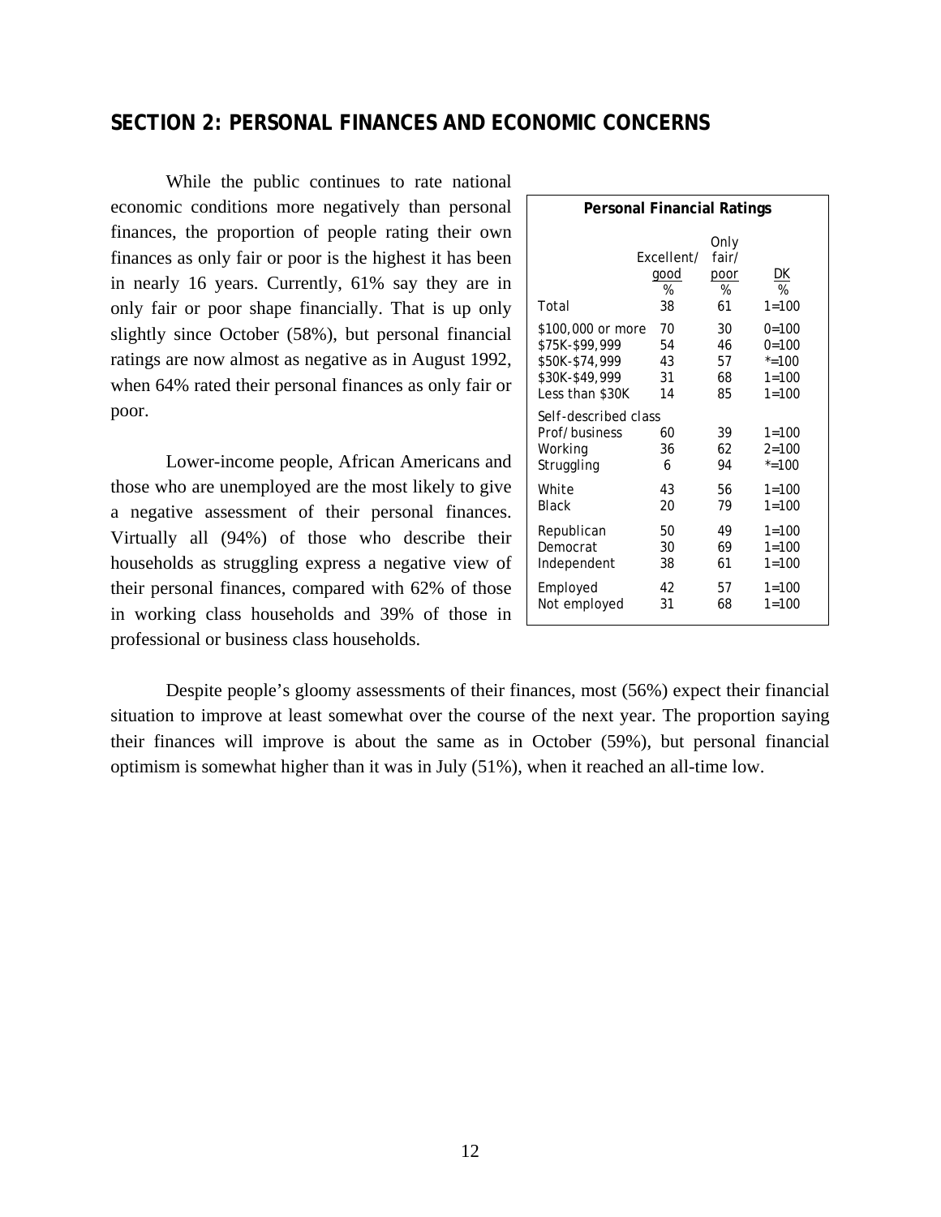## SECTION 2: PERSONAL FINANCES AND ECONOMIC CONCERNS

While the public continues to rate national economic conditions more negatively than personal finances, the proportion of people rating their own finances as only fair or poor is the highest it has been in nearly 16 years. Currently, 61% say they are in only fair or poor shape financially. That is up only slightly since October (58%), but personal financial ratings are now almost as negative as in August 1992, when 64% rated their personal finances as only fair or poor.

**Personal Financial Ratings**

| | Excellent/ good | Only fair/ poor | DK |
|---|---|---|---|
| | % | % | % |
| Total | 38 | 61 | 1=100 |
| $100,000 or more | 70 | 30 | 0=100 |
| $75K-$99,999 | 54 | 46 | 0=100 |
| $50K-$74,999 | 43 | 57 | *=100 |
| $30K-$49,999 | 31 | 68 | 1=100 |
| Less than $30K | 14 | 85 | 1=100 |
| Self-described class | | | |
| Prof/business | 60 | 39 | 1=100 |
| Working | 36 | 62 | 2=100 |
| Struggling | 6 | 94 | *=100 |
| White | 43 | 56 | 1=100 |
| Black | 20 | 79 | 1=100 |
| Republican | 50 | 49 | 1=100 |
| Democrat | 30 | 69 | 1=100 |
| Independent | 38 | 61 | 1=100 |
| Employed | 42 | 57 | 1=100 |
| Not employed | 31 | 68 | 1=100 |

Lower-income people, African Americans and those who are unemployed are the most likely to give a negative assessment of their personal finances. Virtually all (94%) of those who describe their households as struggling express a negative view of their personal finances, compared with 62% of those in working class households and 39% of those in professional or business class households.

Despite people's gloomy assessments of their finances, most (56%) expect their financial situation to improve at least somewhat over the course of the next year. The proportion saying their finances will improve is about the same as in October (59%), but personal financial optimism is somewhat higher than it was in July (51%), when it reached an all-time low.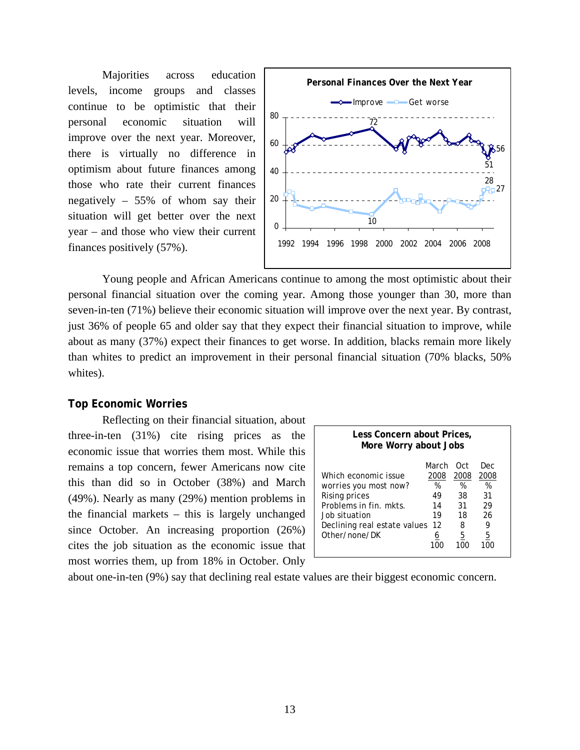Majorities across education levels, income groups and classes continue to be optimistic that their personal economic situation will improve over the next year. Moreover, there is virtually no difference in optimism about future finances among those who rate their current finances negatively – 55% of whom say their situation will get better over the next year – and those who view their current finances positively (57%).

**Personal Finances Over the Next Year**

Improve / Get worse

80, 60, 40, 20, 0

72, 56, 51, 28, 27, 10

1992 1994 1996 1998 2000 2002 2004 2006 2008

Young people and African Americans continue to among the most optimistic about their personal financial situation over the coming year. Among those younger than 30, more than seven-in-ten (71%) believe their economic situation will improve over the next year. By contrast, just 36% of people 65 and older say that they expect their financial situation to improve, while about as many (37%) expect their finances to get worse. In addition, blacks remain more likely than whites to predict an improvement in their personal financial situation (70% blacks, 50% whites).

## Top Economic Worries

Reflecting on their financial situation, about three-in-ten (31%) cite rising prices as the economic issue that worries them most. While this remains a top concern, fewer Americans now cite this than did so in October (38%) and March (49%). Nearly as many (29%) mention problems in the financial markets – this is largely unchanged since October. An increasing proportion (26%) cites the job situation as the economic issue that most worries them, up from 18% in October. Only about one-in-ten (9%) say that declining real estate values are their biggest economic concern.

**Less Concern about Prices, More Worry about Jobs**

| Which economic issue worries you most now? | March 2008 | Oct 2008 | Dec 2008 |
|---|---|---|---|
| | % | % | % |
| Rising prices | 49 | 38 | 31 |
| Problems in fin. mkts. | 14 | 31 | 29 |
| Job situation | 19 | 18 | 26 |
| Declining real estate values | 12 | 8 | 9 |
| Other/none/DK | 6 | 5 | 5 |
| | 100 | 100 | 100 |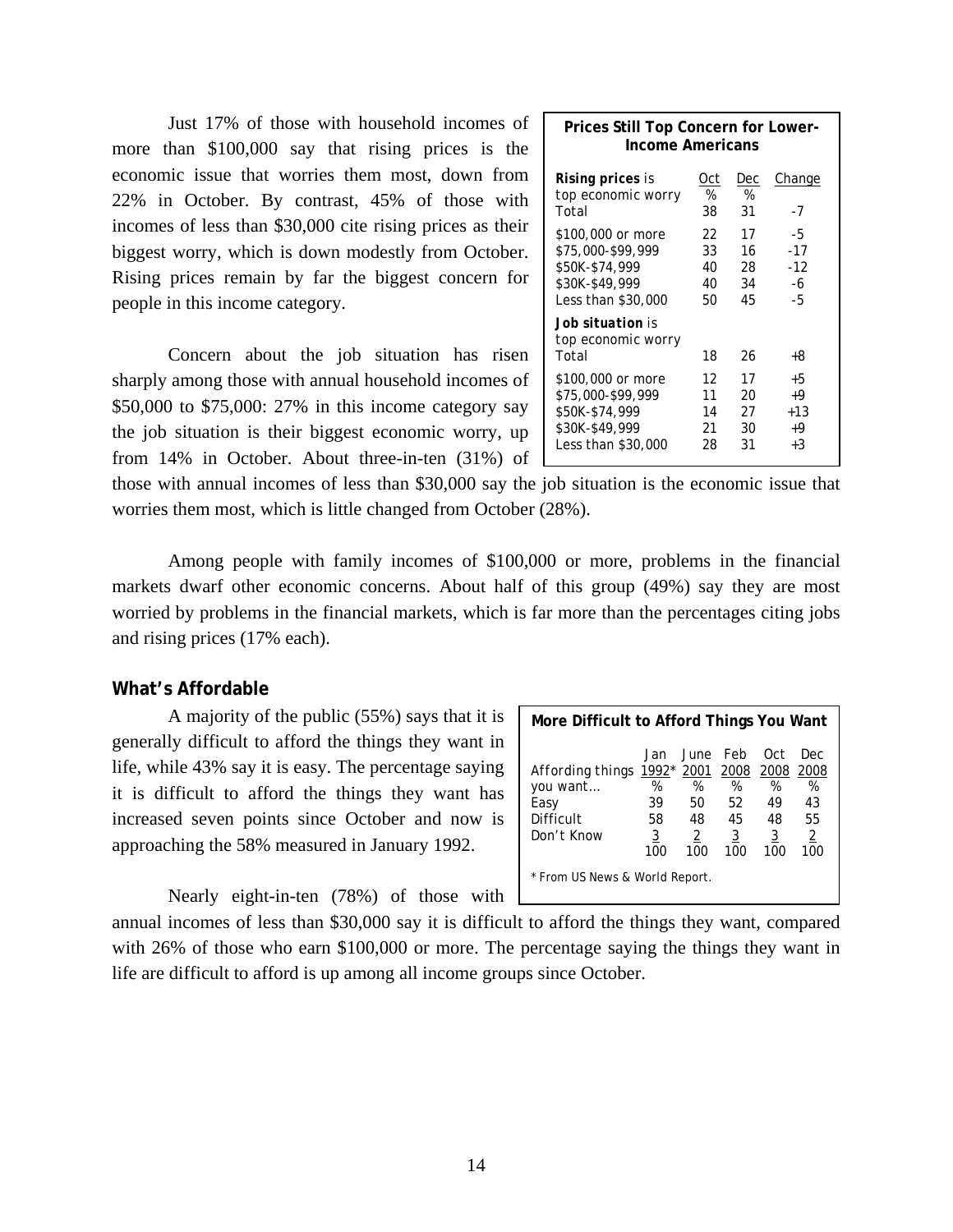Just 17% of those with household incomes of more than $100,000 say that rising prices is the economic issue that worries them most, down from 22% in October. By contrast, 45% of those with incomes of less than $30,000 cite rising prices as their biggest worry, which is down modestly from October. Rising prices remain by far the biggest concern for people in this income category.

**Prices Still Top Concern for Lower-Income Americans**

| | Oct | Dec | Change |
|---|---|---|---|
| ***Rising prices*** is top economic worry | % | % | |
| Total | 38 | 31 | -7 |
| $100,000 or more | 22 | 17 | -5 |
| $75,000-$99,999 | 33 | 16 | -17 |
| $50K-$74,999 | 40 | 28 | -12 |
| $30K-$49,999 | 40 | 34 | -6 |
| Less than $30,000 | 50 | 45 | -5 |
| ***Job situation*** is top economic worry | | | |
| Total | 18 | 26 | +8 |
| $100,000 or more | 12 | 17 | +5 |
| $75,000-$99,999 | 11 | 20 | +9 |
| $50K-$74,999 | 14 | 27 | +13 |
| $30K-$49,999 | 21 | 30 | +9 |
| Less than $30,000 | 28 | 31 | +3 |

Concern about the job situation has risen sharply among those with annual household incomes of $50,000 to $75,000: 27% in this income category say the job situation is their biggest economic worry, up from 14% in October. About three-in-ten (31%) of those with annual incomes of less than $30,000 say the job situation is the economic issue that worries them most, which is little changed from October (28%).

Among people with family incomes of $100,000 or more, problems in the financial markets dwarf other economic concerns. About half of this group (49%) say they are most worried by problems in the financial markets, which is far more than the percentages citing jobs and rising prices (17% each).

### What's Affordable

A majority of the public (55%) says that it is generally difficult to afford the things they want in life, while 43% say it is easy. The percentage saying it is difficult to afford the things they want has increased seven points since October and now is approaching the 58% measured in January 1992.

**More Difficult to Afford Things You Want**

| Affording things you want… | Jan 1992* | June 2001 | Feb 2008 | Oct 2008 | Dec 2008 |
|---|---|---|---|---|---|
| | % | % | % | % | % |
| Easy | 39 | 50 | 52 | 49 | 43 |
| Difficult | 58 | 48 | 45 | 48 | 55 |
| Don't Know | 3 | 2 | 3 | 3 | 2 |
| | 100 | 100 | 100 | 100 | 100 |

\* From US News & World Report.

Nearly eight-in-ten (78%) of those with annual incomes of less than $30,000 say it is difficult to afford the things they want, compared with 26% of those who earn $100,000 or more. The percentage saying the things they want in life are difficult to afford is up among all income groups since October.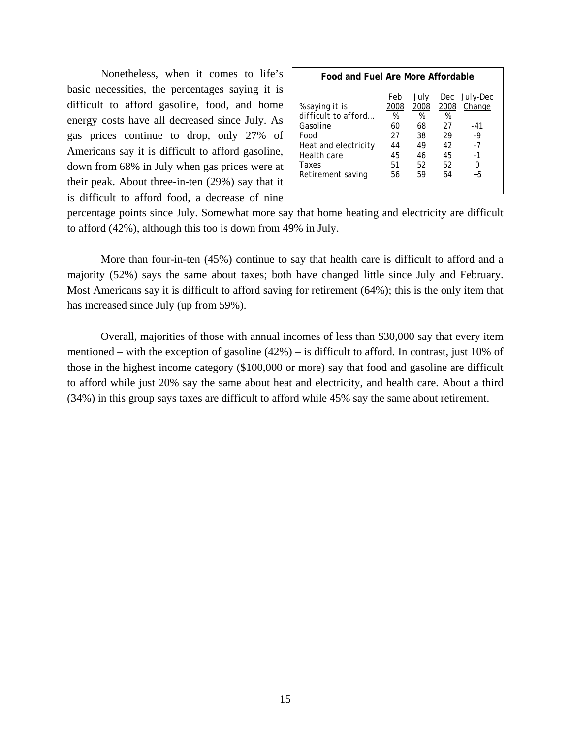Nonetheless, when it comes to life's basic necessities, the percentages saying it is difficult to afford gasoline, food, and home energy costs have all decreased since July. As gas prices continue to drop, only 27% of Americans say it is difficult to afford gasoline, down from 68% in July when gas prices were at their peak. About three-in-ten (29%) say that it is difficult to afford food, a decrease of nine percentage points since July. Somewhat more say that home heating and electricity are difficult to afford (42%), although this too is down from 49% in July.

**Food and Fuel Are More Affordable**

| % saying it is difficult to afford… | Feb 2008 % | July 2008 % | Dec 2008 % | July-Dec Change |
|---|---|---|---|---|
| Gasoline | 60 | 68 | 27 | -41 |
| Food | 27 | 38 | 29 | -9 |
| Heat and electricity | 44 | 49 | 42 | -7 |
| Health care | 45 | 46 | 45 | -1 |
| Taxes | 51 | 52 | 52 | 0 |
| Retirement saving | 56 | 59 | 64 | +5 |

More than four-in-ten (45%) continue to say that health care is difficult to afford and a majority (52%) says the same about taxes; both have changed little since July and February. Most Americans say it is difficult to afford saving for retirement (64%); this is the only item that has increased since July (up from 59%).

Overall, majorities of those with annual incomes of less than $30,000 say that every item mentioned – with the exception of gasoline (42%) – is difficult to afford. In contrast, just 10% of those in the highest income category ($100,000 or more) say that food and gasoline are difficult to afford while just 20% say the same about heat and electricity, and health care. About a third (34%) in this group says taxes are difficult to afford while 45% say the same about retirement.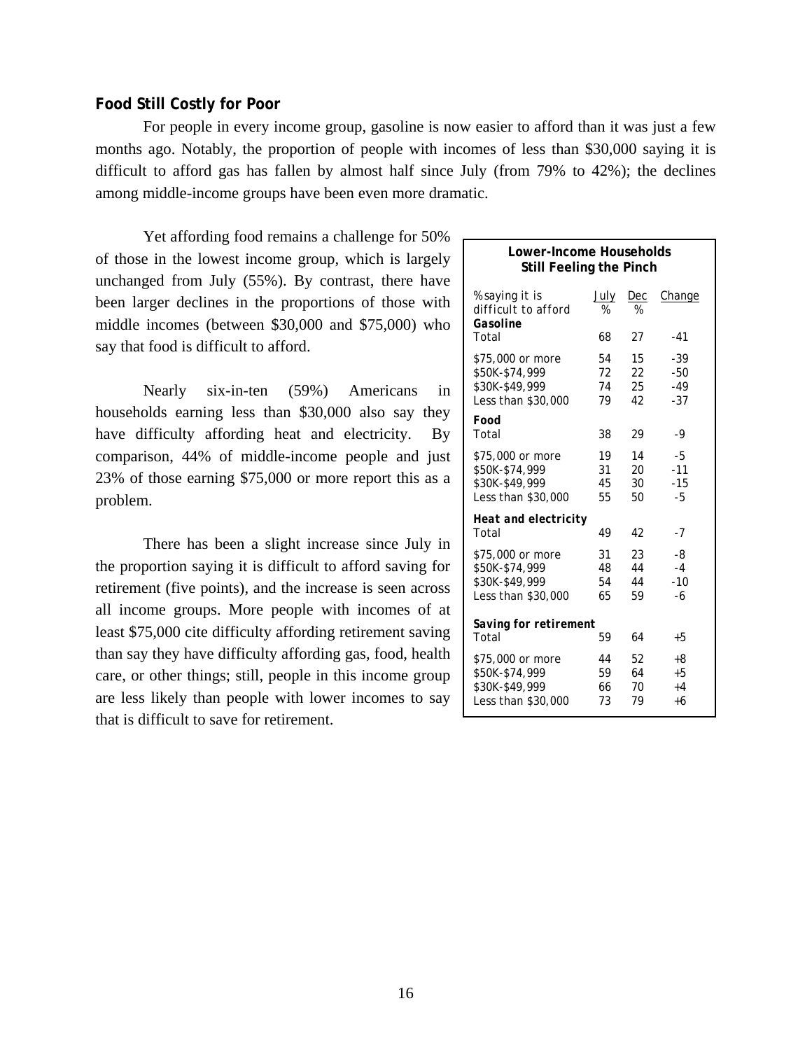### Food Still Costly for Poor

For people in every income group, gasoline is now easier to afford than it was just a few months ago. Notably, the proportion of people with incomes of less than $30,000 saying it is difficult to afford gas has fallen by almost half since July (from 79% to 42%); the declines among middle-income groups have been even more dramatic.

Yet affording food remains a challenge for 50% of those in the lowest income group, which is largely unchanged from July (55%). By contrast, there have been larger declines in the proportions of those with middle incomes (between $30,000 and $75,000) who say that food is difficult to afford.

Nearly six-in-ten (59%) Americans in households earning less than $30,000 also say they have difficulty affording heat and electricity. By comparison, 44% of middle-income people and just 23% of those earning $75,000 or more report this as a problem.

There has been a slight increase since July in the proportion saying it is difficult to afford saving for retirement (five points), and the increase is seen across all income groups. More people with incomes of at least $75,000 cite difficulty affording retirement saving than say they have difficulty affording gas, food, health care, or other things; still, people in this income group are less likely than people with lower incomes to say that is difficult to save for retirement.

**Lower-Income Households Still Feeling the Pinch**

| % saying it is difficult to afford | July % | Dec % | Change |
|---|---|---|---|
| **Gasoline** | | | |
| Total | 68 | 27 | -41 |
| $75,000 or more | 54 | 15 | -39 |
| $50K-$74,999 | 72 | 22 | -50 |
| $30K-$49,999 | 74 | 25 | -49 |
| Less than $30,000 | 79 | 42 | -37 |
| **Food** | | | |
| Total | 38 | 29 | -9 |
| $75,000 or more | 19 | 14 | -5 |
| $50K-$74,999 | 31 | 20 | -11 |
| $30K-$49,999 | 45 | 30 | -15 |
| Less than $30,000 | 55 | 50 | -5 |
| **Heat and electricity** | | | |
| Total | 49 | 42 | -7 |
| $75,000 or more | 31 | 23 | -8 |
| $50K-$74,999 | 48 | 44 | -4 |
| $30K-$49,999 | 54 | 44 | -10 |
| Less than $30,000 | 65 | 59 | -6 |
| **Saving for retirement** | | | |
| Total | 59 | 64 | +5 |
| $75,000 or more | 44 | 52 | +8 |
| $50K-$74,999 | 59 | 64 | +5 |
| $30K-$49,999 | 66 | 70 | +4 |
| Less than $30,000 | 73 | 79 | +6 |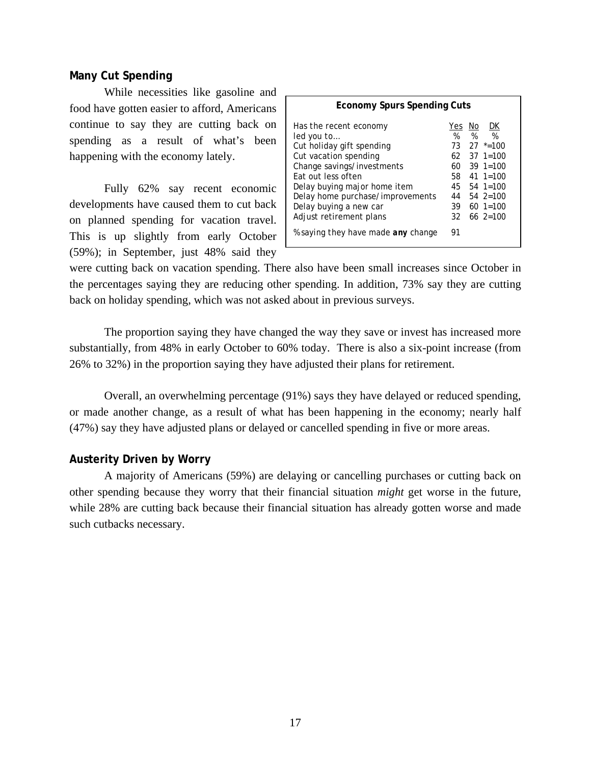## Many Cut Spending

While necessities like gasoline and food have gotten easier to afford, Americans continue to say they are cutting back on spending as a result of what's been happening with the economy lately.

**Economy Spurs Spending Cuts**

| Has the recent economy led you to… | Yes % | No % | DK % |
|---|---|---|---|
| Cut holiday gift spending | 73 | 27 | *=100 |
| Cut vacation spending | 62 | 37 | 1=100 |
| Change savings/investments | 60 | 39 | 1=100 |
| Eat out less often | 58 | 41 | 1=100 |
| Delay buying major home item | 45 | 54 | 1=100 |
| Delay home purchase/improvements | 44 | 54 | 2=100 |
| Delay buying a new car | 39 | 60 | 1=100 |
| Adjust retirement plans | 32 | 66 | 2=100 |
| % saying they have made **any** change | 91 | | |

Fully 62% say recent economic developments have caused them to cut back on planned spending for vacation travel. This is up slightly from early October (59%); in September, just 48% said they were cutting back on vacation spending. There also have been small increases since October in the percentages saying they are reducing other spending. In addition, 73% say they are cutting back on holiday spending, which was not asked about in previous surveys.

The proportion saying they have changed the way they save or invest has increased more substantially, from 48% in early October to 60% today. There is also a six-point increase (from 26% to 32%) in the proportion saying they have adjusted their plans for retirement.

Overall, an overwhelming percentage (91%) says they have delayed or reduced spending, or made another change, as a result of what has been happening in the economy; nearly half (47%) say they have adjusted plans or delayed or cancelled spending in five or more areas.

## Austerity Driven by Worry

A majority of Americans (59%) are delaying or cancelling purchases or cutting back on other spending because they worry that their financial situation *might* get worse in the future, while 28% are cutting back because their financial situation has already gotten worse and made such cutbacks necessary.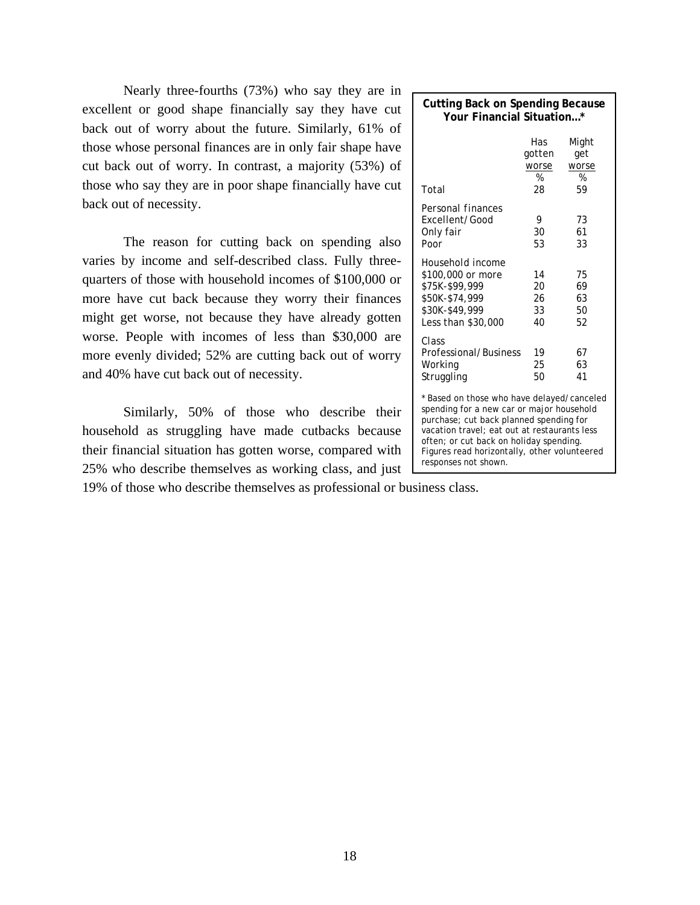Nearly three-fourths (73%) who say they are in excellent or good shape financially say they have cut back out of worry about the future. Similarly, 61% of those whose personal finances are in only fair shape have cut back out of worry. In contrast, a majority (53%) of those who say they are in poor shape financially have cut back out of necessity.

The reason for cutting back on spending also varies by income and self-described class. Fully three-quarters of those with household incomes of $100,000 or more have cut back because they worry their finances might get worse, not because they have already gotten worse. People with incomes of less than $30,000 are more evenly divided; 52% are cutting back out of worry and 40% have cut back out of necessity.

Similarly, 50% of those who describe their household as struggling have made cutbacks because their financial situation has gotten worse, compared with 25% who describe themselves as working class, and just 19% of those who describe themselves as professional or business class.

**Cutting Back on Spending Because Your Financial Situation…***

| | Has gotten worse | Might get worse |
|---|---|---|
| | % | % |
| Total | 28 | 59 |
| *Personal finances* | | |
| Excellent/Good | 9 | 73 |
| Only fair | 30 | 61 |
| Poor | 53 | 33 |
| *Household income* | | |
| $100,000 or more | 14 | 75 |
| $75K-$99,999 | 20 | 69 |
| $50K-$74,999 | 26 | 63 |
| $30K-$49,999 | 33 | 50 |
| Less than $30,000 | 40 | 52 |
| *Class* | | |
| Professional/Business | 19 | 67 |
| Working | 25 | 63 |
| Struggling | 50 | 41 |

* Based on those who have delayed/canceled spending for a new car or major household purchase; cut back planned spending for vacation travel; eat out at restaurants less often; or cut back on holiday spending. Figures read horizontally, other volunteered responses not shown.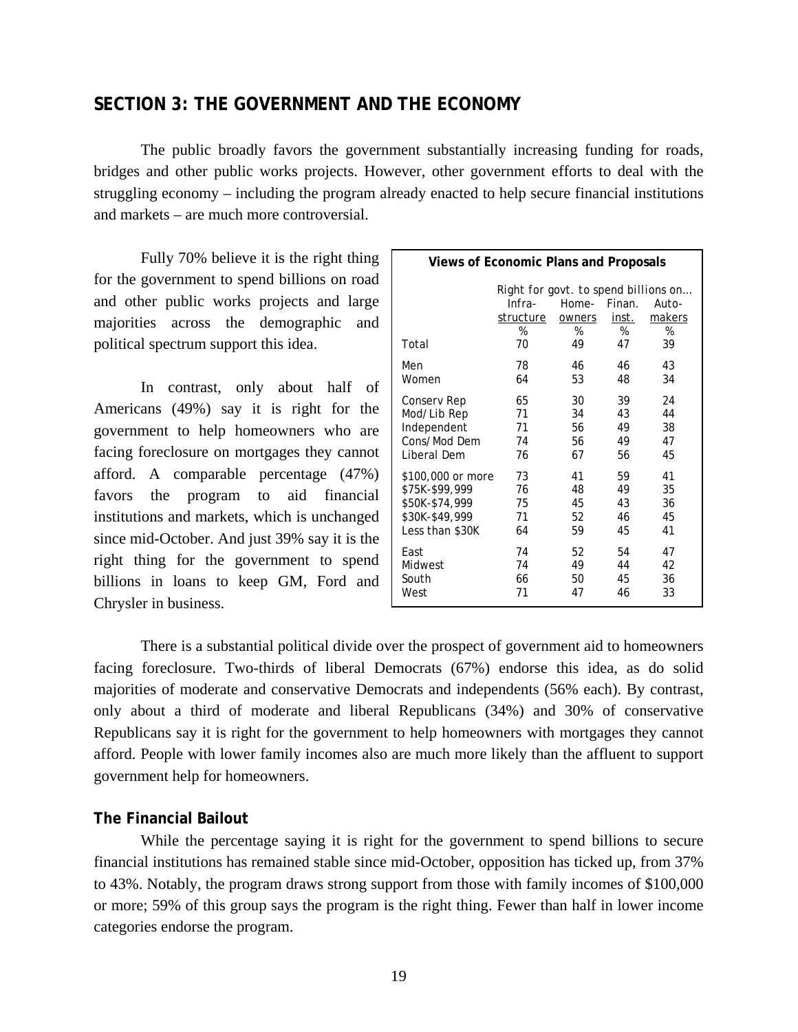## SECTION 3: THE GOVERNMENT AND THE ECONOMY

The public broadly favors the government substantially increasing funding for roads, bridges and other public works projects. However, other government efforts to deal with the struggling economy – including the program already enacted to help secure financial institutions and markets – are much more controversial.

Fully 70% believe it is the right thing for the government to spend billions on road and other public works projects and large majorities across the demographic and political spectrum support this idea.

In contrast, only about half of Americans (49%) say it is right for the government to help homeowners who are facing foreclosure on mortgages they cannot afford. A comparable percentage (47%) favors the program to aid financial institutions and markets, which is unchanged since mid-October. And just 39% say it is the right thing for the government to spend billions in loans to keep GM, Ford and Chrysler in business.

**Views of Economic Plans and Proposals**

| | Right for govt. to spend billions on… | | | |
|---|---|---|---|---|
| | Infra-structure | Home-owners | Finan. inst. | Auto-makers |
| | % | % | % | % |
| Total | 70 | 49 | 47 | 39 |
| Men | 78 | 46 | 46 | 43 |
| Women | 64 | 53 | 48 | 34 |
| Conserv Rep | 65 | 30 | 39 | 24 |
| Mod/Lib Rep | 71 | 34 | 43 | 44 |
| Independent | 71 | 56 | 49 | 38 |
| Cons/Mod Dem | 74 | 56 | 49 | 47 |
| Liberal Dem | 76 | 67 | 56 | 45 |
| $100,000 or more | 73 | 41 | 59 | 41 |
| $75K-$99,999 | 76 | 48 | 49 | 35 |
| $50K-$74,999 | 75 | 45 | 43 | 36 |
| $30K-$49,999 | 71 | 52 | 46 | 45 |
| Less than $30K | 64 | 59 | 45 | 41 |
| East | 74 | 52 | 54 | 47 |
| Midwest | 74 | 49 | 44 | 42 |
| South | 66 | 50 | 45 | 36 |
| West | 71 | 47 | 46 | 33 |

There is a substantial political divide over the prospect of government aid to homeowners facing foreclosure. Two-thirds of liberal Democrats (67%) endorse this idea, as do solid majorities of moderate and conservative Democrats and independents (56% each). By contrast, only about a third of moderate and liberal Republicans (34%) and 30% of conservative Republicans say it is right for the government to help homeowners with mortgages they cannot afford. People with lower family incomes also are much more likely than the affluent to support government help for homeowners.

### The Financial Bailout

While the percentage saying it is right for the government to spend billions to secure financial institutions has remained stable since mid-October, opposition has ticked up, from 37% to 43%. Notably, the program draws strong support from those with family incomes of $100,000 or more; 59% of this group says the program is the right thing. Fewer than half in lower income categories endorse the program.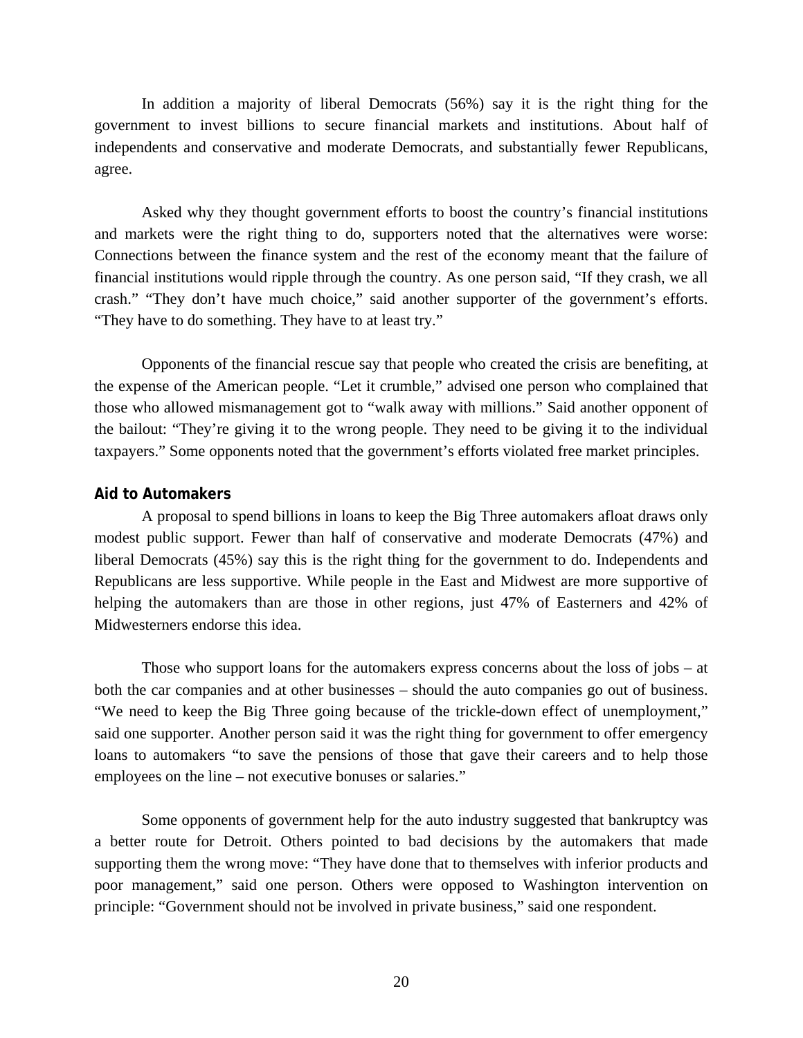In addition a majority of liberal Democrats (56%) say it is the right thing for the government to invest billions to secure financial markets and institutions. About half of independents and conservative and moderate Democrats, and substantially fewer Republicans, agree.

Asked why they thought government efforts to boost the country's financial institutions and markets were the right thing to do, supporters noted that the alternatives were worse: Connections between the finance system and the rest of the economy meant that the failure of financial institutions would ripple through the country. As one person said, "If they crash, we all crash." "They don't have much choice," said another supporter of the government's efforts. "They have to do something. They have to at least try."

Opponents of the financial rescue say that people who created the crisis are benefiting, at the expense of the American people. "Let it crumble," advised one person who complained that those who allowed mismanagement got to "walk away with millions." Said another opponent of the bailout: "They're giving it to the wrong people. They need to be giving it to the individual taxpayers." Some opponents noted that the government's efforts violated free market principles.

### Aid to Automakers

A proposal to spend billions in loans to keep the Big Three automakers afloat draws only modest public support. Fewer than half of conservative and moderate Democrats (47%) and liberal Democrats (45%) say this is the right thing for the government to do. Independents and Republicans are less supportive. While people in the East and Midwest are more supportive of helping the automakers than are those in other regions, just 47% of Easterners and 42% of Midwesterners endorse this idea.

Those who support loans for the automakers express concerns about the loss of jobs – at both the car companies and at other businesses – should the auto companies go out of business. "We need to keep the Big Three going because of the trickle-down effect of unemployment," said one supporter. Another person said it was the right thing for government to offer emergency loans to automakers "to save the pensions of those that gave their careers and to help those employees on the line – not executive bonuses or salaries."

Some opponents of government help for the auto industry suggested that bankruptcy was a better route for Detroit. Others pointed to bad decisions by the automakers that made supporting them the wrong move: "They have done that to themselves with inferior products and poor management," said one person. Others were opposed to Washington intervention on principle: "Government should not be involved in private business," said one respondent.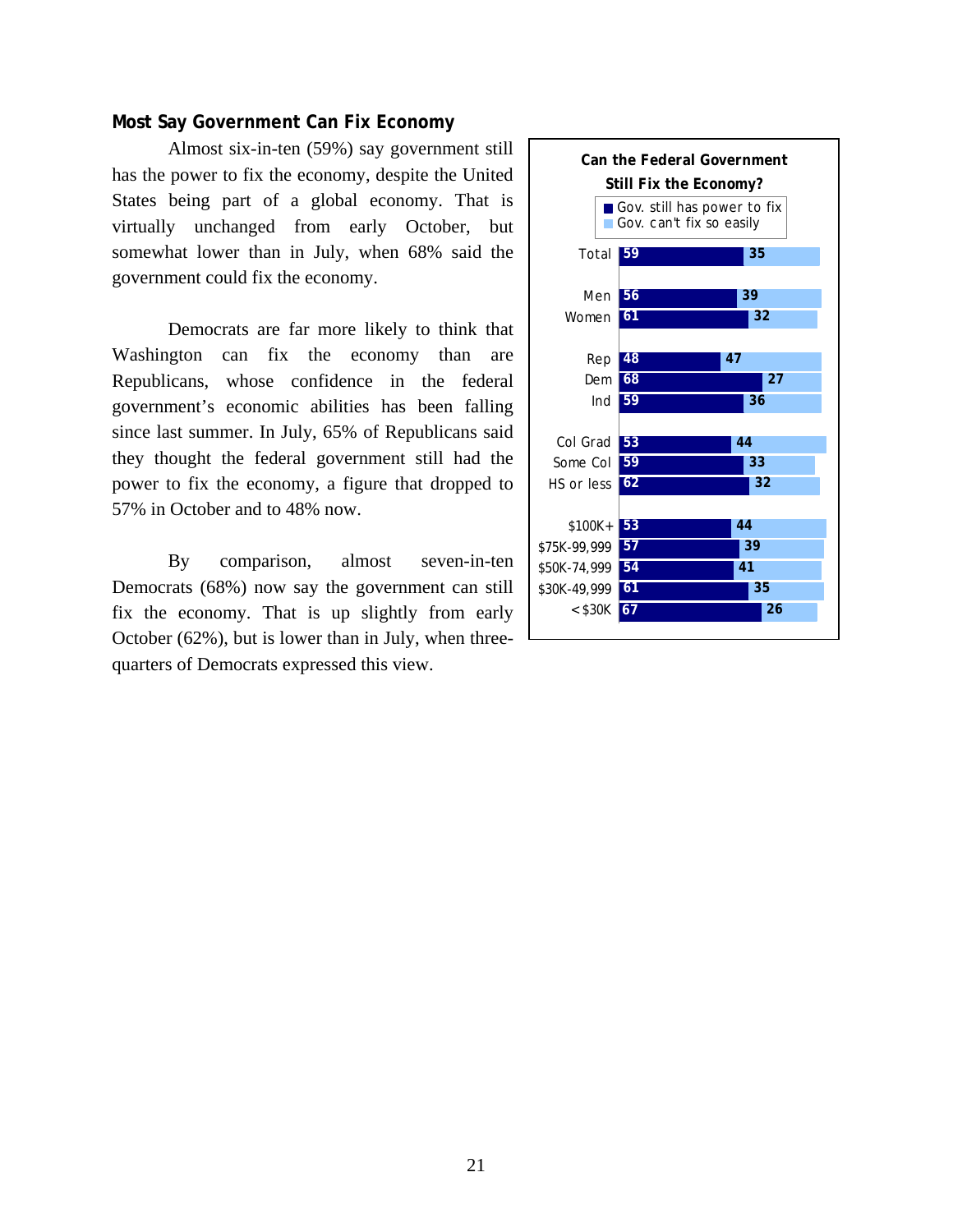## Most Say Government Can Fix Economy

Almost six-in-ten (59%) say government still has the power to fix the economy, despite the United States being part of a global economy. That is virtually unchanged from early October, but somewhat lower than in July, when 68% said the government could fix the economy.

Democrats are far more likely to think that Washington can fix the economy than are Republicans, whose confidence in the federal government's economic abilities has been falling since last summer. In July, 65% of Republicans said they thought the federal government still had the power to fix the economy, a figure that dropped to 57% in October and to 48% now.

By comparison, almost seven-in-ten Democrats (68%) now say the government can still fix the economy. That is up slightly from early October (62%), but is lower than in July, when three-quarters of Democrats expressed this view.

**Can the Federal Government Still Fix the Economy?**

| | Gov. still has power to fix | Gov. can't fix so easily |
|---|---|---|
| Total | 59 | 35 |
| Men | 56 | 39 |
| Women | 61 | 32 |
| Rep | 48 | 47 |
| Dem | 68 | 27 |
| Ind | 59 | 36 |
| Col Grad | 53 | 44 |
| Some Col | 59 | 33 |
| HS or less | 62 | 32 |
| $100K+ | 53 | 44 |
| $75K-99,999 | 57 | 39 |
| $50K-74,999 | 54 | 41 |
| $30K-49,999 | 61 | 35 |
| <$30K | 67 | 26 |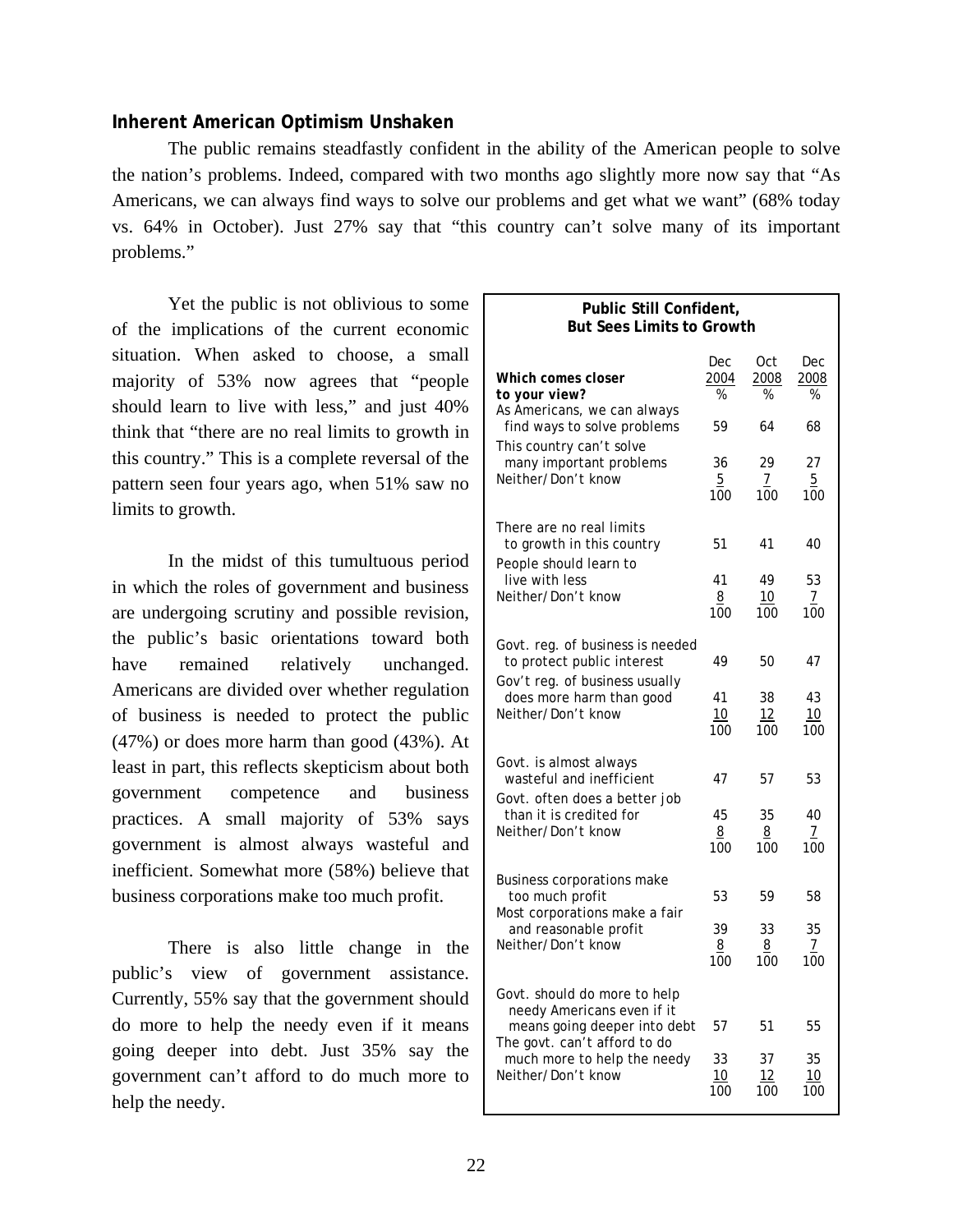## Inherent American Optimism Unshaken

The public remains steadfastly confident in the ability of the American people to solve the nation's problems. Indeed, compared with two months ago slightly more now say that "As Americans, we can always find ways to solve our problems and get what we want" (68% today vs. 64% in October). Just 27% say that "this country can't solve many of its important problems."

Yet the public is not oblivious to some of the implications of the current economic situation. When asked to choose, a small majority of 53% now agrees that "people should learn to live with less," and just 40% think that "there are no real limits to growth in this country." This is a complete reversal of the pattern seen four years ago, when 51% saw no limits to growth.

In the midst of this tumultuous period in which the roles of government and business are undergoing scrutiny and possible revision, the public's basic orientations toward both have remained relatively unchanged. Americans are divided over whether regulation of business is needed to protect the public (47%) or does more harm than good (43%). At least in part, this reflects skepticism about both government competence and business practices. A small majority of 53% says government is almost always wasteful and inefficient. Somewhat more (58%) believe that business corporations make too much profit.

There is also little change in the public's view of government assistance. Currently, 55% say that the government should do more to help the needy even if it means going deeper into debt. Just 35% say the government can't afford to do much more to help the needy.

**Public Still Confident, But Sees Limits to Growth**

| Which comes closer to your view? | Dec 2004 % | Oct 2008 % | Dec 2008 % |
|---|---|---|---|
| As Americans, we can always find ways to solve problems | 59 | 64 | 68 |
| This country can't solve many important problems | 36 | 29 | 27 |
| Neither/Don't know | 5 | 7 | 5 |
| | 100 | 100 | 100 |
| There are no real limits to growth in this country | 51 | 41 | 40 |
| People should learn to live with less | 41 | 49 | 53 |
| Neither/Don't know | 8 | 10 | 7 |
| | 100 | 100 | 100 |
| Govt. reg. of business is needed to protect public interest | 49 | 50 | 47 |
| Gov't reg. of business usually does more harm than good | 41 | 38 | 43 |
| Neither/Don't know | 10 | 12 | 10 |
| | 100 | 100 | 100 |
| Govt. is almost always wasteful and inefficient | 47 | 57 | 53 |
| Govt. often does a better job than it is credited for | 45 | 35 | 40 |
| Neither/Don't know | 8 | 8 | 7 |
| | 100 | 100 | 100 |
| Business corporations make too much profit | 53 | 59 | 58 |
| Most corporations make a fair and reasonable profit | 39 | 33 | 35 |
| Neither/Don't know | 8 | 8 | 7 |
| | 100 | 100 | 100 |
| Govt. should do more to help needy Americans even if it means going deeper into debt | 57 | 51 | 55 |
| The govt. can't afford to do much more to help the needy | 33 | 37 | 35 |
| Neither/Don't know | 10 | 12 | 10 |
| | 100 | 100 | 100 |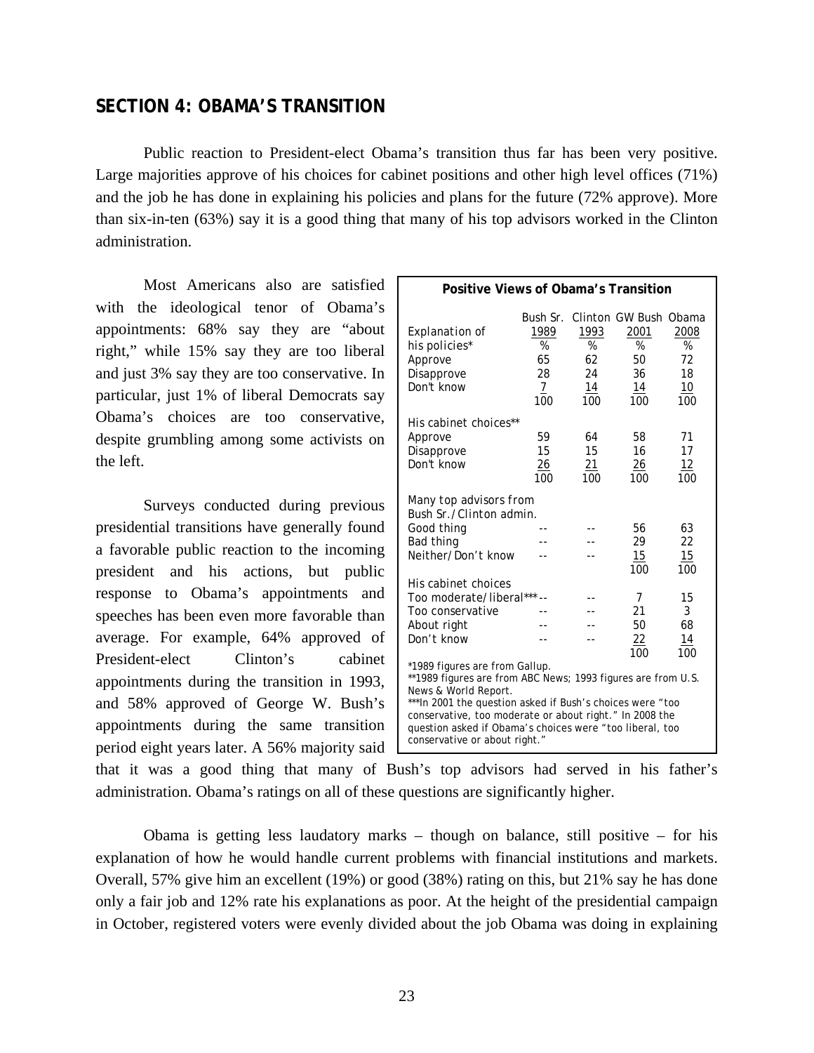## SECTION 4: OBAMA'S TRANSITION

Public reaction to President-elect Obama's transition thus far has been very positive. Large majorities approve of his choices for cabinet positions and other high level offices (71%) and the job he has done in explaining his policies and plans for the future (72% approve). More than six-in-ten (63%) say it is a good thing that many of his top advisors worked in the Clinton administration.

Most Americans also are satisfied with the ideological tenor of Obama's appointments: 68% say they are "about right," while 15% say they are too liberal and just 3% say they are too conservative. In particular, just 1% of liberal Democrats say Obama's choices are too conservative, despite grumbling among some activists on the left.

Surveys conducted during previous presidential transitions have generally found a favorable public reaction to the incoming president and his actions, but public response to Obama's appointments and speeches has been even more favorable than average. For example, 64% approved of President-elect Clinton's cabinet appointments during the transition in 1993, and 58% approved of George W. Bush's appointments during the same transition period eight years later. A 56% majority said that it was a good thing that many of Bush's top advisors had served in his father's administration. Obama's ratings on all of these questions are significantly higher.

**Positive Views of Obama's Transition**

| | Bush Sr. 1989 | Clinton 1993 | GW Bush 2001 | Obama 2008 |
|---|---|---|---|---|
| Explanation of his policies* | % | % | % | % |
| Approve | 65 | 62 | 50 | 72 |
| Disapprove | 28 | 24 | 36 | 18 |
| Don't know | 7 | 14 | 14 | 10 |
| | 100 | 100 | 100 | 100 |
| His cabinet choices** | | | | |
| Approve | 59 | 64 | 58 | 71 |
| Disapprove | 15 | 15 | 16 | 17 |
| Don't know | 26 | 21 | 26 | 12 |
| | 100 | 100 | 100 | 100 |
| Many top advisors from Bush Sr./Clinton admin. | | | | |
| Good thing | -- | -- | 56 | 63 |
| Bad thing | -- | -- | 29 | 22 |
| Neither/Don't know | -- | -- | 15 | 15 |
| | | | 100 | 100 |
| His cabinet choices | | | | |
| Too moderate/liberal*** | -- | -- | 7 | 15 |
| Too conservative | -- | -- | 21 | 3 |
| About right | -- | -- | 50 | 68 |
| Don't know | -- | -- | 22 | 14 |
| | | | 100 | 100 |

*1989 figures are from Gallup.
**1989 figures are from ABC News; 1993 figures are from U.S. News & World Report.
***In 2001 the question asked if Bush's choices were "too conservative, too moderate or about right." In 2008 the question asked if Obama's choices were "too liberal, too conservative or about right."

Obama is getting less laudatory marks – though on balance, still positive – for his explanation of how he would handle current problems with financial institutions and markets. Overall, 57% give him an excellent (19%) or good (38%) rating on this, but 21% say he has done only a fair job and 12% rate his explanations as poor. At the height of the presidential campaign in October, registered voters were evenly divided about the job Obama was doing in explaining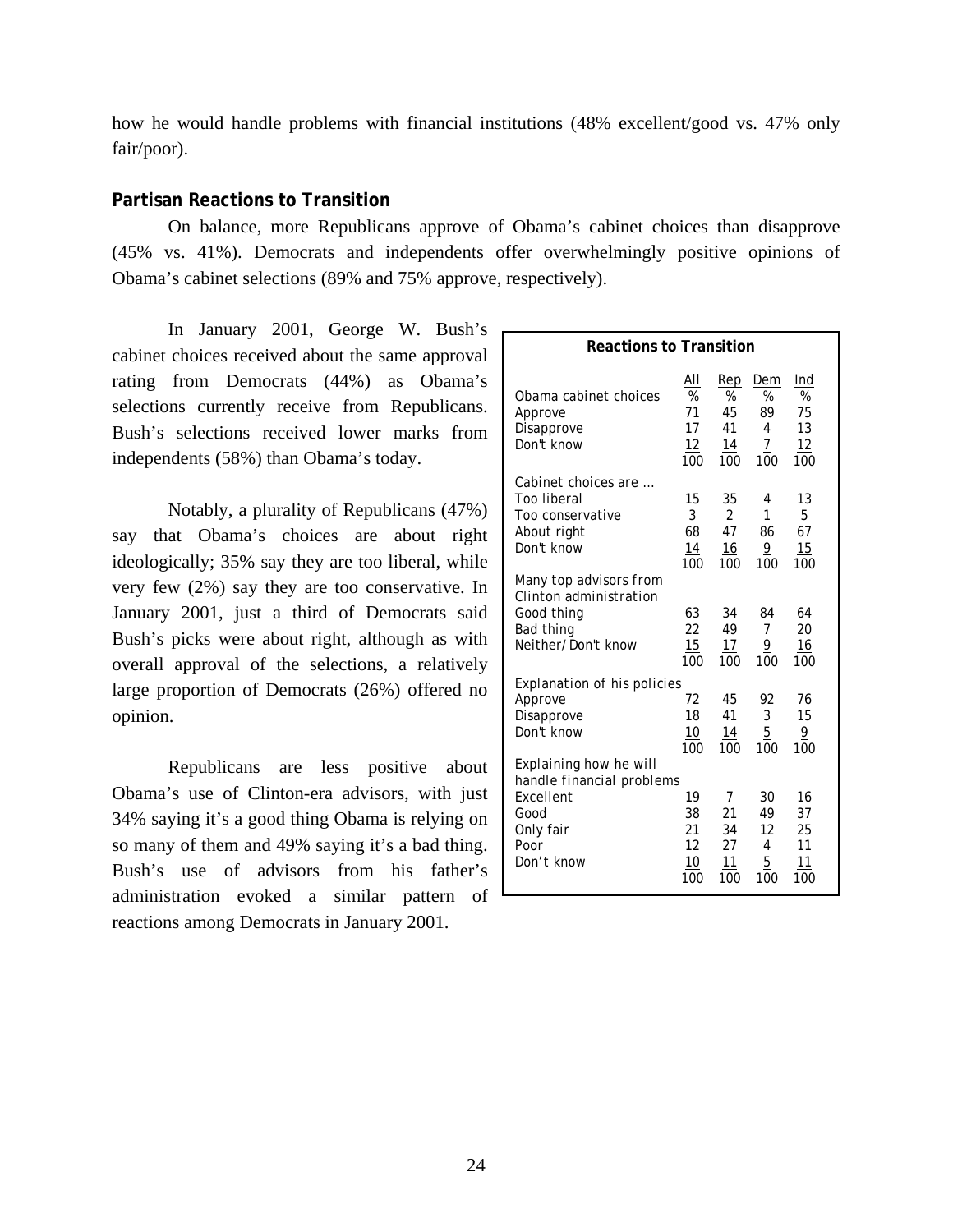how he would handle problems with financial institutions (48% excellent/good vs. 47% only fair/poor).

**Partisan Reactions to Transition**

On balance, more Republicans approve of Obama's cabinet choices than disapprove (45% vs. 41%). Democrats and independents offer overwhelmingly positive opinions of Obama's cabinet selections (89% and 75% approve, respectively).

In January 2001, George W. Bush's cabinet choices received about the same approval rating from Democrats (44%) as Obama's selections currently receive from Republicans. Bush's selections received lower marks from independents (58%) than Obama's today.

Notably, a plurality of Republicans (47%) say that Obama's choices are about right ideologically; 35% say they are too liberal, while very few (2%) say they are too conservative. In January 2001, just a third of Democrats said Bush's picks were about right, although as with overall approval of the selections, a relatively large proportion of Democrats (26%) offered no opinion.

Republicans are less positive about Obama's use of Clinton-era advisors, with just 34% saying it's a good thing Obama is relying on so many of them and 49% saying it's a bad thing. Bush's use of advisors from his father's administration evoked a similar pattern of reactions among Democrats in January 2001.

**Reactions to Transition**

| | All | Rep | Dem | Ind |
|---|---|---|---|---|
| Obama cabinet choices | % | % | % | % |
| Approve | 71 | 45 | 89 | 75 |
| Disapprove | 17 | 41 | 4 | 13 |
| Don't know | 12 | 14 | 7 | 12 |
| | 100 | 100 | 100 | 100 |
| Cabinet choices are ... | | | | |
| Too liberal | 15 | 35 | 4 | 13 |
| Too conservative | 3 | 2 | 1 | 5 |
| About right | 68 | 47 | 86 | 67 |
| Don't know | 14 | 16 | 9 | 15 |
| | 100 | 100 | 100 | 100 |
| Many top advisors from Clinton administration | | | | |
| Good thing | 63 | 34 | 84 | 64 |
| Bad thing | 22 | 49 | 7 | 20 |
| Neither/Don't know | 15 | 17 | 9 | 16 |
| | 100 | 100 | 100 | 100 |
| Explanation of his policies | | | | |
| Approve | 72 | 45 | 92 | 76 |
| Disapprove | 18 | 41 | 3 | 15 |
| Don't know | 10 | 14 | 5 | 9 |
| | 100 | 100 | 100 | 100 |
| Explaining how he will handle financial problems | | | | |
| Excellent | 19 | 7 | 30 | 16 |
| Good | 38 | 21 | 49 | 37 |
| Only fair | 21 | 34 | 12 | 25 |
| Poor | 12 | 27 | 4 | 11 |
| Don't know | 10 | 11 | 5 | 11 |
| | 100 | 100 | 100 | 100 |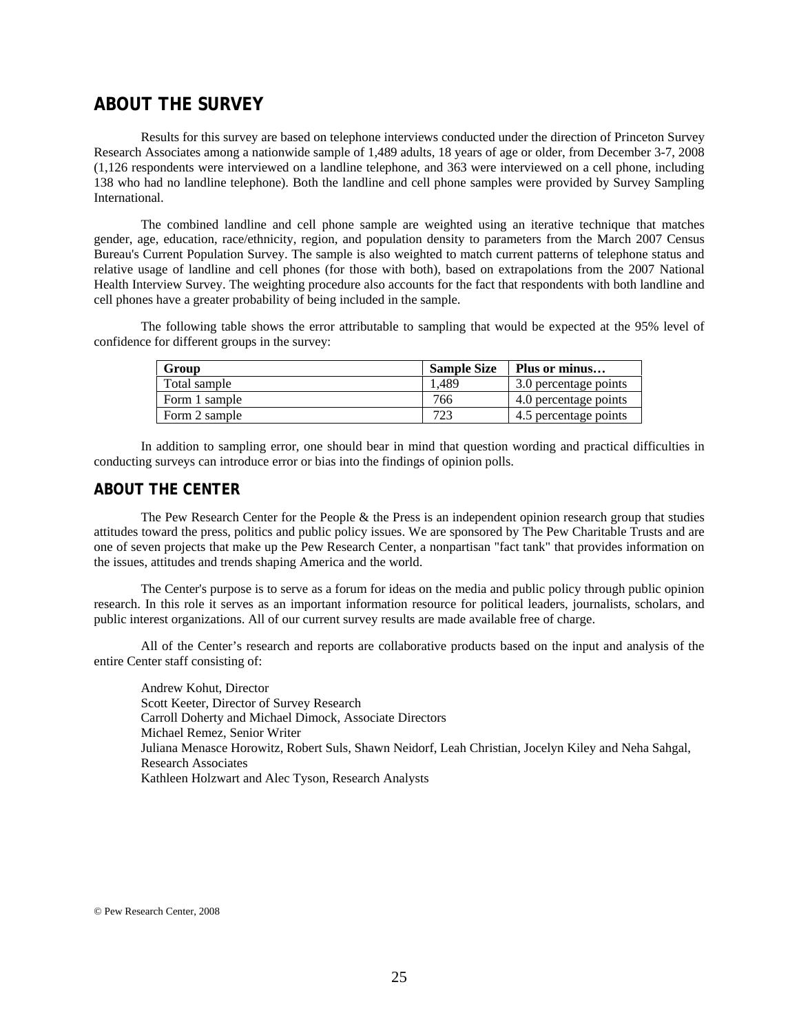## ABOUT THE SURVEY

Results for this survey are based on telephone interviews conducted under the direction of Princeton Survey Research Associates among a nationwide sample of 1,489 adults, 18 years of age or older, from December 3-7, 2008 (1,126 respondents were interviewed on a landline telephone, and 363 were interviewed on a cell phone, including 138 who had no landline telephone). Both the landline and cell phone samples were provided by Survey Sampling International.

The combined landline and cell phone sample are weighted using an iterative technique that matches gender, age, education, race/ethnicity, region, and population density to parameters from the March 2007 Census Bureau's Current Population Survey. The sample is also weighted to match current patterns of telephone status and relative usage of landline and cell phones (for those with both), based on extrapolations from the 2007 National Health Interview Survey. The weighting procedure also accounts for the fact that respondents with both landline and cell phones have a greater probability of being included in the sample.

The following table shows the error attributable to sampling that would be expected at the 95% level of confidence for different groups in the survey:

| Group | Sample Size | Plus or minus… |
|---|---|---|
| Total sample | 1,489 | 3.0 percentage points |
| Form 1 sample | 766 | 4.0 percentage points |
| Form 2 sample | 723 | 4.5 percentage points |

In addition to sampling error, one should bear in mind that question wording and practical difficulties in conducting surveys can introduce error or bias into the findings of opinion polls.

## ABOUT THE CENTER

The Pew Research Center for the People & the Press is an independent opinion research group that studies attitudes toward the press, politics and public policy issues. We are sponsored by The Pew Charitable Trusts and are one of seven projects that make up the Pew Research Center, a nonpartisan "fact tank" that provides information on the issues, attitudes and trends shaping America and the world.

The Center's purpose is to serve as a forum for ideas on the media and public policy through public opinion research. In this role it serves as an important information resource for political leaders, journalists, scholars, and public interest organizations. All of our current survey results are made available free of charge.

All of the Center's research and reports are collaborative products based on the input and analysis of the entire Center staff consisting of:

Andrew Kohut, Director
Scott Keeter, Director of Survey Research
Carroll Doherty and Michael Dimock, Associate Directors
Michael Remez, Senior Writer
Juliana Menasce Horowitz, Robert Suls, Shawn Neidorf, Leah Christian, Jocelyn Kiley and Neha Sahgal, Research Associates
Kathleen Holzwart and Alec Tyson, Research Analysts

© Pew Research Center, 2008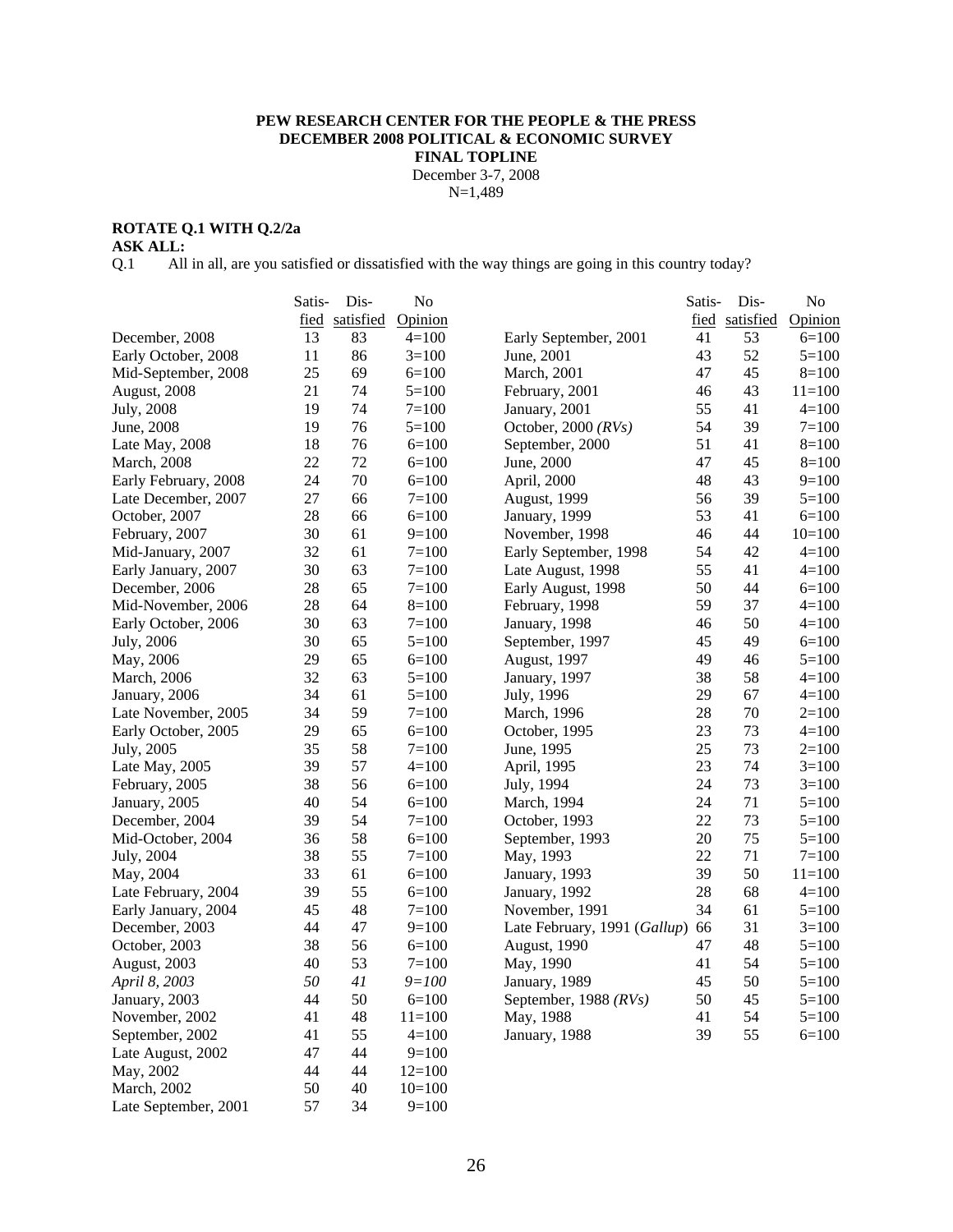**PEW RESEARCH CENTER FOR THE PEOPLE & THE PRESS**
**DECEMBER 2008 POLITICAL & ECONOMIC SURVEY**
**FINAL TOPLINE**
December 3-7, 2008
N=1,489

**ROTATE Q.1 WITH Q.2/2a**
**ASK ALL:**
Q.1 All in all, are you satisfied or dissatisfied with the way things are going in this country today?

| | Satis-fied | Dis-satisfied | No Opinion |
|---|---|---|---|
| December, 2008 | 13 | 83 | 4=100 |
| Early October, 2008 | 11 | 86 | 3=100 |
| Mid-September, 2008 | 25 | 69 | 6=100 |
| August, 2008 | 21 | 74 | 5=100 |
| July, 2008 | 19 | 74 | 7=100 |
| June, 2008 | 19 | 76 | 5=100 |
| Late May, 2008 | 18 | 76 | 6=100 |
| March, 2008 | 22 | 72 | 6=100 |
| Early February, 2008 | 24 | 70 | 6=100 |
| Late December, 2007 | 27 | 66 | 7=100 |
| October, 2007 | 28 | 66 | 6=100 |
| February, 2007 | 30 | 61 | 9=100 |
| Mid-January, 2007 | 32 | 61 | 7=100 |
| Early January, 2007 | 30 | 63 | 7=100 |
| December, 2006 | 28 | 65 | 7=100 |
| Mid-November, 2006 | 28 | 64 | 8=100 |
| Early October, 2006 | 30 | 63 | 7=100 |
| July, 2006 | 30 | 65 | 5=100 |
| May, 2006 | 29 | 65 | 6=100 |
| March, 2006 | 32 | 63 | 5=100 |
| January, 2006 | 34 | 61 | 5=100 |
| Late November, 2005 | 34 | 59 | 7=100 |
| Early October, 2005 | 29 | 65 | 6=100 |
| July, 2005 | 35 | 58 | 7=100 |
| Late May, 2005 | 39 | 57 | 4=100 |
| February, 2005 | 38 | 56 | 6=100 |
| January, 2005 | 40 | 54 | 6=100 |
| December, 2004 | 39 | 54 | 7=100 |
| Mid-October, 2004 | 36 | 58 | 6=100 |
| July, 2004 | 38 | 55 | 7=100 |
| May, 2004 | 33 | 61 | 6=100 |
| Late February, 2004 | 39 | 55 | 6=100 |
| Early January, 2004 | 45 | 48 | 7=100 |
| December, 2003 | 44 | 47 | 9=100 |
| October, 2003 | 38 | 56 | 6=100 |
| August, 2003 | 40 | 53 | 7=100 |
| *April 8, 2003* | *50* | *41* | *9=100* |
| January, 2003 | 44 | 50 | 6=100 |
| November, 2002 | 41 | 48 | 11=100 |
| September, 2002 | 41 | 55 | 4=100 |
| Late August, 2002 | 47 | 44 | 9=100 |
| May, 2002 | 44 | 44 | 12=100 |
| March, 2002 | 50 | 40 | 10=100 |
| Late September, 2001 | 57 | 34 | 9=100 |
| Early September, 2001 | 41 | 53 | 6=100 |
| June, 2001 | 43 | 52 | 5=100 |
| March, 2001 | 47 | 45 | 8=100 |
| February, 2001 | 46 | 43 | 11=100 |
| January, 2001 | 55 | 41 | 4=100 |
| October, 2000 *(RVs)* | 54 | 39 | 7=100 |
| September, 2000 | 51 | 41 | 8=100 |
| June, 2000 | 47 | 45 | 8=100 |
| April, 2000 | 48 | 43 | 9=100 |
| August, 1999 | 56 | 39 | 5=100 |
| January, 1999 | 53 | 41 | 6=100 |
| November, 1998 | 46 | 44 | 10=100 |
| Early September, 1998 | 54 | 42 | 4=100 |
| Late August, 1998 | 55 | 41 | 4=100 |
| Early August, 1998 | 50 | 44 | 6=100 |
| February, 1998 | 59 | 37 | 4=100 |
| January, 1998 | 46 | 50 | 4=100 |
| September, 1997 | 45 | 49 | 6=100 |
| August, 1997 | 49 | 46 | 5=100 |
| January, 1997 | 38 | 58 | 4=100 |
| July, 1996 | 29 | 67 | 4=100 |
| March, 1996 | 28 | 70 | 2=100 |
| October, 1995 | 23 | 73 | 4=100 |
| June, 1995 | 25 | 73 | 2=100 |
| April, 1995 | 23 | 74 | 3=100 |
| July, 1994 | 24 | 73 | 3=100 |
| March, 1994 | 24 | 71 | 5=100 |
| October, 1993 | 22 | 73 | 5=100 |
| September, 1993 | 20 | 75 | 5=100 |
| May, 1993 | 22 | 71 | 7=100 |
| January, 1993 | 39 | 50 | 11=100 |
| January, 1992 | 28 | 68 | 4=100 |
| November, 1991 | 34 | 61 | 5=100 |
| Late February, 1991 *(Gallup)* | 66 | 31 | 3=100 |
| August, 1990 | 47 | 48 | 5=100 |
| May, 1990 | 41 | 54 | 5=100 |
| January, 1989 | 45 | 50 | 5=100 |
| September, 1988 *(RVs)* | 50 | 45 | 5=100 |
| May, 1988 | 41 | 54 | 5=100 |
| January, 1988 | 39 | 55 | 6=100 |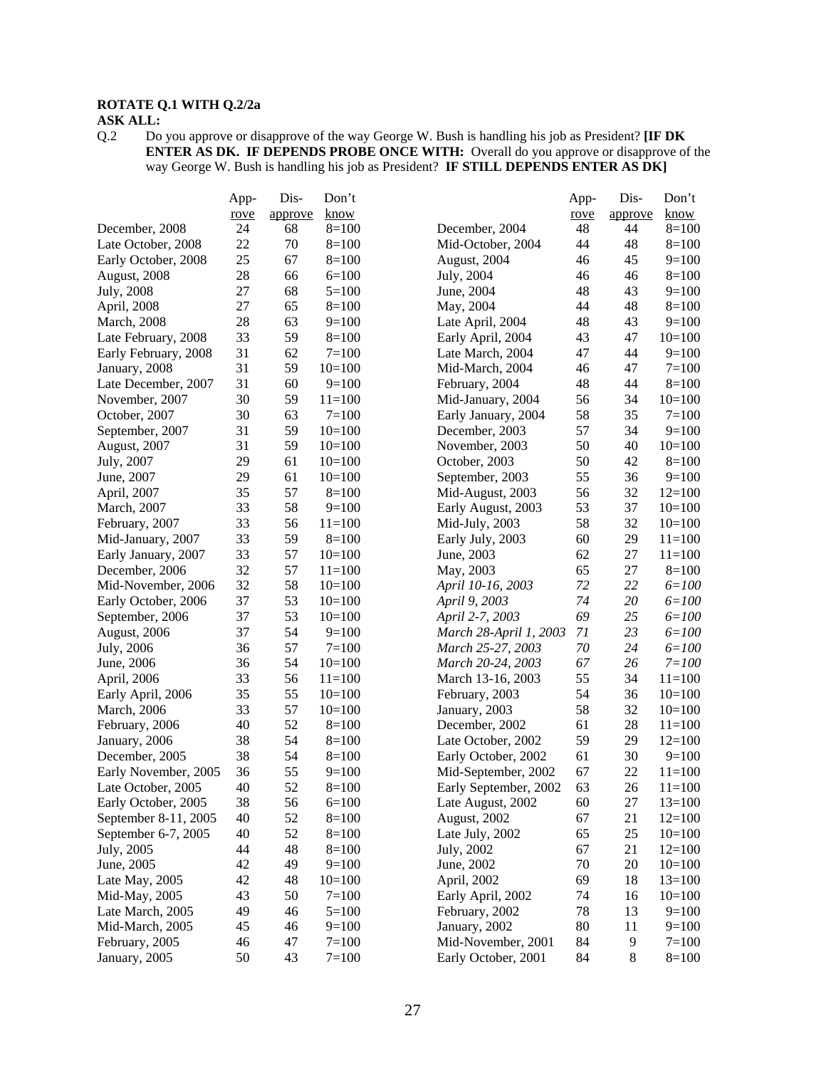**ROTATE Q.1 WITH Q.2/2a**

**ASK ALL:**

Q.2 Do you approve or disapprove of the way George W. Bush is handling his job as President? **[IF DK ENTER AS DK. IF DEPENDS PROBE ONCE WITH:** Overall do you approve or disapprove of the way George W. Bush is handling his job as President? **IF STILL DEPENDS ENTER AS DK]**

| | Approve | Disapprove | Don't know |
|---|---|---|---|
| December, 2008 | 24 | 68 | 8=100 |
| Late October, 2008 | 22 | 70 | 8=100 |
| Early October, 2008 | 25 | 67 | 8=100 |
| August, 2008 | 28 | 66 | 6=100 |
| July, 2008 | 27 | 68 | 5=100 |
| April, 2008 | 27 | 65 | 8=100 |
| March, 2008 | 28 | 63 | 9=100 |
| Late February, 2008 | 33 | 59 | 8=100 |
| Early February, 2008 | 31 | 62 | 7=100 |
| January, 2008 | 31 | 59 | 10=100 |
| Late December, 2007 | 31 | 60 | 9=100 |
| November, 2007 | 30 | 59 | 11=100 |
| October, 2007 | 30 | 63 | 7=100 |
| September, 2007 | 31 | 59 | 10=100 |
| August, 2007 | 31 | 59 | 10=100 |
| July, 2007 | 29 | 61 | 10=100 |
| June, 2007 | 29 | 61 | 10=100 |
| April, 2007 | 35 | 57 | 8=100 |
| March, 2007 | 33 | 58 | 9=100 |
| February, 2007 | 33 | 56 | 11=100 |
| Mid-January, 2007 | 33 | 59 | 8=100 |
| Early January, 2007 | 33 | 57 | 10=100 |
| December, 2006 | 32 | 57 | 11=100 |
| Mid-November, 2006 | 32 | 58 | 10=100 |
| Early October, 2006 | 37 | 53 | 10=100 |
| September, 2006 | 37 | 53 | 10=100 |
| August, 2006 | 37 | 54 | 9=100 |
| July, 2006 | 36 | 57 | 7=100 |
| June, 2006 | 36 | 54 | 10=100 |
| April, 2006 | 33 | 56 | 11=100 |
| Early April, 2006 | 35 | 55 | 10=100 |
| March, 2006 | 33 | 57 | 10=100 |
| February, 2006 | 40 | 52 | 8=100 |
| January, 2006 | 38 | 54 | 8=100 |
| December, 2005 | 38 | 54 | 8=100 |
| Early November, 2005 | 36 | 55 | 9=100 |
| Late October, 2005 | 40 | 52 | 8=100 |
| Early October, 2005 | 38 | 56 | 6=100 |
| September 8-11, 2005 | 40 | 52 | 8=100 |
| September 6-7, 2005 | 40 | 52 | 8=100 |
| July, 2005 | 44 | 48 | 8=100 |
| June, 2005 | 42 | 49 | 9=100 |
| Late May, 2005 | 42 | 48 | 10=100 |
| Mid-May, 2005 | 43 | 50 | 7=100 |
| Late March, 2005 | 49 | 46 | 5=100 |
| Mid-March, 2005 | 45 | 46 | 9=100 |
| February, 2005 | 46 | 47 | 7=100 |
| January, 2005 | 50 | 43 | 7=100 |
| December, 2004 | 48 | 44 | 8=100 |
| Mid-October, 2004 | 44 | 48 | 8=100 |
| August, 2004 | 46 | 45 | 9=100 |
| July, 2004 | 46 | 46 | 8=100 |
| June, 2004 | 48 | 43 | 9=100 |
| May, 2004 | 44 | 48 | 8=100 |
| Late April, 2004 | 48 | 43 | 9=100 |
| Early April, 2004 | 43 | 47 | 10=100 |
| Late March, 2004 | 47 | 44 | 9=100 |
| Mid-March, 2004 | 46 | 47 | 7=100 |
| February, 2004 | 48 | 44 | 8=100 |
| Mid-January, 2004 | 56 | 34 | 10=100 |
| Early January, 2004 | 58 | 35 | 7=100 |
| December, 2003 | 57 | 34 | 9=100 |
| November, 2003 | 50 | 40 | 10=100 |
| October, 2003 | 50 | 42 | 8=100 |
| September, 2003 | 55 | 36 | 9=100 |
| Mid-August, 2003 | 56 | 32 | 12=100 |
| Early August, 2003 | 53 | 37 | 10=100 |
| Mid-July, 2003 | 58 | 32 | 10=100 |
| Early July, 2003 | 60 | 29 | 11=100 |
| June, 2003 | 62 | 27 | 11=100 |
| May, 2003 | 65 | 27 | 8=100 |
| *April 10-16, 2003* | *72* | *22* | *6=100* |
| *April 9, 2003* | *74* | *20* | *6=100* |
| *April 2-7, 2003* | *69* | *25* | *6=100* |
| *March 28-April 1, 2003* | *71* | *23* | *6=100* |
| *March 25-27, 2003* | *70* | *24* | *6=100* |
| *March 20-24, 2003* | *67* | *26* | *7=100* |
| March 13-16, 2003 | 55 | 34 | 11=100 |
| February, 2003 | 54 | 36 | 10=100 |
| January, 2003 | 58 | 32 | 10=100 |
| December, 2002 | 61 | 28 | 11=100 |
| Late October, 2002 | 59 | 29 | 12=100 |
| Early October, 2002 | 61 | 30 | 9=100 |
| Mid-September, 2002 | 67 | 22 | 11=100 |
| Early September, 2002 | 63 | 26 | 11=100 |
| Late August, 2002 | 60 | 27 | 13=100 |
| August, 2002 | 67 | 21 | 12=100 |
| Late July, 2002 | 65 | 25 | 10=100 |
| July, 2002 | 67 | 21 | 12=100 |
| June, 2002 | 70 | 20 | 10=100 |
| April, 2002 | 69 | 18 | 13=100 |
| Early April, 2002 | 74 | 16 | 10=100 |
| February, 2002 | 78 | 13 | 9=100 |
| January, 2002 | 80 | 11 | 9=100 |
| Mid-November, 2001 | 84 | 9 | 7=100 |
| Early October, 2001 | 84 | 8 | 8=100 |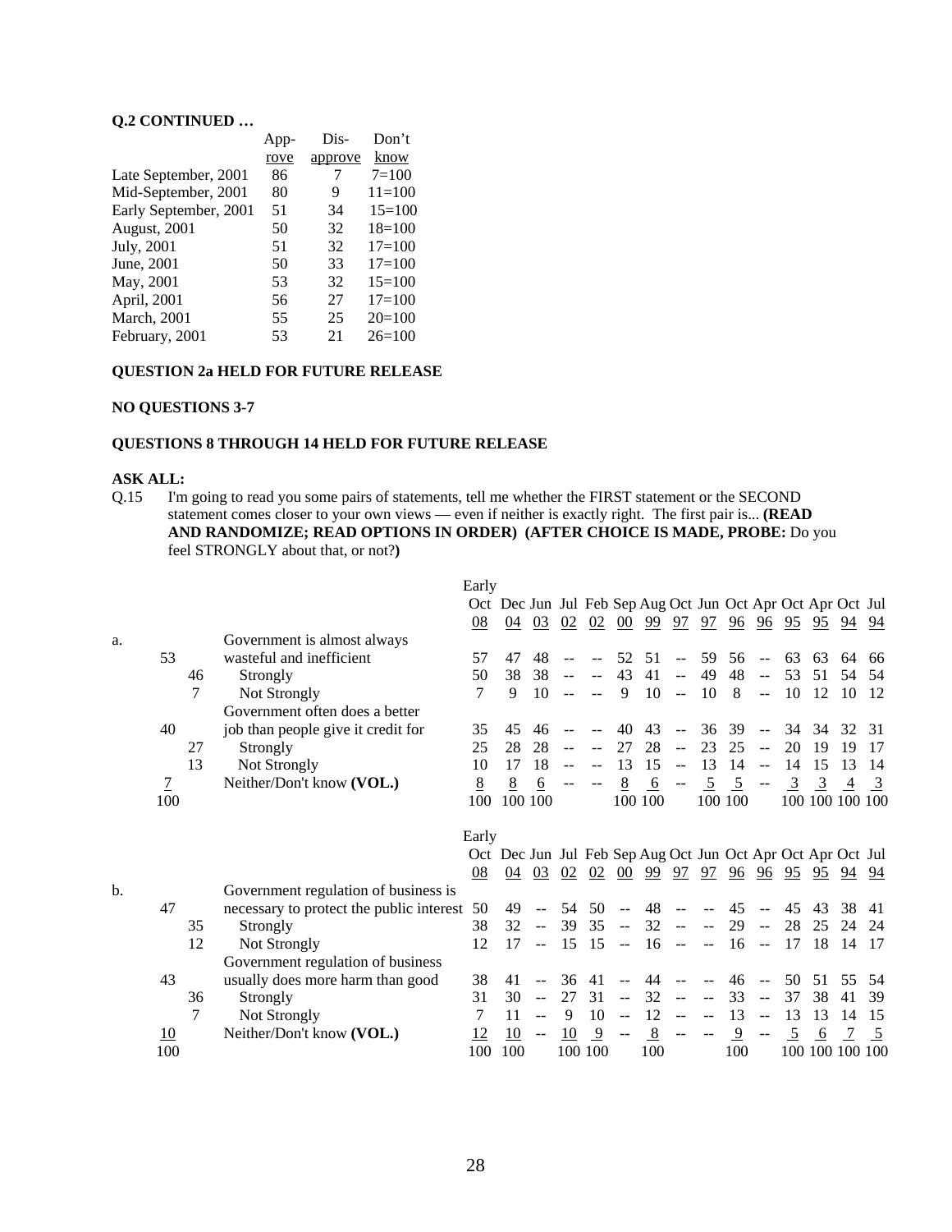**Q.2 CONTINUED …**

| | Approve | Disapprove | Don't know |
|---|---|---|---|
| Late September, 2001 | 86 | 7 | 7=100 |
| Mid-September, 2001 | 80 | 9 | 11=100 |
| Early September, 2001 | 51 | 34 | 15=100 |
| August, 2001 | 50 | 32 | 18=100 |
| July, 2001 | 51 | 32 | 17=100 |
| June, 2001 | 50 | 33 | 17=100 |
| May, 2001 | 53 | 32 | 15=100 |
| April, 2001 | 56 | 27 | 17=100 |
| March, 2001 | 55 | 25 | 20=100 |
| February, 2001 | 53 | 21 | 26=100 |

**QUESTION 2a HELD FOR FUTURE RELEASE**

**NO QUESTIONS 3-7**

**QUESTIONS 8 THROUGH 14 HELD FOR FUTURE RELEASE**

**ASK ALL:**

Q.15 I'm going to read you some pairs of statements, tell me whether the FIRST statement or the SECOND statement comes closer to your own views — even if neither is exactly right. The first pair is... **(READ AND RANDOMIZE; READ OPTIONS IN ORDER) (AFTER CHOICE IS MADE, PROBE:** Do you feel STRONGLY about that, or not?**)**

| | | | | Early Oct 08 | Dec 04 | Jun 03 | Jul 02 | Feb 02 | Sep 00 | Aug 99 | Oct 97 | Jun 97 | Oct 96 | Apr 96 | Oct 95 | Apr 95 | Oct 94 | Jul 94 |
|---|---|---|---|---|---|---|---|---|---|---|---|---|---|---|---|---|---|---|
| a. | | | Government is almost always | | | | | | | | | | | | | | | |
| | 53 | | wasteful and inefficient | 57 | 47 | 48 | -- | -- | 52 | 51 | -- | 59 | 56 | -- | 63 | 63 | 64 | 66 |
| | | 46 | Strongly | 50 | 38 | 38 | -- | -- | 43 | 41 | -- | 49 | 48 | -- | 53 | 51 | 54 | 54 |
| | | 7 | Not Strongly | 7 | 9 | 10 | -- | -- | 9 | 10 | -- | 10 | 8 | -- | 10 | 12 | 10 | 12 |
| | | | Government often does a better | | | | | | | | | | | | | | | |
| | 40 | | job than people give it credit for | 35 | 45 | 46 | -- | -- | 40 | 43 | -- | 36 | 39 | -- | 34 | 34 | 32 | 31 |
| | | 27 | Strongly | 25 | 28 | 28 | -- | -- | 27 | 28 | -- | 23 | 25 | -- | 20 | 19 | 19 | 17 |
| | | 13 | Not Strongly | 10 | 17 | 18 | -- | -- | 13 | 15 | -- | 13 | 14 | -- | 14 | 15 | 13 | 14 |
| | 7 | | Neither/Don't know **(VOL.)** | 8 | 8 | 6 | -- | -- | 8 | 6 | -- | 5 | 5 | -- | 3 | 3 | 4 | 3 |
| | 100 | | | 100 | 100 | 100 | | | 100 | 100 | | 100 | 100 | | 100 | 100 | 100 | 100 |

| | | | | Early Oct 08 | Dec 04 | Jun 03 | Jul 02 | Feb 02 | Sep 00 | Aug 99 | Oct 97 | Jun 97 | Oct 96 | Apr 96 | Oct 95 | Apr 95 | Oct 94 | Jul 94 |
|---|---|---|---|---|---|---|---|---|---|---|---|---|---|---|---|---|---|---|
| b. | | | Government regulation of business is | | | | | | | | | | | | | | | |
| | 47 | | necessary to protect the public interest | 50 | 49 | -- | 54 | 50 | -- | 48 | -- | -- | 45 | -- | 45 | 43 | 38 | 41 |
| | | 35 | Strongly | 38 | 32 | -- | 39 | 35 | -- | 32 | -- | -- | 29 | -- | 28 | 25 | 24 | 24 |
| | | 12 | Not Strongly | 12 | 17 | -- | 15 | 15 | -- | 16 | -- | -- | 16 | -- | 17 | 18 | 14 | 17 |
| | | | Government regulation of business | | | | | | | | | | | | | | | |
| | 43 | | usually does more harm than good | 38 | 41 | -- | 36 | 41 | -- | 44 | -- | -- | 46 | -- | 50 | 51 | 55 | 54 |
| | | 36 | Strongly | 31 | 30 | -- | 27 | 31 | -- | 32 | -- | -- | 33 | -- | 37 | 38 | 41 | 39 |
| | | 7 | Not Strongly | 7 | 11 | -- | 9 | 10 | -- | 12 | -- | -- | 13 | -- | 13 | 13 | 14 | 15 |
| | 10 | | Neither/Don't know **(VOL.)** | 12 | 10 | -- | 10 | 9 | -- | 8 | -- | -- | 9 | -- | 5 | 6 | 7 | 5 |
| | 100 | | | 100 | 100 | | 100 | 100 | | 100 | | | 100 | | 100 | 100 | 100 | 100 |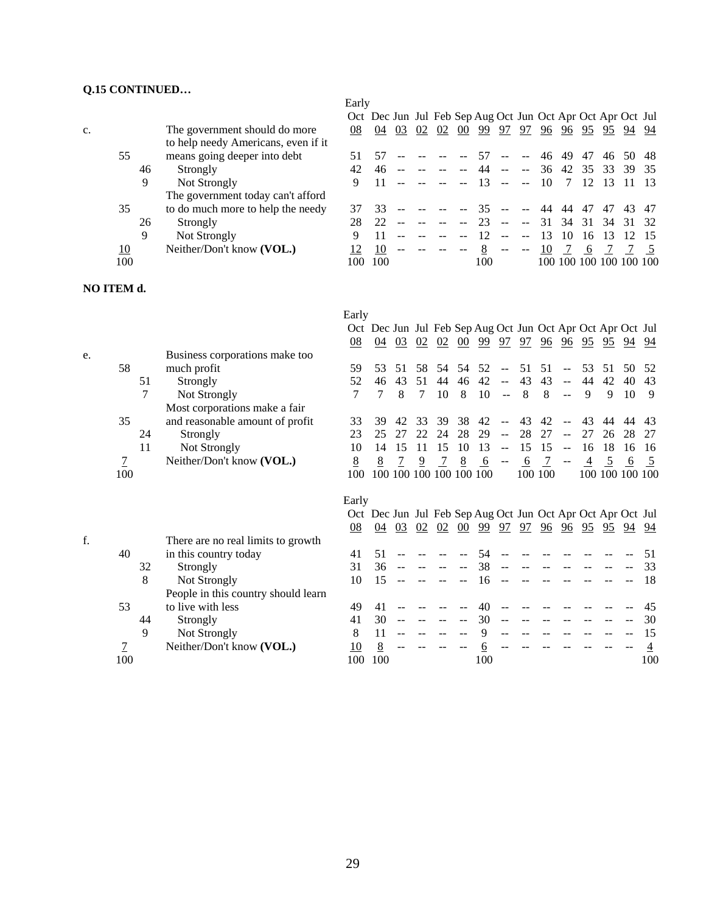**Q.15 CONTINUED…**

| | | | | Early Oct 08 | Dec 04 | Jun 03 | Jul 02 | Feb 02 | Sep 00 | Aug 99 | Oct 97 | Jun 97 | Oct 96 | Apr 96 | Oct 95 | Apr 95 | Oct 94 | Jul 94 |
|---|---|---|---|---|---|---|---|---|---|---|---|---|---|---|---|---|---|---|
| c. | | | The government should do more to help needy Americans, even if it means going deeper into debt | 51 | 57 | -- | -- | -- | -- | 57 | -- | -- | 46 | 49 | 47 | 46 | 50 | 48 |
| | 55 | | | | | | | | | | | | | | | | | |
| | | 46 | Strongly | 42 | 46 | -- | -- | -- | -- | 44 | -- | -- | 36 | 42 | 35 | 33 | 39 | 35 |
| | | 9 | Not Strongly | 9 | 11 | -- | -- | -- | -- | 13 | -- | -- | 10 | 7 | 12 | 13 | 11 | 13 |
| | 35 | | The government today can't afford to do much more to help the needy | 37 | 33 | -- | -- | -- | -- | 35 | -- | -- | 44 | 44 | 47 | 47 | 43 | 47 |
| | | 26 | Strongly | 28 | 22 | -- | -- | -- | -- | 23 | -- | -- | 31 | 34 | 31 | 34 | 31 | 32 |
| | | 9 | Not Strongly | 9 | 11 | -- | -- | -- | -- | 12 | -- | -- | 13 | 10 | 16 | 13 | 12 | 15 |
| | 10 | | Neither/Don't know **(VOL.)** | 12 | 10 | -- | -- | -- | -- | 8 | -- | -- | 10 | 7 | 6 | 7 | 7 | 5 |
| | 100 | | | 100 | 100 | | | | | 100 | | | 100 | 100 | 100 | 100 | 100 | 100 |

**NO ITEM d.**

| | | | | Early Oct 08 | Dec 04 | Jun 03 | Jul 02 | Feb 02 | Sep 00 | Aug 99 | Oct 97 | Jun 97 | Oct 96 | Apr 96 | Oct 95 | Apr 95 | Oct 94 | Jul 94 |
|---|---|---|---|---|---|---|---|---|---|---|---|---|---|---|---|---|---|---|
| e. | 58 | | Business corporations make too much profit | 59 | 53 | 51 | 58 | 54 | 54 | 52 | -- | 51 | 51 | -- | 53 | 51 | 50 | 52 |
| | | 51 | Strongly | 52 | 46 | 43 | 51 | 44 | 46 | 42 | -- | 43 | 43 | -- | 44 | 42 | 40 | 43 |
| | | 7 | Not Strongly | 7 | 7 | 8 | 7 | 10 | 8 | 10 | -- | 8 | 8 | -- | 9 | 9 | 10 | 9 |
| | 35 | | Most corporations make a fair and reasonable amount of profit | 33 | 39 | 42 | 33 | 39 | 38 | 42 | -- | 43 | 42 | -- | 43 | 44 | 44 | 43 |
| | | 24 | Strongly | 23 | 25 | 27 | 22 | 24 | 28 | 29 | -- | 28 | 27 | -- | 27 | 26 | 28 | 27 |
| | | 11 | Not Strongly | 10 | 14 | 15 | 11 | 15 | 10 | 13 | -- | 15 | 15 | -- | 16 | 18 | 16 | 16 |
| | 7 | | Neither/Don't know **(VOL.)** | 8 | 8 | 7 | 9 | 7 | 8 | 6 | -- | 6 | 7 | -- | 4 | 5 | 6 | 5 |
| | 100 | | | 100 | 100 | 100 | 100 | 100 | 100 | 100 | | 100 | 100 | | 100 | 100 | 100 | 100 |

| | | | | Early Oct 08 | Dec 04 | Jun 03 | Jul 02 | Feb 02 | Sep 00 | Aug 99 | Oct 97 | Jun 97 | Oct 96 | Apr 96 | Oct 95 | Apr 95 | Oct 94 | Jul 94 |
|---|---|---|---|---|---|---|---|---|---|---|---|---|---|---|---|---|---|---|
| f. | 40 | | There are no real limits to growth in this country today | 41 | 51 | -- | -- | -- | -- | 54 | -- | -- | -- | -- | -- | -- | -- | 51 |
| | | 32 | Strongly | 31 | 36 | -- | -- | -- | -- | 38 | -- | -- | -- | -- | -- | -- | -- | 33 |
| | | 8 | Not Strongly | 10 | 15 | -- | -- | -- | -- | 16 | -- | -- | -- | -- | -- | -- | -- | 18 |
| | 53 | | People in this country should learn to live with less | 49 | 41 | -- | -- | -- | -- | 40 | -- | -- | -- | -- | -- | -- | -- | 45 |
| | | 44 | Strongly | 41 | 30 | -- | -- | -- | -- | 30 | -- | -- | -- | -- | -- | -- | -- | 30 |
| | | 9 | Not Strongly | 8 | 11 | -- | -- | -- | -- | 9 | -- | -- | -- | -- | -- | -- | -- | 15 |
| | 7 | | Neither/Don't know **(VOL.)** | 10 | 8 | -- | -- | -- | -- | 6 | -- | -- | -- | -- | -- | -- | -- | 4 |
| | 100 | | | 100 | 100 | | | | | 100 | | | | | | | | 100 |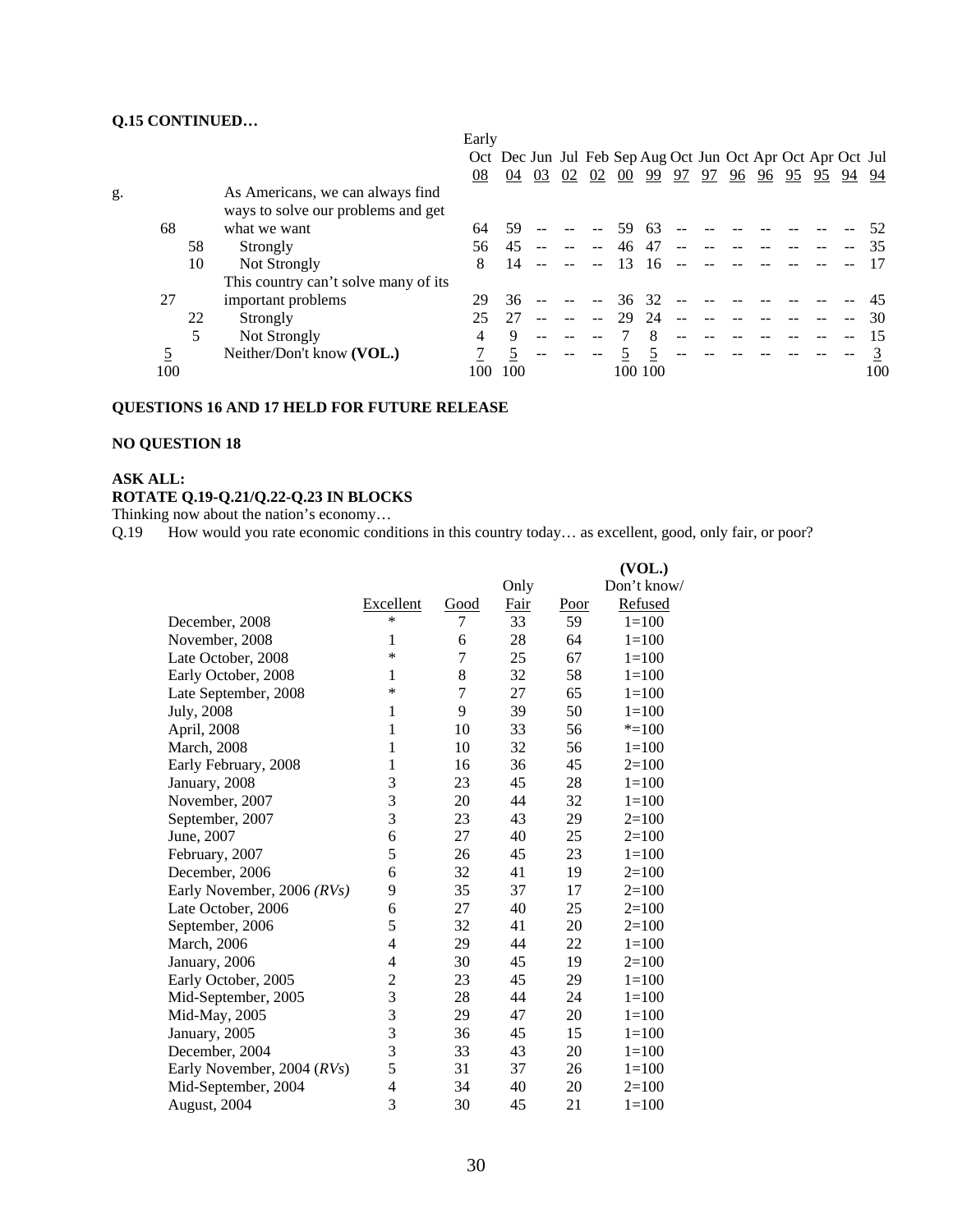**Q.15 CONTINUED…**

| | | | Early Oct 08 | Dec 04 | Jun 03 | Jul 02 | Feb 02 | Sep 00 | Aug 99 | Oct 97 | Jun 97 | Oct 96 | Apr 96 | Oct 95 | Apr 95 | Oct 94 | Jul 94 |
|---|---|---|---|---|---|---|---|---|---|---|---|---|---|---|---|---|---|
| g. | | As Americans, we can always find ways to solve our problems and get | | | | | | | | | | | | | | | |
| 68 | | what we want | 64 | 59 | -- | -- | -- | 59 | 63 | -- | -- | -- | -- | -- | -- | -- | 52 |
| | 58 | Strongly | 56 | 45 | -- | -- | -- | 46 | 47 | -- | -- | -- | -- | -- | -- | -- | 35 |
| | 10 | Not Strongly | 8 | 14 | -- | -- | -- | 13 | 16 | -- | -- | -- | -- | -- | -- | -- | 17 |
| | | This country can't solve many of its | | | | | | | | | | | | | | | |
| 27 | | important problems | 29 | 36 | -- | -- | -- | 36 | 32 | -- | -- | -- | -- | -- | -- | -- | 45 |
| | 22 | Strongly | 25 | 27 | -- | -- | -- | 29 | 24 | -- | -- | -- | -- | -- | -- | -- | 30 |
| | 5 | Not Strongly | 4 | 9 | -- | -- | -- | 7 | 8 | -- | -- | -- | -- | -- | -- | -- | 15 |
| 5 | | Neither/Don't know **(VOL.)** | 7 | 5 | -- | -- | -- | 5 | 5 | -- | -- | -- | -- | -- | -- | -- | 3 |
| 100 | | | 100 | 100 | | | | 100 | 100 | | | | | | | | 100 |

**QUESTIONS 16 AND 17 HELD FOR FUTURE RELEASE**

**NO QUESTION 18**

**ASK ALL:**
**ROTATE Q.19-Q.21/Q.22-Q.23 IN BLOCKS**

Thinking now about the nation's economy…

Q.19 How would you rate economic conditions in this country today… as excellent, good, only fair, or poor?

| | Excellent | Good | Only Fair | Poor | (VOL.) Don't know/ Refused |
|---|---|---|---|---|---|
| December, 2008 | * | 7 | 33 | 59 | 1=100 |
| November, 2008 | 1 | 6 | 28 | 64 | 1=100 |
| Late October, 2008 | * | 7 | 25 | 67 | 1=100 |
| Early October, 2008 | 1 | 8 | 32 | 58 | 1=100 |
| Late September, 2008 | * | 7 | 27 | 65 | 1=100 |
| July, 2008 | 1 | 9 | 39 | 50 | 1=100 |
| April, 2008 | 1 | 10 | 33 | 56 | *=100 |
| March, 2008 | 1 | 10 | 32 | 56 | 1=100 |
| Early February, 2008 | 1 | 16 | 36 | 45 | 2=100 |
| January, 2008 | 3 | 23 | 45 | 28 | 1=100 |
| November, 2007 | 3 | 20 | 44 | 32 | 1=100 |
| September, 2007 | 3 | 23 | 43 | 29 | 2=100 |
| June, 2007 | 6 | 27 | 40 | 25 | 2=100 |
| February, 2007 | 5 | 26 | 45 | 23 | 1=100 |
| December, 2006 | 6 | 32 | 41 | 19 | 2=100 |
| Early November, 2006 *(RVs)* | 9 | 35 | 37 | 17 | 2=100 |
| Late October, 2006 | 6 | 27 | 40 | 25 | 2=100 |
| September, 2006 | 5 | 32 | 41 | 20 | 2=100 |
| March, 2006 | 4 | 29 | 44 | 22 | 1=100 |
| January, 2006 | 4 | 30 | 45 | 19 | 2=100 |
| Early October, 2005 | 2 | 23 | 45 | 29 | 1=100 |
| Mid-September, 2005 | 3 | 28 | 44 | 24 | 1=100 |
| Mid-May, 2005 | 3 | 29 | 47 | 20 | 1=100 |
| January, 2005 | 3 | 36 | 45 | 15 | 1=100 |
| December, 2004 | 3 | 33 | 43 | 20 | 1=100 |
| Early November, 2004 *(RVs)* | 5 | 31 | 37 | 26 | 1=100 |
| Mid-September, 2004 | 4 | 34 | 40 | 20 | 2=100 |
| August, 2004 | 3 | 30 | 45 | 21 | 1=100 |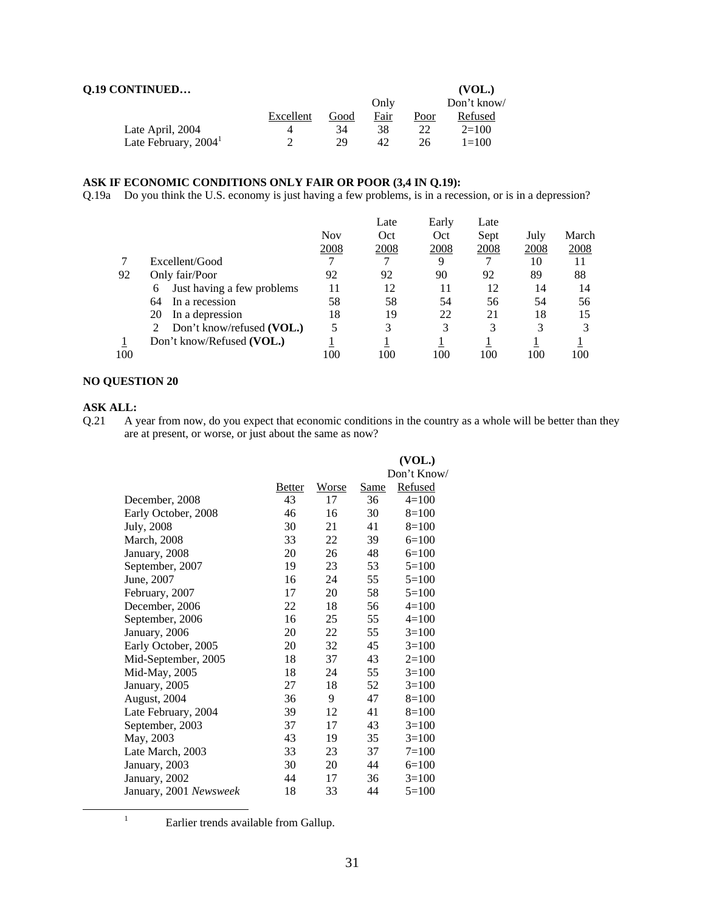**Q.19 CONTINUED…**

| | Excellent | Good | Only Fair | Poor | (VOL.) Don't know/ Refused |
|---|---|---|---|---|---|
| Late April, 2004 | 4 | 34 | 38 | 22 | 2=100 |
| Late February, 2004[1] | 2 | 29 | 42 | 26 | 1=100 |

**ASK IF ECONOMIC CONDITIONS ONLY FAIR OR POOR (3,4 IN Q.19):**

Q.19a Do you think the U.S. economy is just having a few problems, is in a recession, or is in a depression?

| | | Nov 2008 | Late Oct 2008 | Early Oct 2008 | Late Sept 2008 | July 2008 | March 2008 |
|---|---|---|---|---|---|---|---|
| 7 | Excellent/Good | 7 | 7 | 9 | 7 | 10 | 11 |
| 92 | Only fair/Poor | 92 | 92 | 90 | 92 | 89 | 88 |
| | 6 Just having a few problems | 11 | 12 | 11 | 12 | 14 | 14 |
| | 64 In a recession | 58 | 58 | 54 | 56 | 54 | 56 |
| | 20 In a depression | 18 | 19 | 22 | 21 | 18 | 15 |
| | 2 Don't know/refused **(VOL.)** | 5 | 3 | 3 | 3 | 3 | 3 |
| 1 | Don't know/Refused **(VOL.)** | 1 | 1 | 1 | 1 | 1 | 1 |
| 100 | | 100 | 100 | 100 | 100 | 100 | 100 |

**NO QUESTION 20**

**ASK ALL:**

Q.21 A year from now, do you expect that economic conditions in the country as a whole will be better than they are at present, or worse, or just about the same as now?

| | Better | Worse | Same | (VOL.) Don't Know/ Refused |
|---|---|---|---|---|
| December, 2008 | 43 | 17 | 36 | 4=100 |
| Early October, 2008 | 46 | 16 | 30 | 8=100 |
| July, 2008 | 30 | 21 | 41 | 8=100 |
| March, 2008 | 33 | 22 | 39 | 6=100 |
| January, 2008 | 20 | 26 | 48 | 6=100 |
| September, 2007 | 19 | 23 | 53 | 5=100 |
| June, 2007 | 16 | 24 | 55 | 5=100 |
| February, 2007 | 17 | 20 | 58 | 5=100 |
| December, 2006 | 22 | 18 | 56 | 4=100 |
| September, 2006 | 16 | 25 | 55 | 4=100 |
| January, 2006 | 20 | 22 | 55 | 3=100 |
| Early October, 2005 | 20 | 32 | 45 | 3=100 |
| Mid-September, 2005 | 18 | 37 | 43 | 2=100 |
| Mid-May, 2005 | 18 | 24 | 55 | 3=100 |
| January, 2005 | 27 | 18 | 52 | 3=100 |
| August, 2004 | 36 | 9 | 47 | 8=100 |
| Late February, 2004 | 39 | 12 | 41 | 8=100 |
| September, 2003 | 37 | 17 | 43 | 3=100 |
| May, 2003 | 43 | 19 | 35 | 3=100 |
| Late March, 2003 | 33 | 23 | 37 | 7=100 |
| January, 2003 | 30 | 20 | 44 | 6=100 |
| January, 2002 | 44 | 17 | 36 | 3=100 |
| January, 2001 *Newsweek* | 18 | 33 | 44 | 5=100 |

[1] Earlier trends available from Gallup.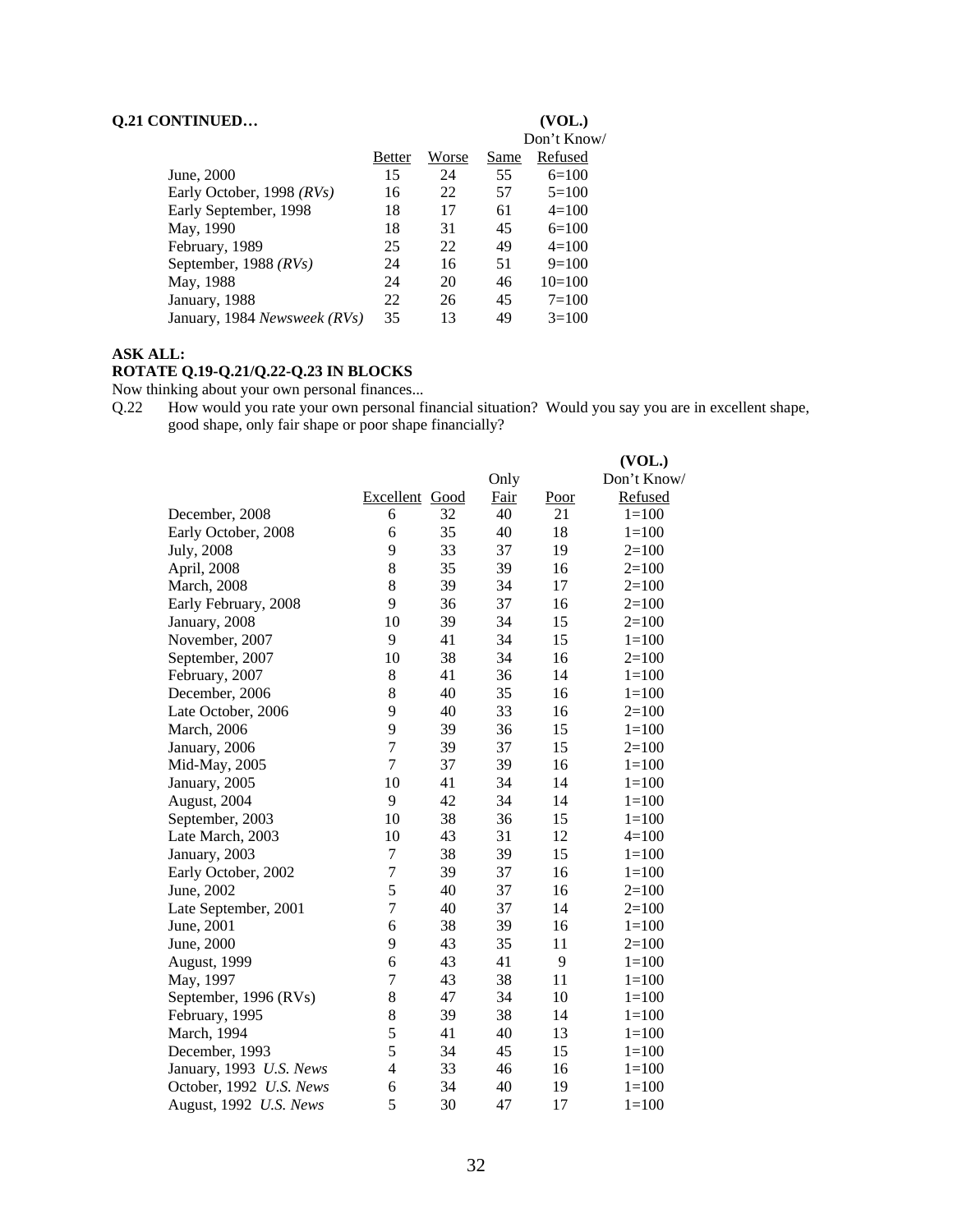**Q.21 CONTINUED…**

| | Better | Worse | Same | (VOL.) Don't Know/ Refused |
|---|---|---|---|---|
| June, 2000 | 15 | 24 | 55 | 6=100 |
| Early October, 1998 *(RVs)* | 16 | 22 | 57 | 5=100 |
| Early September, 1998 | 18 | 17 | 61 | 4=100 |
| May, 1990 | 18 | 31 | 45 | 6=100 |
| February, 1989 | 25 | 22 | 49 | 4=100 |
| September, 1988 *(RVs)* | 24 | 16 | 51 | 9=100 |
| May, 1988 | 24 | 20 | 46 | 10=100 |
| January, 1988 | 22 | 26 | 45 | 7=100 |
| January, 1984 *Newsweek (RVs)* | 35 | 13 | 49 | 3=100 |

**ASK ALL:**
**ROTATE Q.19-Q.21/Q.22-Q.23 IN BLOCKS**

Now thinking about your own personal finances...

Q.22 How would you rate your own personal financial situation? Would you say you are in excellent shape, good shape, only fair shape or poor shape financially?

| | Excellent | Good | Only Fair | Poor | (VOL.) Don't Know/ Refused |
|---|---|---|---|---|---|
| December, 2008 | 6 | 32 | 40 | 21 | 1=100 |
| Early October, 2008 | 6 | 35 | 40 | 18 | 1=100 |
| July, 2008 | 9 | 33 | 37 | 19 | 2=100 |
| April, 2008 | 8 | 35 | 39 | 16 | 2=100 |
| March, 2008 | 8 | 39 | 34 | 17 | 2=100 |
| Early February, 2008 | 9 | 36 | 37 | 16 | 2=100 |
| January, 2008 | 10 | 39 | 34 | 15 | 2=100 |
| November, 2007 | 9 | 41 | 34 | 15 | 1=100 |
| September, 2007 | 10 | 38 | 34 | 16 | 2=100 |
| February, 2007 | 8 | 41 | 36 | 14 | 1=100 |
| December, 2006 | 8 | 40 | 35 | 16 | 1=100 |
| Late October, 2006 | 9 | 40 | 33 | 16 | 2=100 |
| March, 2006 | 9 | 39 | 36 | 15 | 1=100 |
| January, 2006 | 7 | 39 | 37 | 15 | 2=100 |
| Mid-May, 2005 | 7 | 37 | 39 | 16 | 1=100 |
| January, 2005 | 10 | 41 | 34 | 14 | 1=100 |
| August, 2004 | 9 | 42 | 34 | 14 | 1=100 |
| September, 2003 | 10 | 38 | 36 | 15 | 1=100 |
| Late March, 2003 | 10 | 43 | 31 | 12 | 4=100 |
| January, 2003 | 7 | 38 | 39 | 15 | 1=100 |
| Early October, 2002 | 7 | 39 | 37 | 16 | 1=100 |
| June, 2002 | 5 | 40 | 37 | 16 | 2=100 |
| Late September, 2001 | 7 | 40 | 37 | 14 | 2=100 |
| June, 2001 | 6 | 38 | 39 | 16 | 1=100 |
| June, 2000 | 9 | 43 | 35 | 11 | 2=100 |
| August, 1999 | 6 | 43 | 41 | 9 | 1=100 |
| May, 1997 | 7 | 43 | 38 | 11 | 1=100 |
| September, 1996 (RVs) | 8 | 47 | 34 | 10 | 1=100 |
| February, 1995 | 8 | 39 | 38 | 14 | 1=100 |
| March, 1994 | 5 | 41 | 40 | 13 | 1=100 |
| December, 1993 | 5 | 34 | 45 | 15 | 1=100 |
| January, 1993 *U.S. News* | 4 | 33 | 46 | 16 | 1=100 |
| October, 1992 *U.S. News* | 6 | 34 | 40 | 19 | 1=100 |
| August, 1992 *U.S. News* | 5 | 30 | 47 | 17 | 1=100 |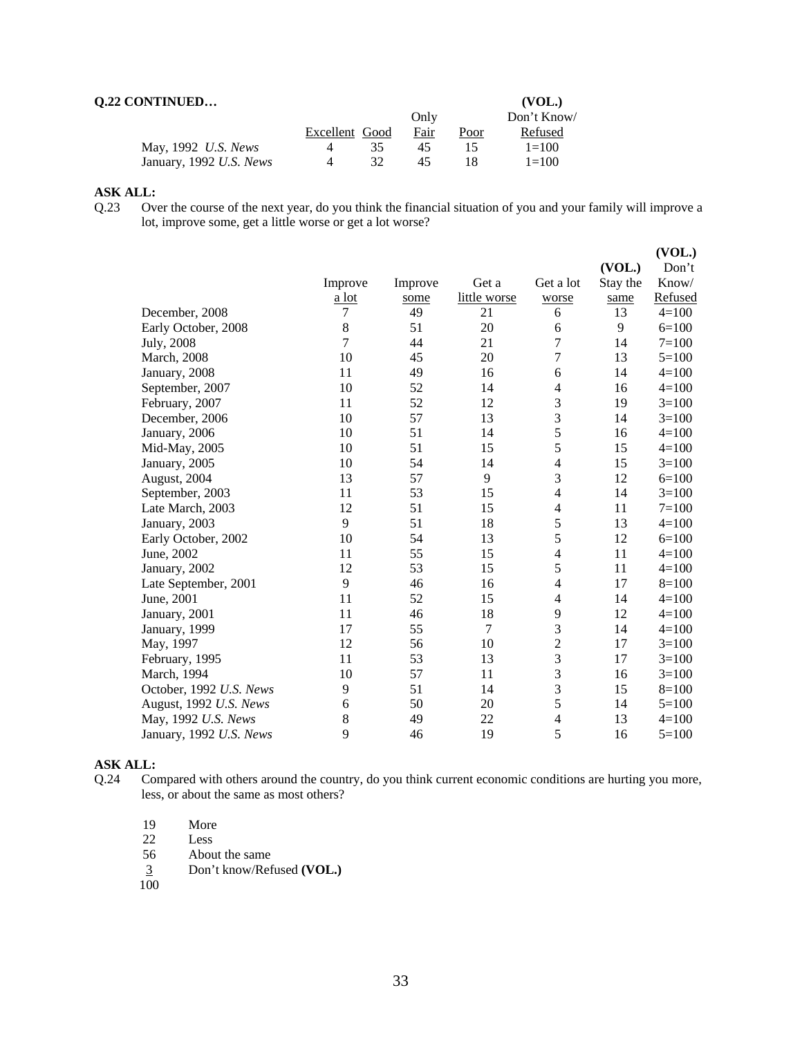**Q.22 CONTINUED…**

| | Excellent | Good | Only Fair | Poor | (VOL.) Don't Know/ Refused |
|---|---|---|---|---|---|
| May, 1992 *U.S. News* | 4 | 35 | 45 | 15 | 1=100 |
| January, 1992 *U.S. News* | 4 | 32 | 45 | 18 | 1=100 |

**ASK ALL:**

Q.23 Over the course of the next year, do you think the financial situation of you and your family will improve a lot, improve some, get a little worse or get a lot worse?

| | Improve a lot | Improve some | Get a little worse | Get a lot worse | (VOL.) Stay the same | (VOL.) Don't Know/ Refused |
|---|---|---|---|---|---|---|
| December, 2008 | 7 | 49 | 21 | 6 | 13 | 4=100 |
| Early October, 2008 | 8 | 51 | 20 | 6 | 9 | 6=100 |
| July, 2008 | 7 | 44 | 21 | 7 | 14 | 7=100 |
| March, 2008 | 10 | 45 | 20 | 7 | 13 | 5=100 |
| January, 2008 | 11 | 49 | 16 | 6 | 14 | 4=100 |
| September, 2007 | 10 | 52 | 14 | 4 | 16 | 4=100 |
| February, 2007 | 11 | 52 | 12 | 3 | 19 | 3=100 |
| December, 2006 | 10 | 57 | 13 | 3 | 14 | 3=100 |
| January, 2006 | 10 | 51 | 14 | 5 | 16 | 4=100 |
| Mid-May, 2005 | 10 | 51 | 15 | 5 | 15 | 4=100 |
| January, 2005 | 10 | 54 | 14 | 4 | 15 | 3=100 |
| August, 2004 | 13 | 57 | 9 | 3 | 12 | 6=100 |
| September, 2003 | 11 | 53 | 15 | 4 | 14 | 3=100 |
| Late March, 2003 | 12 | 51 | 15 | 4 | 11 | 7=100 |
| January, 2003 | 9 | 51 | 18 | 5 | 13 | 4=100 |
| Early October, 2002 | 10 | 54 | 13 | 5 | 12 | 6=100 |
| June, 2002 | 11 | 55 | 15 | 4 | 11 | 4=100 |
| January, 2002 | 12 | 53 | 15 | 5 | 11 | 4=100 |
| Late September, 2001 | 9 | 46 | 16 | 4 | 17 | 8=100 |
| June, 2001 | 11 | 52 | 15 | 4 | 14 | 4=100 |
| January, 2001 | 11 | 46 | 18 | 9 | 12 | 4=100 |
| January, 1999 | 17 | 55 | 7 | 3 | 14 | 4=100 |
| May, 1997 | 12 | 56 | 10 | 2 | 17 | 3=100 |
| February, 1995 | 11 | 53 | 13 | 3 | 17 | 3=100 |
| March, 1994 | 10 | 57 | 11 | 3 | 16 | 3=100 |
| October, 1992 *U.S. News* | 9 | 51 | 14 | 3 | 15 | 8=100 |
| August, 1992 *U.S. News* | 6 | 50 | 20 | 5 | 14 | 5=100 |
| May, 1992 *U.S. News* | 8 | 49 | 22 | 4 | 13 | 4=100 |
| January, 1992 *U.S. News* | 9 | 46 | 19 | 5 | 16 | 5=100 |

**ASK ALL:**

Q.24 Compared with others around the country, do you think current economic conditions are hurting you more, less, or about the same as most others?

| | |
|---|---|
| 19 | More |
| 22 | Less |
| 56 | About the same |
| 3 | Don't know/Refused **(VOL.)** |
| 100 | |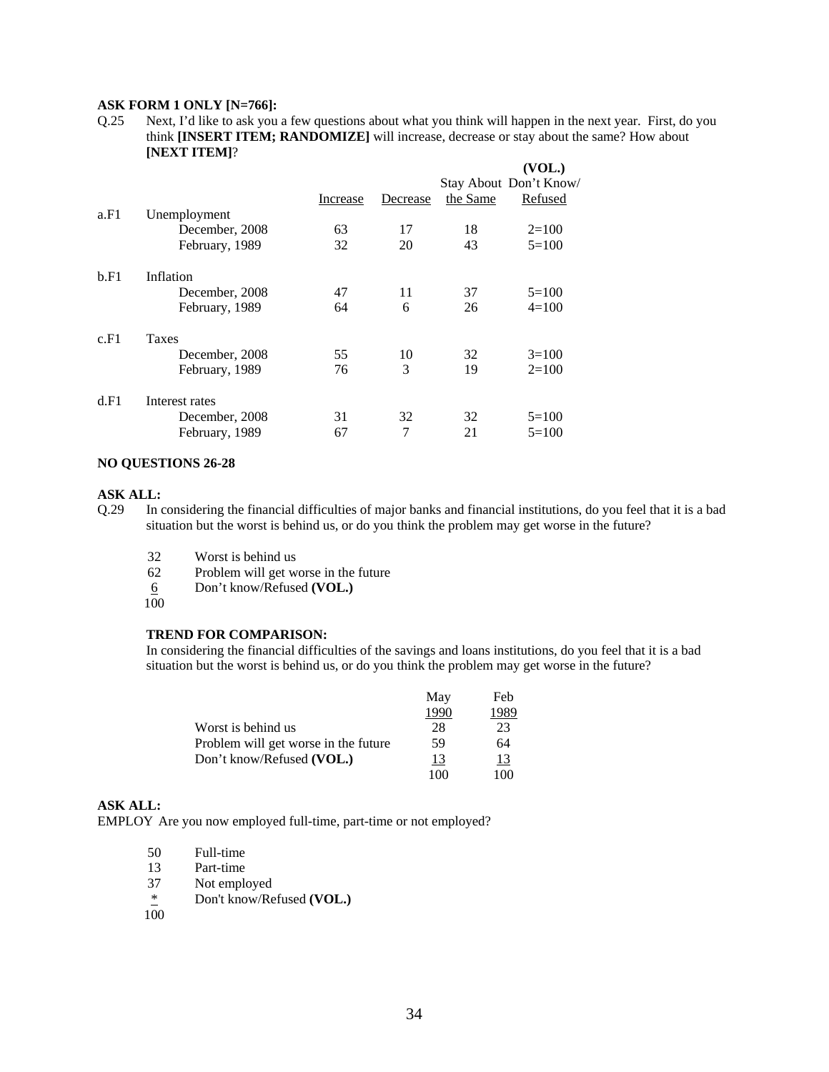**ASK FORM 1 ONLY [N=766]:**

Q.25 Next, I'd like to ask you a few questions about what you think will happen in the next year. First, do you think **[INSERT ITEM; RANDOMIZE]** will increase, decrease or stay about the same? How about **[NEXT ITEM]**?

| | | Increase | Decrease | Stay About the Same | **(VOL.)** Don't Know/ Refused |
|---|---|---|---|---|---|
| a.F1 | Unemployment | | | | |
| | December, 2008 | 63 | 17 | 18 | 2=100 |
| | February, 1989 | 32 | 20 | 43 | 5=100 |
| b.F1 | Inflation | | | | |
| | December, 2008 | 47 | 11 | 37 | 5=100 |
| | February, 1989 | 64 | 6 | 26 | 4=100 |
| c.F1 | Taxes | | | | |
| | December, 2008 | 55 | 10 | 32 | 3=100 |
| | February, 1989 | 76 | 3 | 19 | 2=100 |
| d.F1 | Interest rates | | | | |
| | December, 2008 | 31 | 32 | 32 | 5=100 |
| | February, 1989 | 67 | 7 | 21 | 5=100 |

**NO QUESTIONS 26-28**

**ASK ALL:**

Q.29 In considering the financial difficulties of major banks and financial institutions, do you feel that it is a bad situation but the worst is behind us, or do you think the problem may get worse in the future?

32 Worst is behind us
62 Problem will get worse in the future
6 Don't know/Refused **(VOL.)**
100

**TREND FOR COMPARISON:**

In considering the financial difficulties of the savings and loans institutions, do you feel that it is a bad situation but the worst is behind us, or do you think the problem may get worse in the future?

| | May 1990 | Feb 1989 |
|---|---|---|
| Worst is behind us | 28 | 23 |
| Problem will get worse in the future | 59 | 64 |
| Don't know/Refused **(VOL.)** | 13 | 13 |
| | 100 | 100 |

**ASK ALL:**

EMPLOY Are you now employed full-time, part-time or not employed?

50 Full-time
13 Part-time
37 Not employed
* Don't know/Refused **(VOL.)**
100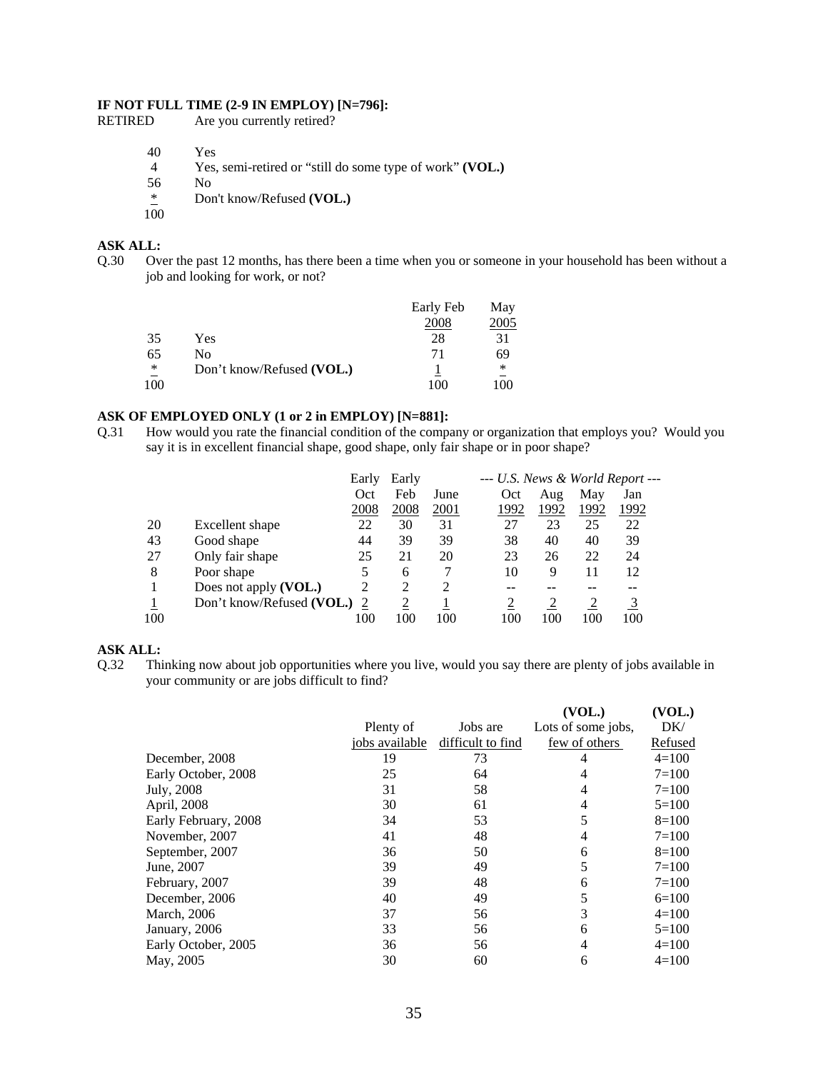**IF NOT FULL TIME (2-9 IN EMPLOY) [N=796]:**

RETIRED Are you currently retired?

| | |
|---|---|
| 40 | Yes |
| 4 | Yes, semi-retired or "still do some type of work" **(VOL.)** |
| 56 | No |
| * | Don't know/Refused **(VOL.)** |
| 100 | |

**ASK ALL:**

Q.30 Over the past 12 months, has there been a time when you or someone in your household has been without a job and looking for work, or not?

| | | Early Feb 2008 | May 2005 |
|---|---|---|---|
| 35 | Yes | 28 | 31 |
| 65 | No | 71 | 69 |
| * | Don't know/Refused **(VOL.)** | 1 | * |
| 100 | | 100 | 100 |

**ASK OF EMPLOYED ONLY (1 or 2 in EMPLOY) [N=881]:**

Q.31 How would you rate the financial condition of the company or organization that employs you? Would you say it is in excellent financial shape, good shape, only fair shape or in poor shape?

| | | Early Oct 2008 | Early Feb 2008 | June 2001 | *--- U.S. News & World Report ---* Oct 1992 | Aug 1992 | May 1992 | Jan 1992 |
|---|---|---|---|---|---|---|---|---|
| 20 | Excellent shape | 22 | 30 | 31 | 27 | 23 | 25 | 22 |
| 43 | Good shape | 44 | 39 | 39 | 38 | 40 | 40 | 39 |
| 27 | Only fair shape | 25 | 21 | 20 | 23 | 26 | 22 | 24 |
| 8 | Poor shape | 5 | 6 | 7 | 10 | 9 | 11 | 12 |
| 1 | Does not apply **(VOL.)** | 2 | 2 | 2 | -- | -- | -- | -- |
| 1 | Don't know/Refused **(VOL.)** | 2 | 2 | 1 | 2 | 2 | 2 | 3 |
| 100 | | 100 | 100 | 100 | 100 | 100 | 100 | 100 |

**ASK ALL:**

Q.32 Thinking now about job opportunities where you live, would you say there are plenty of jobs available in your community or are jobs difficult to find?

| | Plenty of jobs available | Jobs are difficult to find | **(VOL.)** Lots of some jobs, few of others | **(VOL.)** DK/ Refused |
|---|---|---|---|---|
| December, 2008 | 19 | 73 | 4 | 4=100 |
| Early October, 2008 | 25 | 64 | 4 | 7=100 |
| July, 2008 | 31 | 58 | 4 | 7=100 |
| April, 2008 | 30 | 61 | 4 | 5=100 |
| Early February, 2008 | 34 | 53 | 5 | 8=100 |
| November, 2007 | 41 | 48 | 4 | 7=100 |
| September, 2007 | 36 | 50 | 6 | 8=100 |
| June, 2007 | 39 | 49 | 5 | 7=100 |
| February, 2007 | 39 | 48 | 6 | 7=100 |
| December, 2006 | 40 | 49 | 5 | 6=100 |
| March, 2006 | 37 | 56 | 3 | 4=100 |
| January, 2006 | 33 | 56 | 6 | 5=100 |
| Early October, 2005 | 36 | 56 | 4 | 4=100 |
| May, 2005 | 30 | 60 | 6 | 4=100 |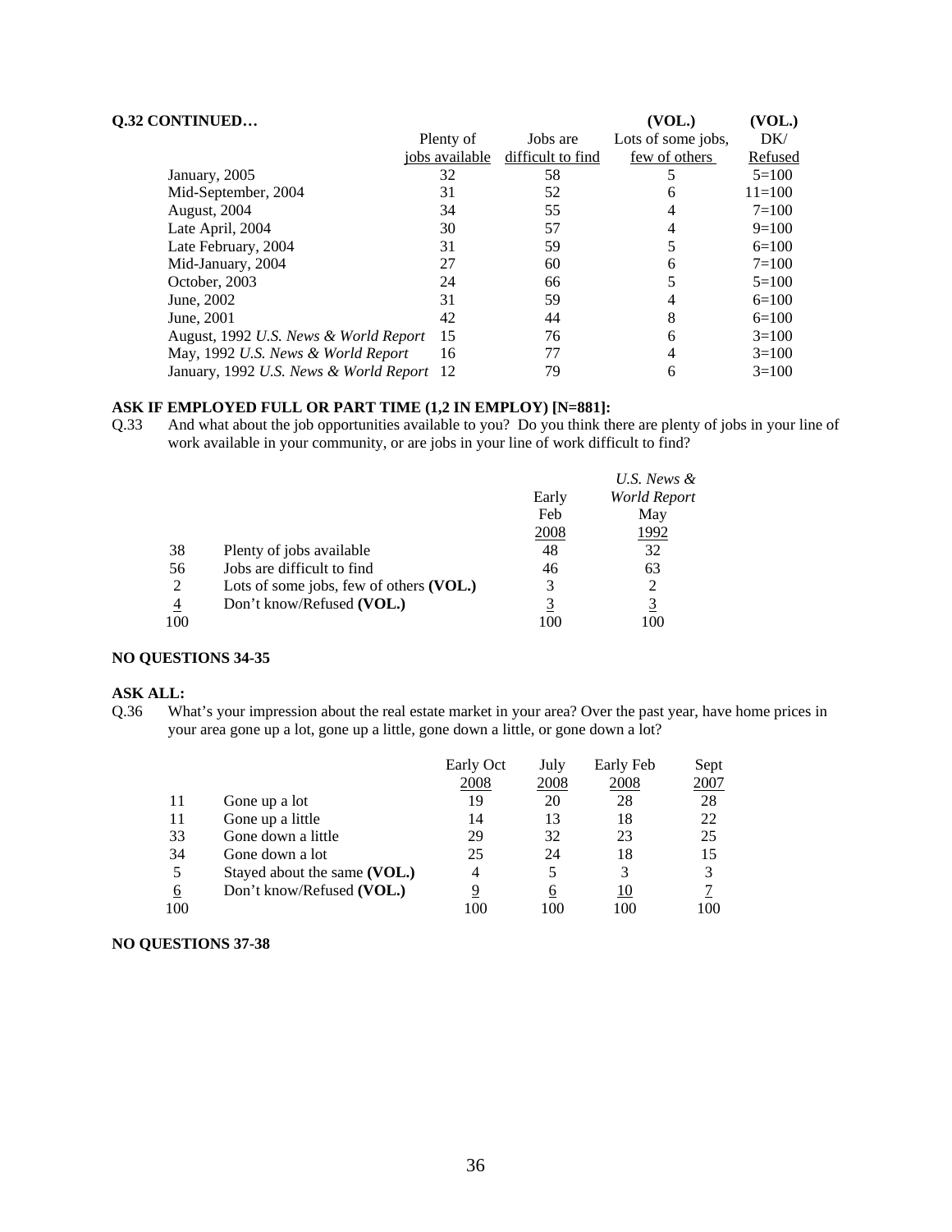**Q.32 CONTINUED…**

| | Plenty of jobs available | Jobs are difficult to find | (VOL.) Lots of some jobs, few of others | (VOL.) DK/ Refused |
|---|---|---|---|---|
| January, 2005 | 32 | 58 | 5 | 5=100 |
| Mid-September, 2004 | 31 | 52 | 6 | 11=100 |
| August, 2004 | 34 | 55 | 4 | 7=100 |
| Late April, 2004 | 30 | 57 | 4 | 9=100 |
| Late February, 2004 | 31 | 59 | 5 | 6=100 |
| Mid-January, 2004 | 27 | 60 | 6 | 7=100 |
| October, 2003 | 24 | 66 | 5 | 5=100 |
| June, 2002 | 31 | 59 | 4 | 6=100 |
| June, 2001 | 42 | 44 | 8 | 6=100 |
| August, 1992 *U.S. News & World Report* | 15 | 76 | 6 | 3=100 |
| May, 1992 *U.S. News & World Report* | 16 | 77 | 4 | 3=100 |
| January, 1992 *U.S. News & World Report* | 12 | 79 | 6 | 3=100 |

**ASK IF EMPLOYED FULL OR PART TIME (1,2 IN EMPLOY) [N=881]:**

Q.33 And what about the job opportunities available to you? Do you think there are plenty of jobs in your line of work available in your community, or are jobs in your line of work difficult to find?

| | | Early Feb 2008 | *U.S. News & World Report* May 1992 |
|---|---|---|---|
| 38 | Plenty of jobs available | 48 | 32 |
| 56 | Jobs are difficult to find | 46 | 63 |
| 2 | Lots of some jobs, few of others **(VOL.)** | 3 | 2 |
| 4 | Don't know/Refused **(VOL.)** | 3 | 3 |
| 100 | | 100 | 100 |

**NO QUESTIONS 34-35**

**ASK ALL:**

Q.36 What's your impression about the real estate market in your area? Over the past year, have home prices in your area gone up a lot, gone up a little, gone down a little, or gone down a lot?

| | | Early Oct 2008 | July 2008 | Early Feb 2008 | Sept 2007 |
|---|---|---|---|---|---|
| 11 | Gone up a lot | 19 | 20 | 28 | 28 |
| 11 | Gone up a little | 14 | 13 | 18 | 22 |
| 33 | Gone down a little | 29 | 32 | 23 | 25 |
| 34 | Gone down a lot | 25 | 24 | 18 | 15 |
| 5 | Stayed about the same **(VOL.)** | 4 | 5 | 3 | 3 |
| 6 | Don't know/Refused **(VOL.)** | 9 | 6 | 10 | 7 |
| 100 | | 100 | 100 | 100 | 100 |

**NO QUESTIONS 37-38**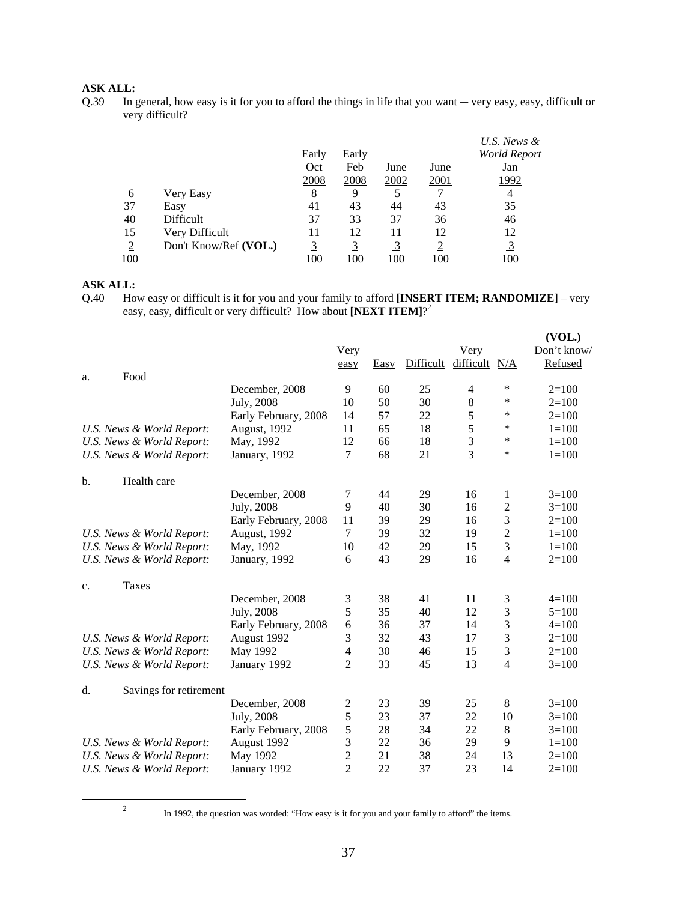**ASK ALL:**

Q.39 In general, how easy is it for you to afford the things in life that you want ― very easy, easy, difficult or very difficult?

| | | Early Oct 2008 | Early Feb 2008 | June 2002 | June 2001 | *U.S. News & World Report* Jan 1992 |
|---|---|---|---|---|---|---|
| 6 | Very Easy | 8 | 9 | 5 | 7 | 4 |
| 37 | Easy | 41 | 43 | 44 | 43 | 35 |
| 40 | Difficult | 37 | 33 | 37 | 36 | 46 |
| 15 | Very Difficult | 11 | 12 | 11 | 12 | 12 |
| 2 | Don't Know/Ref **(VOL.)** | 3 | 3 | 3 | 2 | 3 |
| 100 | | 100 | 100 | 100 | 100 | 100 |

**ASK ALL:**

Q.40 How easy or difficult is it for you and your family to afford **[INSERT ITEM; RANDOMIZE]** – very easy, easy, difficult or very difficult? How about **[NEXT ITEM]**?[2]

| | | Very easy | Easy | Difficult | Very difficult | N/A | **(VOL.)** Don't know/ Refused |
|---|---|---|---|---|---|---|---|
| a. Food | | | | | | | |
| | December, 2008 | 9 | 60 | 25 | 4 | * | 2=100 |
| | July, 2008 | 10 | 50 | 30 | 8 | * | 2=100 |
| | Early February, 2008 | 14 | 57 | 22 | 5 | * | 2=100 |
| *U.S. News & World Report:* | August, 1992 | 11 | 65 | 18 | 5 | * | 1=100 |
| *U.S. News & World Report:* | May, 1992 | 12 | 66 | 18 | 3 | * | 1=100 |
| *U.S. News & World Report:* | January, 1992 | 7 | 68 | 21 | 3 | * | 1=100 |
| b. Health care | | | | | | | |
| | December, 2008 | 7 | 44 | 29 | 16 | 1 | 3=100 |
| | July, 2008 | 9 | 40 | 30 | 16 | 2 | 3=100 |
| | Early February, 2008 | 11 | 39 | 29 | 16 | 3 | 2=100 |
| *U.S. News & World Report:* | August, 1992 | 7 | 39 | 32 | 19 | 2 | 1=100 |
| *U.S. News & World Report:* | May, 1992 | 10 | 42 | 29 | 15 | 3 | 1=100 |
| *U.S. News & World Report:* | January, 1992 | 6 | 43 | 29 | 16 | 4 | 2=100 |
| c. Taxes | | | | | | | |
| | December, 2008 | 3 | 38 | 41 | 11 | 3 | 4=100 |
| | July, 2008 | 5 | 35 | 40 | 12 | 3 | 5=100 |
| | Early February, 2008 | 6 | 36 | 37 | 14 | 3 | 4=100 |
| *U.S. News & World Report:* | August 1992 | 3 | 32 | 43 | 17 | 3 | 2=100 |
| *U.S. News & World Report:* | May 1992 | 4 | 30 | 46 | 15 | 3 | 2=100 |
| *U.S. News & World Report:* | January 1992 | 2 | 33 | 45 | 13 | 4 | 3=100 |
| d. Savings for retirement | | | | | | | |
| | December, 2008 | 2 | 23 | 39 | 25 | 8 | 3=100 |
| | July, 2008 | 5 | 23 | 37 | 22 | 10 | 3=100 |
| | Early February, 2008 | 5 | 28 | 34 | 22 | 8 | 3=100 |
| *U.S. News & World Report:* | August 1992 | 3 | 22 | 36 | 29 | 9 | 1=100 |
| *U.S. News & World Report:* | May 1992 | 2 | 21 | 38 | 24 | 13 | 2=100 |
| *U.S. News & World Report:* | January 1992 | 2 | 22 | 37 | 23 | 14 | 2=100 |

[2] In 1992, the question was worded: "How easy is it for you and your family to afford" the items.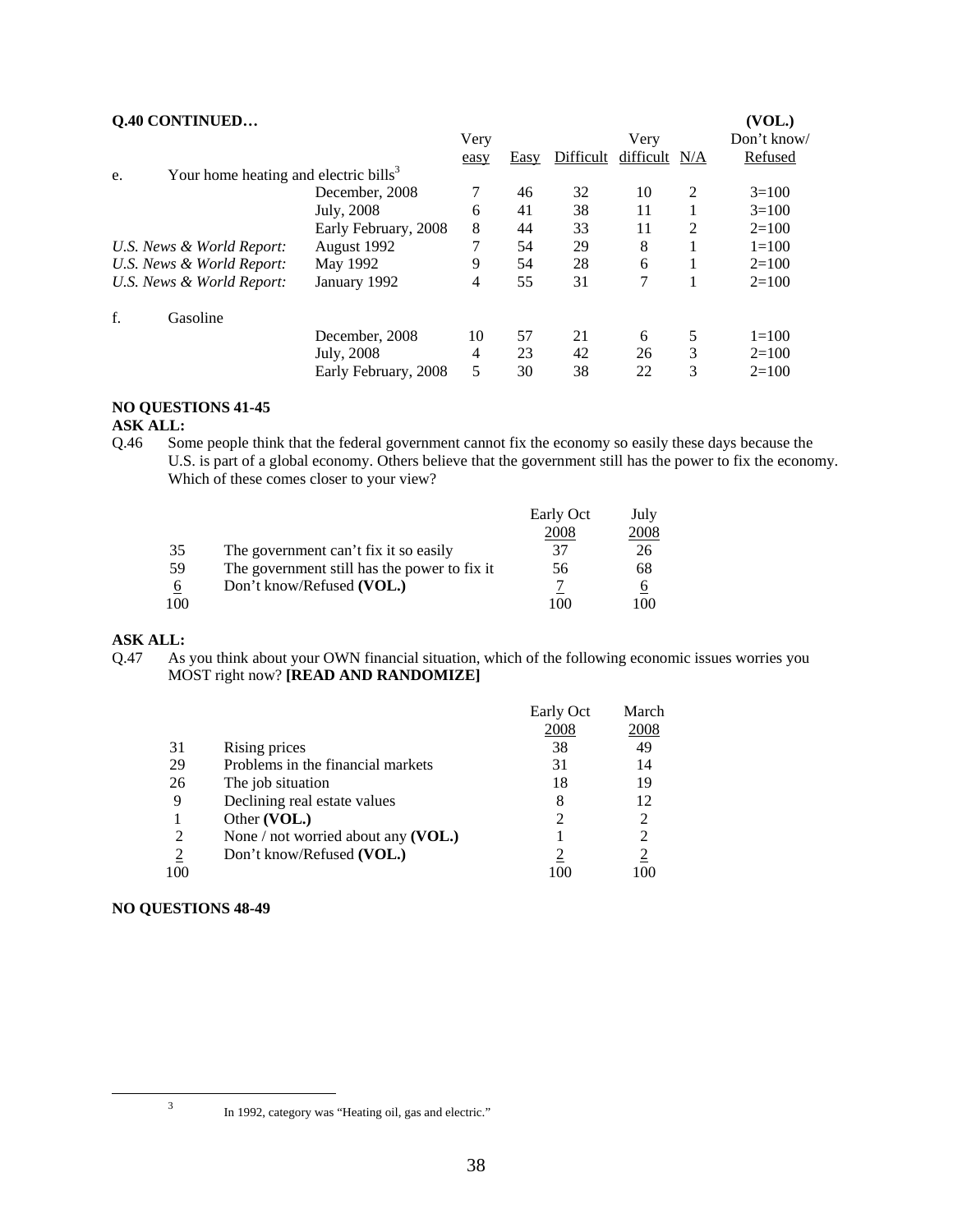**Q.40 CONTINUED…**

| | | Very easy | Easy | Difficult | Very difficult | N/A | (VOL.) Don't know/ Refused |
|---|---|---|---|---|---|---|---|
| e. Your home heating and electric bills[3] | | | | | | | |
| | December, 2008 | 7 | 46 | 32 | 10 | 2 | 3=100 |
| | July, 2008 | 6 | 41 | 38 | 11 | 1 | 3=100 |
| | Early February, 2008 | 8 | 44 | 33 | 11 | 2 | 2=100 |
| *U.S. News & World Report:* | August 1992 | 7 | 54 | 29 | 8 | 1 | 1=100 |
| *U.S. News & World Report:* | May 1992 | 9 | 54 | 28 | 6 | 1 | 2=100 |
| *U.S. News & World Report:* | January 1992 | 4 | 55 | 31 | 7 | 1 | 2=100 |
| f. Gasoline | | | | | | | |
| | December, 2008 | 10 | 57 | 21 | 6 | 5 | 1=100 |
| | July, 2008 | 4 | 23 | 42 | 26 | 3 | 2=100 |
| | Early February, 2008 | 5 | 30 | 38 | 22 | 3 | 2=100 |

**NO QUESTIONS 41-45**

**ASK ALL:**

Q.46 Some people think that the federal government cannot fix the economy so easily these days because the U.S. is part of a global economy. Others believe that the government still has the power to fix the economy. Which of these comes closer to your view?

| | | Early Oct 2008 | July 2008 |
|---|---|---|---|
| 35 | The government can't fix it so easily | 37 | 26 |
| 59 | The government still has the power to fix it | 56 | 68 |
| 6 | Don't know/Refused **(VOL.)** | 7 | 6 |
| 100 | | 100 | 100 |

**ASK ALL:**

Q.47 As you think about your OWN financial situation, which of the following economic issues worries you MOST right now? **[READ AND RANDOMIZE]**

| | | Early Oct 2008 | March 2008 |
|---|---|---|---|
| 31 | Rising prices | 38 | 49 |
| 29 | Problems in the financial markets | 31 | 14 |
| 26 | The job situation | 18 | 19 |
| 9 | Declining real estate values | 8 | 12 |
| 1 | Other **(VOL.)** | 2 | 2 |
| 2 | None / not worried about any **(VOL.)** | 1 | 2 |
| 2 | Don't know/Refused **(VOL.)** | 2 | 2 |
| 100 | | 100 | 100 |

**NO QUESTIONS 48-49**

[3] In 1992, category was "Heating oil, gas and electric."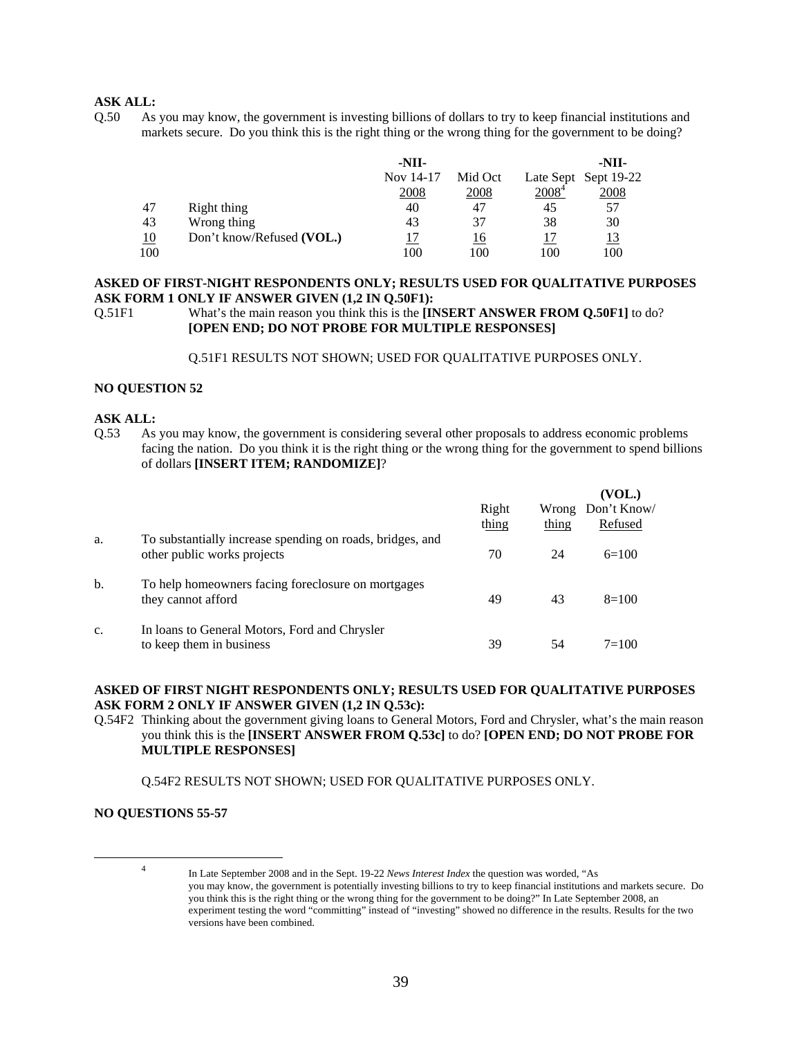**ASK ALL:**

Q.50 As you may know, the government is investing billions of dollars to try to keep financial institutions and markets secure. Do you think this is the right thing or the wrong thing for the government to be doing?

| | | -NII- Nov 14-17 2008 | Mid Oct 2008 | Late Sept 2008[4] | -NII- Sept 19-22 2008 |
|---|---|---|---|---|---|
| 47 | Right thing | 40 | 47 | 45 | 57 |
| 43 | Wrong thing | 43 | 37 | 38 | 30 |
| 10 | Don't know/Refused **(VOL.)** | 17 | 16 | 17 | 13 |
| 100 | | 100 | 100 | 100 | 100 |

**ASKED OF FIRST-NIGHT RESPONDENTS ONLY; RESULTS USED FOR QUALITATIVE PURPOSES**
**ASK FORM 1 ONLY IF ANSWER GIVEN (1,2 IN Q.50F1):**

Q.51F1 What's the main reason you think this is the **[INSERT ANSWER FROM Q.50F1]** to do? **[OPEN END; DO NOT PROBE FOR MULTIPLE RESPONSES]**

Q.51F1 RESULTS NOT SHOWN; USED FOR QUALITATIVE PURPOSES ONLY.

**NO QUESTION 52**

**ASK ALL:**

Q.53 As you may know, the government is considering several other proposals to address economic problems facing the nation. Do you think it is the right thing or the wrong thing for the government to spend billions of dollars **[INSERT ITEM; RANDOMIZE]**?

| | | Right thing | Wrong thing | **(VOL.)** Don't Know/ Refused |
|---|---|---|---|---|
| a. | To substantially increase spending on roads, bridges, and other public works projects | 70 | 24 | 6=100 |
| b. | To help homeowners facing foreclosure on mortgages they cannot afford | 49 | 43 | 8=100 |
| c. | In loans to General Motors, Ford and Chrysler to keep them in business | 39 | 54 | 7=100 |

**ASKED OF FIRST NIGHT RESPONDENTS ONLY; RESULTS USED FOR QUALITATIVE PURPOSES**
**ASK FORM 2 ONLY IF ANSWER GIVEN (1,2 IN Q.53c):**

Q.54F2 Thinking about the government giving loans to General Motors, Ford and Chrysler, what's the main reason you think this is the **[INSERT ANSWER FROM Q.53c]** to do? **[OPEN END; DO NOT PROBE FOR MULTIPLE RESPONSES]**

Q.54F2 RESULTS NOT SHOWN; USED FOR QUALITATIVE PURPOSES ONLY.

**NO QUESTIONS 55-57**

---

[4] In Late September 2008 and in the Sept. 19-22 *News Interest Index* the question was worded, "As you may know, the government is potentially investing billions to try to keep financial institutions and markets secure. Do you think this is the right thing or the wrong thing for the government to be doing?" In Late September 2008, an experiment testing the word "committing" instead of "investing" showed no difference in the results. Results for the two versions have been combined.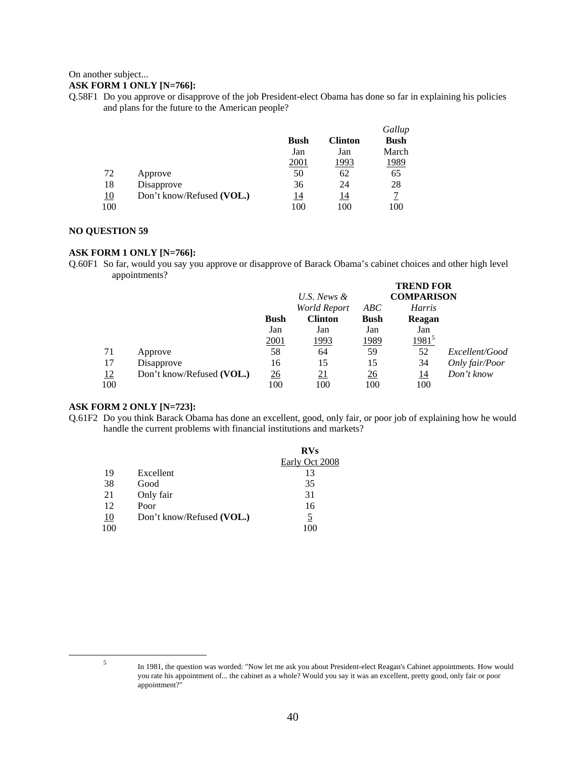On another subject...

**ASK FORM 1 ONLY [N=766]:**

Q.58F1 Do you approve or disapprove of the job President-elect Obama has done so far in explaining his policies and plans for the future to the American people?

| | | Bush Jan 2001 | Clinton Jan 1993 | *Gallup* Bush March 1989 |
|---|---|---|---|---|
| 72 | Approve | 50 | 62 | 65 |
| 18 | Disapprove | 36 | 24 | 28 |
| 10 | Don't know/Refused **(VOL.)** | 14 | 14 | 7 |
| 100 | | 100 | 100 | 100 |

**NO QUESTION 59**

**ASK FORM 1 ONLY [N=766]:**

Q.60F1 So far, would you say you approve or disapprove of Barack Obama's cabinet choices and other high level appointments?

| | | | | | **TREND FOR COMPARISON** | |
|---|---|---|---|---|---|---|
| | | Bush Jan 2001 | *U.S. News & World Report* Clinton Jan 1993 | *ABC* Bush Jan 1989 | *Harris* Reagan Jan 1981[5] | |
| 71 | Approve | 58 | 64 | 59 | 52 | *Excellent/Good* |
| 17 | Disapprove | 16 | 15 | 15 | 34 | *Only fair/Poor* |
| 12 | Don't know/Refused **(VOL.)** | 26 | 21 | 26 | 14 | *Don't know* |
| 100 | | 100 | 100 | 100 | 100 | |

**ASK FORM 2 ONLY [N=723]:**

Q.61F2 Do you think Barack Obama has done an excellent, good, only fair, or poor job of explaining how he would handle the current problems with financial institutions and markets?

| | | **RVs** Early Oct 2008 |
|---|---|---|
| 19 | Excellent | 13 |
| 38 | Good | 35 |
| 21 | Only fair | 31 |
| 12 | Poor | 16 |
| 10 | Don't know/Refused **(VOL.)** | 5 |
| 100 | | 100 |

---

[5] In 1981, the question was worded: "Now let me ask you about President-elect Reagan's Cabinet appointments. How would you rate his appointment of... the cabinet as a whole? Would you say it was an excellent, pretty good, only fair or poor appointment?"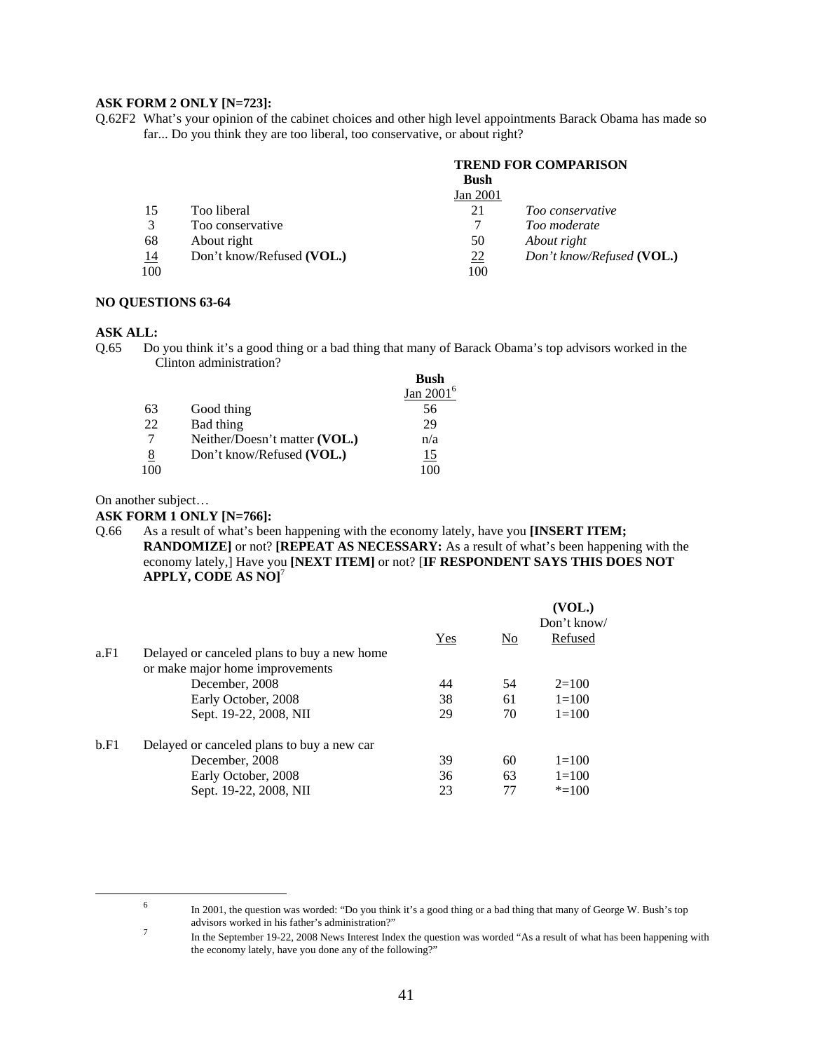**ASK FORM 2 ONLY [N=723]:**

Q.62F2 What's your opinion of the cabinet choices and other high level appointments Barack Obama has made so far... Do you think they are too liberal, too conservative, or about right?

| | | TREND FOR COMPARISON | |
|---|---|---|---|
| | | **Bush** | |
| | | Jan 2001 | |
| 15 | Too liberal | 21 | *Too conservative* |
| 3 | Too conservative | 7 | *Too moderate* |
| 68 | About right | 50 | *About right* |
| 14 | Don't know/Refused **(VOL.)** | 22 | *Don't know/Refused* **(VOL.)** |
| 100 | | 100 | |

**NO QUESTIONS 63-64**

**ASK ALL:**

Q.65 Do you think it's a good thing or a bad thing that many of Barack Obama's top advisors worked in the Clinton administration?

| | | **Bush** Jan 2001[6] |
|---|---|---|
| 63 | Good thing | 56 |
| 22 | Bad thing | 29 |
| 7 | Neither/Doesn't matter **(VOL.)** | n/a |
| 8 | Don't know/Refused **(VOL.)** | 15 |
| 100 | | 100 |

On another subject…

**ASK FORM 1 ONLY [N=766]:**

Q.66 As a result of what's been happening with the economy lately, have you **[INSERT ITEM; RANDOMIZE]** or not? **[REPEAT AS NECESSARY:** As a result of what's been happening with the economy lately,] Have you **[NEXT ITEM]** or not? [**IF RESPONDENT SAYS THIS DOES NOT APPLY, CODE AS NO]**[7]

| | | Yes | No | **(VOL.)** Don't know/ Refused |
|---|---|---|---|---|
| a.F1 | Delayed or canceled plans to buy a new home or make major home improvements | | | |
| | December, 2008 | 44 | 54 | 2=100 |
| | Early October, 2008 | 38 | 61 | 1=100 |
| | Sept. 19-22, 2008, NII | 29 | 70 | 1=100 |
| b.F1 | Delayed or canceled plans to buy a new car | | | |
| | December, 2008 | 39 | 60 | 1=100 |
| | Early October, 2008 | 36 | 63 | 1=100 |
| | Sept. 19-22, 2008, NII | 23 | 77 | *=100 |

---

6 In 2001, the question was worded: "Do you think it's a good thing or a bad thing that many of George W. Bush's top advisors worked in his father's administration?"

7 In the September 19-22, 2008 News Interest Index the question was worded "As a result of what has been happening with the economy lately, have you done any of the following?"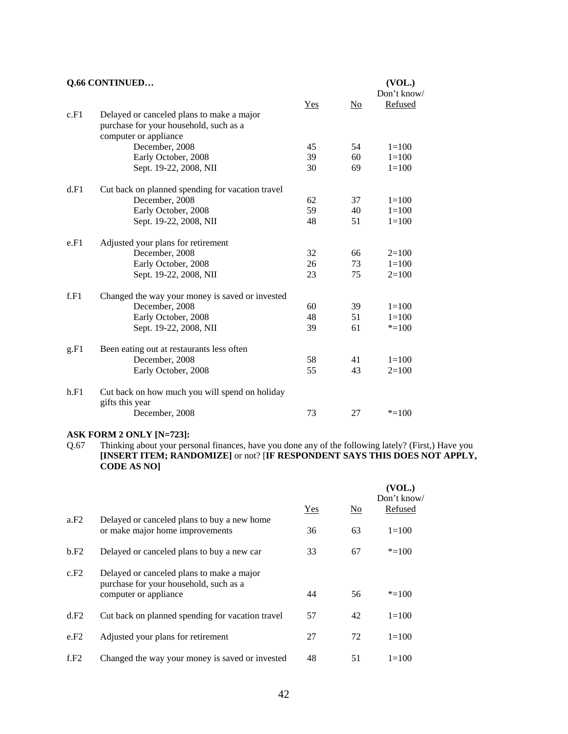**Q.66 CONTINUED…**

| | | Yes | No | (VOL.) Don't know/ Refused |
|---|---|---|---|---|
| c.F1 | Delayed or canceled plans to make a major purchase for your household, such as a computer or appliance | | | |
| | December, 2008 | 45 | 54 | 1=100 |
| | Early October, 2008 | 39 | 60 | 1=100 |
| | Sept. 19-22, 2008, NII | 30 | 69 | 1=100 |
| d.F1 | Cut back on planned spending for vacation travel | | | |
| | December, 2008 | 62 | 37 | 1=100 |
| | Early October, 2008 | 59 | 40 | 1=100 |
| | Sept. 19-22, 2008, NII | 48 | 51 | 1=100 |
| e.F1 | Adjusted your plans for retirement | | | |
| | December, 2008 | 32 | 66 | 2=100 |
| | Early October, 2008 | 26 | 73 | 1=100 |
| | Sept. 19-22, 2008, NII | 23 | 75 | 2=100 |
| f.F1 | Changed the way your money is saved or invested | | | |
| | December, 2008 | 60 | 39 | 1=100 |
| | Early October, 2008 | 48 | 51 | 1=100 |
| | Sept. 19-22, 2008, NII | 39 | 61 | *=100 |
| g.F1 | Been eating out at restaurants less often | | | |
| | December, 2008 | 58 | 41 | 1=100 |
| | Early October, 2008 | 55 | 43 | 2=100 |
| h.F1 | Cut back on how much you will spend on holiday gifts this year | | | |
| | December, 2008 | 73 | 27 | *=100 |

**ASK FORM 2 ONLY [N=723]:**

Q.67 Thinking about your personal finances, have you done any of the following lately? (First,) Have you **[INSERT ITEM; RANDOMIZE]** or not? [**IF RESPONDENT SAYS THIS DOES NOT APPLY, CODE AS NO]**

| | | Yes | No | (VOL.) Don't know/ Refused |
|---|---|---|---|---|
| a.F2 | Delayed or canceled plans to buy a new home or make major home improvements | 36 | 63 | 1=100 |
| b.F2 | Delayed or canceled plans to buy a new car | 33 | 67 | *=100 |
| c.F2 | Delayed or canceled plans to make a major purchase for your household, such as a computer or appliance | 44 | 56 | *=100 |
| d.F2 | Cut back on planned spending for vacation travel | 57 | 42 | 1=100 |
| e.F2 | Adjusted your plans for retirement | 27 | 72 | 1=100 |
| f.F2 | Changed the way your money is saved or invested | 48 | 51 | 1=100 |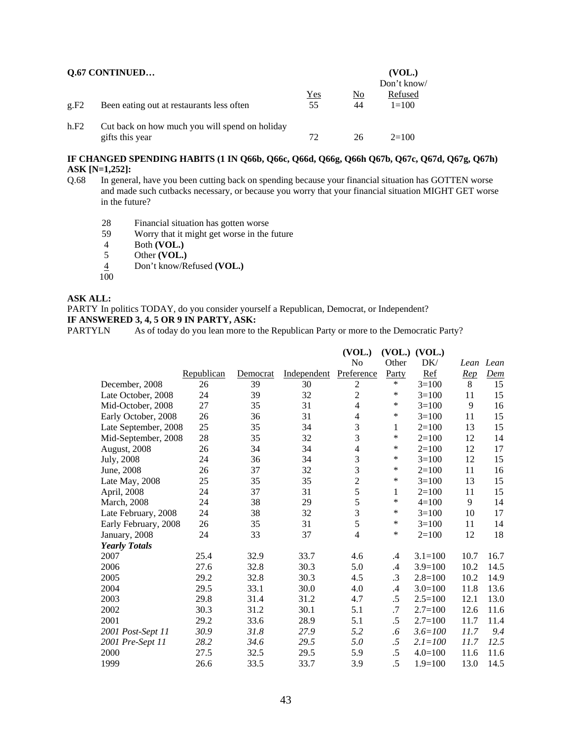**Q.67 CONTINUED…**

| | | Yes | No | (VOL.) Don't know/ Refused |
|---|---|---|---|---|
| g.F2 | Been eating out at restaurants less often | 55 | 44 | 1=100 |
| h.F2 | Cut back on how much you will spend on holiday gifts this year | 72 | 26 | 2=100 |

**IF CHANGED SPENDING HABITS (1 IN Q66b, Q66c, Q66d, Q66g, Q66h Q67b, Q67c, Q67d, Q67g, Q67h) ASK [N=1,252]:**

Q.68 In general, have you been cutting back on spending because your financial situation has GOTTEN worse and made such cutbacks necessary, or because you worry that your financial situation MIGHT GET worse in the future?

| | |
|---|---|
| 28 | Financial situation has gotten worse |
| 59 | Worry that it might get worse in the future |
| 4 | Both **(VOL.)** |
| 5 | Other **(VOL.)** |
| 4 | Don't know/Refused **(VOL.)** |
| 100 | |

**ASK ALL:**

PARTY In politics TODAY, do you consider yourself a Republican, Democrat, or Independent?

**IF ANSWERED 3, 4, 5 OR 9 IN PARTY, ASK:**

PARTYLN As of today do you lean more to the Republican Party or more to the Democratic Party?

| | Republican | Democrat | Independent | (VOL.) No Preference | (VOL.) Other Party | (VOL.) DK/ Ref | *Lean Rep* | *Lean Dem* |
|---|---|---|---|---|---|---|---|---|
| December, 2008 | 26 | 39 | 30 | 2 | * | 3=100 | 8 | 15 |
| Late October, 2008 | 24 | 39 | 32 | 2 | * | 3=100 | 11 | 15 |
| Mid-October, 2008 | 27 | 35 | 31 | 4 | * | 3=100 | 9 | 16 |
| Early October, 2008 | 26 | 36 | 31 | 4 | * | 3=100 | 11 | 15 |
| Late September, 2008 | 25 | 35 | 34 | 3 | 1 | 2=100 | 13 | 15 |
| Mid-September, 2008 | 28 | 35 | 32 | 3 | * | 2=100 | 12 | 14 |
| August, 2008 | 26 | 34 | 34 | 4 | * | 2=100 | 12 | 17 |
| July, 2008 | 24 | 36 | 34 | 3 | * | 3=100 | 12 | 15 |
| June, 2008 | 26 | 37 | 32 | 3 | * | 2=100 | 11 | 16 |
| Late May, 2008 | 25 | 35 | 35 | 2 | * | 3=100 | 13 | 15 |
| April, 2008 | 24 | 37 | 31 | 5 | 1 | 2=100 | 11 | 15 |
| March, 2008 | 24 | 38 | 29 | 5 | * | 4=100 | 9 | 14 |
| Late February, 2008 | 24 | 38 | 32 | 3 | * | 3=100 | 10 | 17 |
| Early February, 2008 | 26 | 35 | 31 | 5 | * | 3=100 | 11 | 14 |
| January, 2008 | 24 | 33 | 37 | 4 | * | 2=100 | 12 | 18 |
| ***Yearly Totals*** | | | | | | | | |
| 2007 | 25.4 | 32.9 | 33.7 | 4.6 | .4 | 3.1=100 | 10.7 | 16.7 |
| 2006 | 27.6 | 32.8 | 30.3 | 5.0 | .4 | 3.9=100 | 10.2 | 14.5 |
| 2005 | 29.2 | 32.8 | 30.3 | 4.5 | .3 | 2.8=100 | 10.2 | 14.9 |
| 2004 | 29.5 | 33.1 | 30.0 | 4.0 | .4 | 3.0=100 | 11.8 | 13.6 |
| 2003 | 29.8 | 31.4 | 31.2 | 4.7 | .5 | 2.5=100 | 12.1 | 13.0 |
| 2002 | 30.3 | 31.2 | 30.1 | 5.1 | .7 | 2.7=100 | 12.6 | 11.6 |
| 2001 | 29.2 | 33.6 | 28.9 | 5.1 | .5 | 2.7=100 | 11.7 | 11.4 |
| *2001 Post-Sept 11* | *30.9* | *31.8* | *27.9* | *5.2* | *.6* | *3.6=100* | *11.7* | *9.4* |
| *2001 Pre-Sept 11* | *28.2* | *34.6* | *29.5* | *5.0* | *.5* | *2.1=100* | *11.7* | *12.5* |
| 2000 | 27.5 | 32.5 | 29.5 | 5.9 | .5 | 4.0=100 | 11.6 | 11.6 |
| 1999 | 26.6 | 33.5 | 33.7 | 3.9 | .5 | 1.9=100 | 13.0 | 14.5 |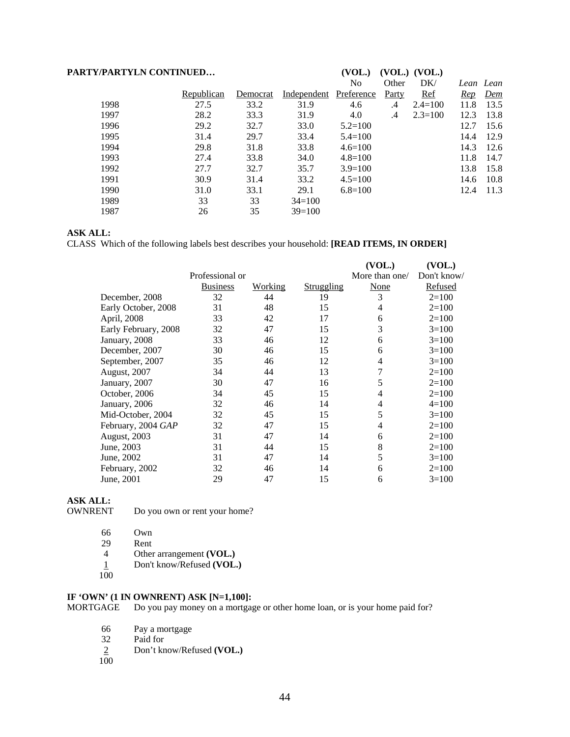**PARTY/PARTYLN CONTINUED…**

| | Republican | Democrat | Independent | (VOL.) No Preference | (VOL.) Other Party | (VOL.) DK/ Ref | *Lean Rep* | *Lean Dem* |
|---|---|---|---|---|---|---|---|---|
| 1998 | 27.5 | 33.2 | 31.9 | 4.6 | .4 | 2.4=100 | 11.8 | 13.5 |
| 1997 | 28.2 | 33.3 | 31.9 | 4.0 | .4 | 2.3=100 | 12.3 | 13.8 |
| 1996 | 29.2 | 32.7 | 33.0 | 5.2=100 | | | 12.7 | 15.6 |
| 1995 | 31.4 | 29.7 | 33.4 | 5.4=100 | | | 14.4 | 12.9 |
| 1994 | 29.8 | 31.8 | 33.8 | 4.6=100 | | | 14.3 | 12.6 |
| 1993 | 27.4 | 33.8 | 34.0 | 4.8=100 | | | 11.8 | 14.7 |
| 1992 | 27.7 | 32.7 | 35.7 | 3.9=100 | | | 13.8 | 15.8 |
| 1991 | 30.9 | 31.4 | 33.2 | 4.5=100 | | | 14.6 | 10.8 |
| 1990 | 31.0 | 33.1 | 29.1 | 6.8=100 | | | 12.4 | 11.3 |
| 1989 | 33 | 33 | 34=100 | | | | | |
| 1987 | 26 | 35 | 39=100 | | | | | |

**ASK ALL:**

CLASS Which of the following labels best describes your household: **[READ ITEMS, IN ORDER]**

| | Professional or Business | Working | Struggling | (VOL.) More than one/ None | (VOL.) Don't know/ Refused |
|---|---|---|---|---|---|
| December, 2008 | 32 | 44 | 19 | 3 | 2=100 |
| Early October, 2008 | 31 | 48 | 15 | 4 | 2=100 |
| April, 2008 | 33 | 42 | 17 | 6 | 2=100 |
| Early February, 2008 | 32 | 47 | 15 | 3 | 3=100 |
| January, 2008 | 33 | 46 | 12 | 6 | 3=100 |
| December, 2007 | 30 | 46 | 15 | 6 | 3=100 |
| September, 2007 | 35 | 46 | 12 | 4 | 3=100 |
| August, 2007 | 34 | 44 | 13 | 7 | 2=100 |
| January, 2007 | 30 | 47 | 16 | 5 | 2=100 |
| October, 2006 | 34 | 45 | 15 | 4 | 2=100 |
| January, 2006 | 32 | 46 | 14 | 4 | 4=100 |
| Mid-October, 2004 | 32 | 45 | 15 | 5 | 3=100 |
| February, 2004 *GAP* | 32 | 47 | 15 | 4 | 2=100 |
| August, 2003 | 31 | 47 | 14 | 6 | 2=100 |
| June, 2003 | 31 | 44 | 15 | 8 | 2=100 |
| June, 2002 | 31 | 47 | 14 | 5 | 3=100 |
| February, 2002 | 32 | 46 | 14 | 6 | 2=100 |
| June, 2001 | 29 | 47 | 15 | 6 | 3=100 |

**ASK ALL:**

OWNRENT Do you own or rent your home?

| | |
|---|---|
| 66 | Own |
| 29 | Rent |
| 4 | Other arrangement **(VOL.)** |
| 1 | Don't know/Refused **(VOL.)** |
| 100 | |

**IF 'OWN' (1 IN OWNRENT) ASK [N=1,100]:**

MORTGAGE Do you pay money on a mortgage or other home loan, or is your home paid for?

| | |
|---|---|
| 66 | Pay a mortgage |
| 32 | Paid for |
| 2 | Don't know/Refused **(VOL.)** |
| 100 | |